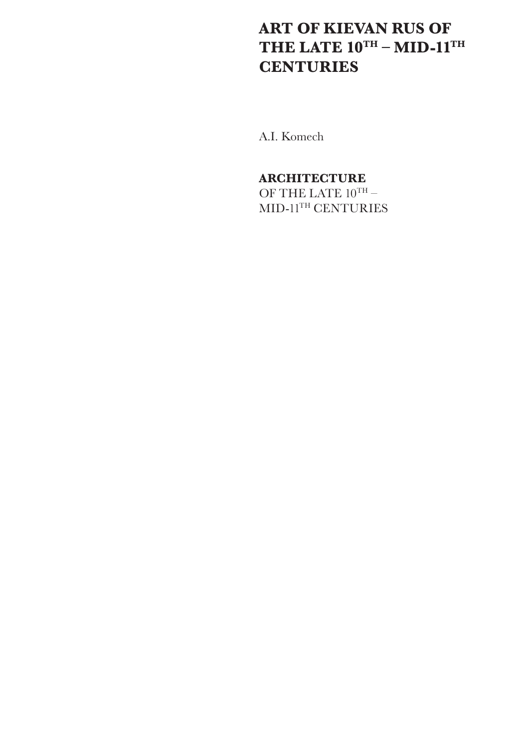# ART OF KIEVAN RUS OF THE LATE 10TH – MID-11TH CENTURIES

A.I. Komech

## ARCHITECTURE

OF THE LATE 10TH – MID-11TH CENTURIES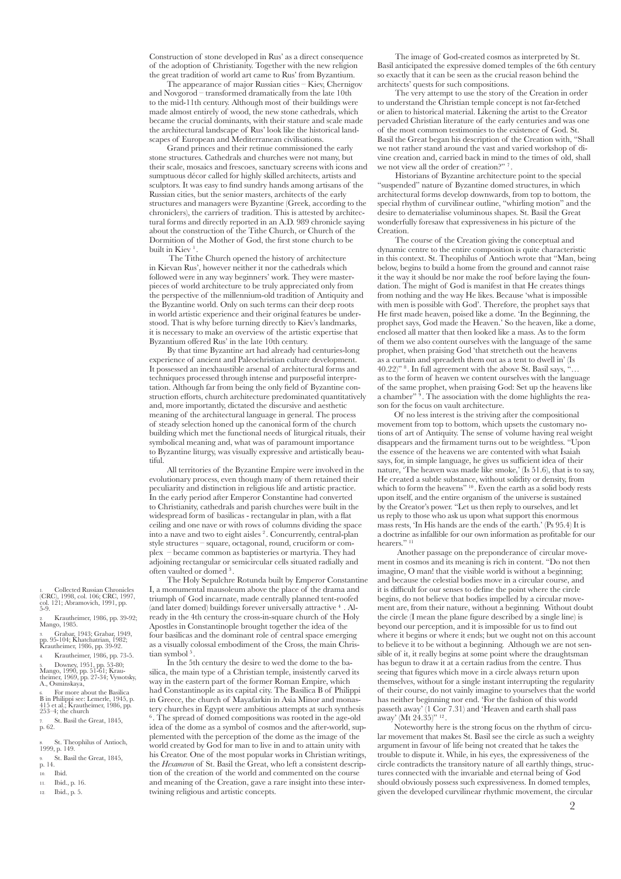Construction of stone developed in Rus' as a direct consequence of the adoption of Christianity. Together with the new religion the great tradition of world art came to Rus' from Byzantium.

The appearance of major Russian cities – Kiev, Chernigov and Novgorod – transformed dramatically from the late 10th to the mid-11th century. Although most of their buildings were made almost entirely of wood, the new stone cathedrals, which became the crucial dominants, with their stature and scale made the architectural landscape of Rus' look like the historical landscapes of European and Mediterranean civilisations.

Grand princes and their retinue commissioned the early stone structures. Cathedrals and churches were not many, but their scale, mosaics and frescoes, sanctuary screens with icons and sumptuous décor called for highly skilled architects, artists and sculptors. It was easy to find sundry hands among artisans of the Russian cities, but the senior masters, architects of the early structures and managers were Byzantine (Greek, according to the chroniclers), the carriers of tradition. This is attested by architectural forms and directly reported in an A.D. 989 chronicle saying about the construction of the Tithe Church, or Church of the Dormition of the Mother of God, the first stone church to be built in Kiev [1].

The Tithe Church opened the history of architecture in Kievan Rus', however neither it nor the cathedrals which followed were in any way beginners' work. They were masterpieces of world architecture to be truly appreciated only from the perspective of the millennium-old tradition of Antiquity and the Byzantine world. Only on such terms can their deep roots in world artistic experience and their original features be understood. That is why before turning directly to Kiev's landmarks, it is necessary to make an overview of the artistic expertise that Byzantium offered Rus' in the late 10th century.

By that time Byzantine art had already had centuries-long experience of ancient and Paleochristian culture development. It possessed an inexhaustible arsenal of architectural forms and techniques processed through intense and purposeful interpretation. Although far from being the only field of Byzantine construction efforts, church architecture predominated quantitatively and, more importantly, dictated the discursive and aesthetic meaning of the architectural language in general. The process of steady selection honed up the canonical form of the church building which met the functional needs of liturgical rituals, their symbolical meaning and, what was of paramount importance to Byzantine liturgy, was visually expressive and artistically beautiful.

All territories of the Byzantine Empire were involved in the evolutionary process, even though many of them retained their peculiarity and distinction in religious life and artistic practice. In the early period after Emperor Constantine had converted to Christianity, cathedrals and parish churches were built in the widespread form of basilicas - rectangular in plan, with a flat ceiling and one nave or with rows of columns dividing the space into a nave and two to eight aisles [2]. Concurrently, central-plan style structures – square, octagonal, round, cruciform or complex – became common as baptisteries or martyria. They had adjoining rectangular or semicircular cells situated radially and often vaulted or domed [3].

The Holy Sepulchre Rotunda built by Emperor Constantine I, a monumental mausoleum above the place of the drama and triumph of God incarnate, made centrally planned tent-roofed (and later domed) buildings forever universally attractive [4]. Already in the 4th century the cross-in-square church of the Holy Apostles in Constantinople brought together the idea of the four basilicas and the dominant role of central space emerging as a visually colossal embodiment of the Cross, the main Christian symbol [5].

In the 5th century the desire to wed the dome to the basilica, the main type of a Christian temple, insistently carved its way in the eastern part of the former Roman Empire, which had Constantinople as its capital city. The Basilica B of Philippi in Greece, the church of Mayafarkin in Asia Minor and monastery churches in Egypt were ambitious attempts at such synthesis [6]. The spread of domed compositions was rooted in the age-old idea of the dome as a symbol of cosmos and the after-world, supplemented with the perception of the dome as the image of the world created by God for man to live in and to attain unity with his Creator. One of the most popular works in Christian writings, the *Hexameron* of St. Basil the Great, who left a consistent description of the creation of the world and commented on the course and meaning of the Creation, gave a rare insight into these intertwining religious and artistic concepts.

The image of God-created cosmos as interpreted by St. Basil anticipated the expressive domed temples of the 6th century so exactly that it can be seen as the crucial reason behind the architects' quests for such compositions.

The very attempt to use the story of the Creation in order to understand the Christian temple concept is not far-fetched or alien to historical material. Likening the artist to the Creator pervaded Christian literature of the early centuries and was one of the most common testimonies to the existence of God. St. Basil the Great began his description of the Creation with, "Shall we not rather stand around the vast and varied workshop of divine creation and, carried back in mind to the times of old, shall we not view all the order of creation?" [7].

Historians of Byzantine architecture point to the special "suspended" nature of Byzantine domed structures, in which architectural forms develop downwards, from top to bottom, the special rhythm of curvilinear outline, "whirling motion" and the desire to dematerialise voluminous shapes. St. Basil the Great wonderfully foresaw that expressiveness in his picture of the Creation.

The course of the Creation giving the conceptual and dynamic centre to the entire composition is quite characteristic in this context. St. Theophilus of Antioch wrote that "Man, being below, begins to build a home from the ground and cannot raise it the way it should be nor make the roof before laying the foundation. The might of God is manifest in that He creates things from nothing and the way He likes. Because 'what is impossible with men is possible with God'. Therefore, the prophet says that He first made heaven, poised like a dome. 'In the Beginning, the prophet says, God made the Heaven.' So the heaven, like a dome, enclosed all matter that then looked like a mass. As to the form of them we also content ourselves with the language of the same prophet, when praising God 'that stretcheth out the heavens as a curtain and spreadeth them out as a tent to dwell in' (Is 40.22)" [8]. In full agreement with the above St. Basil says, "… as to the form of heaven we content ourselves with the language of the same prophet, when praising God: Set up the heavens like a chamber" [9]. The association with the dome highlights the reason for the focus on vault architecture.

Of no less interest is the striving after the compositional movement from top to bottom, which upsets the customary notions of art of Antiquity. The sense of volume having real weight disappears and the firmament turns out to be weightless. "Upon the essence of the heavens we are contented with what Isaiah says, for, in simple language, he gives us sufficient idea of their nature, 'The heaven was made like smoke,' (Is 51.6), that is to say, He created a subtle substance, without solidity or density, from which to form the heavens" [10]. Even the earth as a solid body rests upon itself, and the entire organism of the universe is sustained by the Creator's power. "Let us then reply to ourselves, and let us reply to those who ask us upon what support this enormous mass rests, 'In His hands are the ends of the earth.' (Ps 95.4) It is a doctrine as infallible for our own information as profitable for our hearers." [11]

Another passage on the preponderance of circular movement in cosmos and its meaning is rich in content. "Do not then imagine, O man! that the visible world is without a beginning; and because the celestial bodies move in a circular course, and it is difficult for our senses to define the point where the circle begins, do not believe that bodies impelled by a circular movement are, from their nature, without a beginning. Without doubt the circle (I mean the plane figure described by a single line) is beyond our perception, and it is impossible for us to find out where it begins or where it ends; but we ought not on this account to believe it to be without a beginning. Although we are not sensible of it, it really begins at some point where the draughtsman has begun to draw it at a certain radius from the centre. Thus seeing that figures which move in a circle always return upon themselves, without for a single instant interrupting the regularity of their course, do not vainly imagine to yourselves that the world has neither beginning nor end. 'For the fashion of this world passeth away' (1 Cor 7.31) and 'Heaven and earth shall pass away' (Mt 24.35)" [12].

Noteworthy here is the strong focus on the rhythm of circular movement that makes St. Basil see the circle as such a weighty argument in favour of life being not created that he takes the trouble to dispute it. While, in his eyes, the expressiveness of the circle contradicts the transitory nature of all earthly things, structures connected with the invariable and eternal being of God should obviously possess such expressiveness. In domed temples, given the developed curvilinear rhythmic movement, the circular

---

1. Collected Russian Chronicles (CRC), 1998, col. 106; CRC, 1997, col. 121; Abramovich, 1991, pp. 5-9.
2. Krautheimer, 1986, pp. 39-92; Mango, 1985.
3. Grabar, 1943; Grabar, 1949, pp. 95-104; Khatchatrian, 1982; Krautheimer, 1986, pp. 39-92.
4. Krautheimer, 1986, pp. 73-5.
5. Downey, 1951, pp. 53-80; Mango, 1990, pp. 51-61; Krautheimer, 1969, pp. 27-34; Vyssotsky, A., Osminskaya,
6. For more about the Basilica B in Philippi see: Lemerle, 1945, p. 415 et al.; Krautheimer, 1986, pp. 253–4; the church
7. St. Basil the Great, 1845, p. 62.
8. St. Theophilus of Antioch, 1999, p. 149.
9. St. Basil the Great, 1845, p. 14.
10. Ibid.
11. Ibid., p. 16.
12. Ibid., p. 5.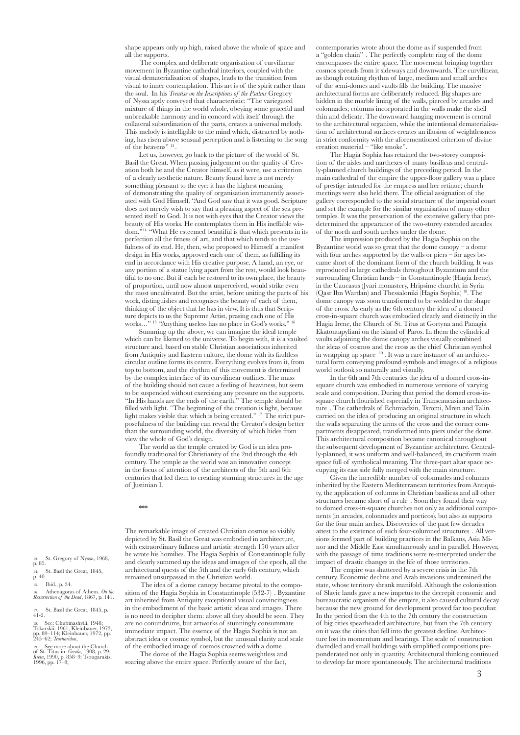shape appears only up high, raised above the whole of space and all the supports.

The complex and deliberate organisation of curvilinear movement in Byzantine cathedral interiors, coupled with the visual dematerialisation of shapes, leads to the transition from visual to inner contemplation. This art is of the spirit rather than the soul. In his *Treatise on the Inscriptions of the Psalms* Gregory of Nyssa aptly conveyed that characteristic: "The variegated mixture of things in the world whole, obeying some graceful and unbreakable harmony and in concord with itself through the collateral subordination of the parts, creates a universal melody. This melody is intelligible to the mind which, distracted by nothing, has risen above sensual perception and is listening to the song of the heavens" [13].

Let us, however, go back to the picture of the world of St. Basil the Great. When passing judgement on the quality of Creation both he and the Creator himself, as it were, use a criterion of a clearly aesthetic nature. Beauty found here is not merely something pleasant to the eye: it has the highest meaning of demonstrating the quality of organisation immanently associated with God Himself. "And God saw that it was good. Scripture does not merely wish to say that a pleasing aspect of the sea presented itself to God. It is not with eyes that the Creator views the beauty of His works. He contemplates them in His ineffable wisdom."[14] "What He esteemed beautiful is that which presents in its perfection all the fitness of art, and that which tends to the usefulness of its end. He, then, who proposed to Himself a manifest design in His works, approved each one of them, as fulfilling its end in accordance with His creative purpose. A hand, an eye, or any portion of a statue lying apart from the rest, would look beautiful to no one. But if each be restored to its own place, the beauty of proportion, until now almost unperceived, would strike even the most uncultivated. But the artist, before uniting the parts of his work, distinguishes and recognises the beauty of each of them, thinking of the object that he has in view. It is thus that Scripture depicts to us the Supreme Artist, prasing each one of His works…" [15] "Anything useless has no place in God's works." [16]

Summing up the above, we can imagine the ideal temple which can be likened to the universe. To begin with, it is a vaulted structure and, based on stable Christian associations inherited from Antiquity and Eastern culture, the dome with its faultless circular outline forms its centre. Everything evolves from it, from top to bottom, and the rhythm of this movement is determined by the complex interface of its curvilinear outlines. The mass of the building should not cause a feeling of heaviness, but seem to be suspended without exercising any pressure on the supports. "In His hands are the ends of the earth." The temple should be filled with light. "The beginning of the creation is light, because light makes visible that which is being created." [17] The strict purposefulness of the building can reveal the Creator's design better than the surrounding world, the diversity of which hides from view the whole of God's design.

The world as the temple created by God is an idea profoundly traditional for Christianity of the 2nd through the 4th century. The temple as the world was an innovative concept in the focus of attention of the architects of the 5th and 6th centuries that led them to creating stunning structures in the age of Justinian I.

\*\*\*

The remarkable image of created Christian cosmos so visibly depicted by St. Basil the Great was embodied in architecture, with extraordinary fullness and artistic strength 150 years after he wrote his homilies. The Hagia Sophia of Constantinople fully and clearly summed up the ideas and images of the epoch, all the architectural quests of the 5th and the early 6th century, which remained unsurpassed in the Christian world.

The idea of a dome canopy became pivotal to the composition of the Hagia Sophia in Constantinople (532-7) . Byzantine art inherited from Antiquity exceptional visual convincingness in the embodiment of the basic artistic ideas and images. There is no need to decipher them: above all they should be seen. They are no conundrums, but artworks of stunningly consummate immediate impact. The essence of the Hagia Sophia is not an abstract idea or cosmic symbol, but the unusual clarity and scale of the embodied image of cosmos crowned with a dome .

The dome of the Hagia Sophia seems weightless and soaring above the entire space. Perfectly aware of the fact, contemporaries wrote about the dome as if suspended from a "golden chain" . The perfectly complete ring of the dome encompasses the entire space. The movement bringing together cosmos spreads from it sideways and downwards. The curvilinear, as though rotating rhythm of large, medium and small arches of the semi-domes and vaults fills the building. The massive architectural forms are deliberately reduced. Big shapes are hidden in the marble lining of the walls, pierced by arcades and colonnades; columns incorporated in the walls make the shell thin and delicate. The downward hanging movement is central to the architectural organism, while the intentional dematerialisation of architectural surfaces creates an illusion of weightlessness in strict conformity with the aforementioned criterion of divine creation material – "like smoke".

The Hagia Sophia has retained the two-storey composition of the aisles and narthexes of many basilicas and centrally-planned church buildings of the preceding period. In the main cathedral of the empire the upper-floor gallery was a place of prestige intended for the empress and her retinue; church meetings were also held there. The official assignation of the gallery corresponded to the social structure of the imperial court and set the example for the similar organisation of many other temples. It was the preservation of the extensive gallery that predetermined the appearance of the two-storey extended arcades of the north and south arches under the dome.

The impression produced by the Hagia Sophia on the Byzantine world was so great that the dome canopy – a dome with four arches supported by the walls or piers – for ages became short of the dominant form of the church building. It was reproduced in large cathedrals throughout Byzantium and the surrounding Christian lands – in Constantinople (Hagia Irene), in the Caucasus (Jvari monastery, Hripsime church), in Syria (Qasr Ibn Wardan) and Thessaloniki (Hagia Sophia) [18]. The dome canopy was soon transformed to be wedded to the shape of the cross. As early as the 6th century the idea of a domed cross-in-square church was embodied clearly and distinctly in the Hagia Irene, the Church of St. Titus at Gortyna and Panagia Ekatontapyliani on the island of Paros. In them the cylindrical vaults adjoining the dome canopy arches visually combined the ideas of cosmos and the cross as the chief Christian symbol in wrapping up space [19]. It was a rare instance of an architectural form conveying profound symbols and images of a religious world outlook so naturally and visually.

In the 6th and 7th centuries the idea of a domed cross-in-square church was embodied in numerous versions of varying scale and composition. During that period the domed cross-in-square church flourished especially in Transcaucasian architecture . The cathedrals of Echmiadzin, Tsromi, Mren and Talin carried on the idea of producing an original structure in which the walls separating the arms of the cross and the corner compartments disappeared, transformed into piers under the dome. This architectural composition became canonical throughout the subsequent development of Byzantine architecture. Centrally-planned, it was uniform and well-balanced, its cruciform main space full of symbolical meaning. The three-part altar space occupying its east side fully merged with the main structure.

Given the incredible number of colonnades and columns inherited by the Eastern Mediterranean territories from Antiquity, the application of columns in Christian basilicas and all other structures became short of a rule . Soon they found their way to domed cross-in-square churches not only as additional components (in arcades, colonnades and porticos), but also as supports for the four main arches. Discoveries of the past few decades attest to the existence of such four-columned structures . All versions formed part of building practices in the Balkans, Asia Minor and the Middle East simultaneously and in parallel. However, with the passage of time traditions were re-interpreted under the impact of drastic changes in the life of those territories.

The empire was shattered by a severe crisis in the 7th century. Economic decline and Arab invasions undermined the state, whose territory shrank manifold. Although the colonisation of Slavic lands gave a new impetus to the decrepit economic and bureaucratic organism of the empire, it also caused cultural decay because the new ground for development proved far too peculiar. In the period from the 4th to the 7th century the construction of big cities spearheaded architecture, but from the 7th century on it was the cities that fell into the greatest decline. Architecture lost its momentum and bearings. The scale of construction dwindled and small buildings with simplified compositions preponderated not only in quantity. Architectural thinking continued to develop far more spontaneously. The architectural traditions

---

13. St. Gregory of Nyssa, 1968, p. 85.
14. St. Basil the Great, 1845, p. 40.
15. Ibid., p. 34.
16. Athenagoras of Athens. *On the Resurrection of the Dead*, 1867, p. 141.
17. St. Basil the Great, 1845, p. 41-2.
18. See: Chubinashvili, 1948; Tokarskii, 1961; Kleinbauer, 1973, pp. 89–114; Kleinbauer, 1972, pp. 245–62; *Teocharidou*,
19. See more about the Church of St. Titus in: *Gerola*, 1908, p. 29; *Kreta*, 1990, p. 858–9; Tsougarakis, 1996, pp. 17–8;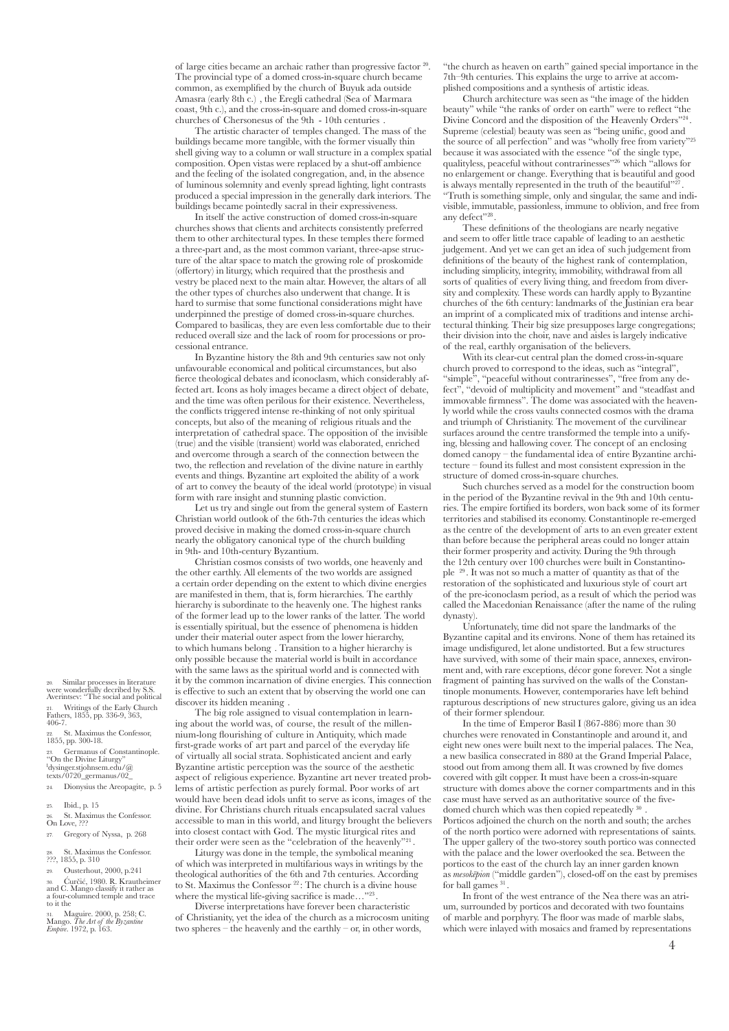of large cities became an archaic rather than progressive factor [20]. The provincial type of a domed cross-in-square church became common, as exemplified by the church of Buyuk ada outside Amasra (early 8th c.) , the Eregli cathedral (Sea of Marmara coast, 9th c.), and the cross-in-square and domed cross-in-square churches of Chersonesus of the 9th - 10th centuries .

The artistic character of temples changed. The mass of the buildings became more tangible, with the former visually thin shell giving way to a column or wall structure in a complex spatial composition. Open vistas were replaced by a shut-off ambience and the feeling of the isolated congregation, and, in the absence of luminous solemnity and evenly spread lighting, light contrasts produced a special impression in the generally dark interiors. The buildings became pointedly sacral in their expressiveness.

In itself the active construction of domed cross-in-square churches shows that clients and architects consistently preferred them to other architectural types. In these temples there formed a three-part and, as the most common variant, three-apse structure of the altar space to match the growing role of proskomide (offertory) in liturgy, which required that the prosthesis and vestry be placed next to the main altar. However, the altars of all the other types of churches also underwent that change. It is hard to surmise that some functional considerations might have underpinned the prestige of domed cross-in-square churches. Compared to basilicas, they are even less comfortable due to their reduced overall size and the lack of room for processions or processional entrance.

In Byzantine history the 8th and 9th centuries saw not only unfavourable economical and political circumstances, but also fierce theological debates and iconoclasm, which considerably affected art. Icons as holy images became a direct object of debate, and the time was often perilous for their existence. Nevertheless, the conflicts triggered intense re-thinking of not only spiritual concepts, but also of the meaning of religious rituals and the interpretation of cathedral space. The opposition of the invisible (true) and the visible (transient) world was elaborated, enriched and overcome through a search of the connection between the two, the reflection and revelation of the divine nature in earthly events and things. Byzantine art exploited the ability of a work of art to convey the beauty of the ideal world (prototype) in visual form with rare insight and stunning plastic conviction.

Let us try and single out from the general system of Eastern Christian world outlook of the 6th-7th centuries the ideas which proved decisive in making the domed cross-in-square church nearly the obligatory canonical type of the church building in 9th- and 10th-century Byzantium.

Christian cosmos consists of two worlds, one heavenly and the other earthly. All elements of the two worlds are assigned a certain order depending on the extent to which divine energies are manifested in them, that is, form hierarchies. The earthly hierarchy is subordinate to the heavenly one. The highest ranks of the former lead up to the lower ranks of the latter. The world is essentially spiritual, but the essence of phenomena is hidden under their material outer aspect from the lower hierarchy, to which humans belong . Transition to a higher hierarchy is only possible because the material world is built in accordance with the same laws as the spiritual world and is connected with it by the common incarnation of divine energies. This connection is effective to such an extent that by observing the world one can discover its hidden meaning .

The big role assigned to visual contemplation in learning about the world was, of course, the result of the millennium-long flourishing of culture in Antiquity, which made first-grade works of art part and parcel of the everyday life of virtually all social strata. Sophisticated ancient and early Byzantine artistic perception was the source of the aesthetic aspect of religious experience. Byzantine art never treated problems of artistic perfection as purely formal. Poor works of art would have been dead idols unfit to serve as icons, images of the divine. For Christians church rituals encapsulated sacral values accessible to man in this world, and liturgy brought the believers into closest contact with God. The mystic liturgical rites and their order were seen as the "celebration of the heavenly"[21].

Liturgy was done in the temple, the symbolical meaning of which was interpreted in multifarious ways in writings by the theological authorities of the 6th and 7th centuries. According to St. Maximus the Confessor [22]: The church is a divine house where the mystical life-giving sacrifice is made…"[23].

Diverse interpretations have forever been characteristic of Christianity, yet the idea of the church as a microcosm uniting two spheres – the heavenly and the earthly – or, in other words, "the church as heaven on earth" gained special importance in the 7th–9th centuries. This explains the urge to arrive at accomplished compositions and a synthesis of artistic ideas.

Church architecture was seen as "the image of the hidden beauty" while "the ranks of order on earth" were to reflect "the Divine Concord and the disposition of the Heavenly Orders"[24]. Supreme (celestial) beauty was seen as "being unific, good and the source of all perfection" and was "wholly free from variety"[25] because it was associated with the essence "of the single type, qualityless, peaceful without contrarinesses"[26] which "allows for no enlargement or change. Everything that is beautiful and good is always mentally represented in the truth of the beautiful"[27]. "Truth is something simple, only and singular, the same and indivisible, immutable, passionless, immune to oblivion, and free from any defect"[28].

These definitions of the theologians are nearly negative and seem to offer little trace capable of leading to an aesthetic judgement. And yet we can get an idea of such judgement from definitions of the beauty of the highest rank of contemplation, including simplicity, integrity, immobility, withdrawal from all sorts of qualities of every living thing, and freedom from diversity and complexity. These words can hardly apply to Byzantine churches of the 6th century: landmarks of the Justinian era bear an imprint of a complicated mix of traditions and intense architectural thinking. Their big size presupposes large congregations; their division into the choir, nave and aisles is largely indicative of the real, earthly organisation of the believers.

With its clear-cut central plan the domed cross-in-square church proved to correspond to the ideas, such as "integral", "simple", "peaceful without contrarinesses", "free from any defect", "devoid of multiplicity and movement" and "steadfast and immovable firmness". The dome was associated with the heavenly world while the cross vaults connected cosmos with the drama and triumph of Christianity. The movement of the curvilinear surfaces around the centre transformed the temple into a unifying, blessing and hallowing cover. The concept of an enclosing domed canopy – the fundamental idea of entire Byzantine architecture – found its fullest and most consistent expression in the structure of domed cross-in-square churches.

Such churches served as a model for the construction boom in the period of the Byzantine revival in the 9th and 10th centuries. The empire fortified its borders, won back some of its former territories and stabilised its economy. Constantinople re-emerged as the centre of the development of arts to an even greater extent than before because the peripheral areas could no longer attain their former prosperity and activity. During the 9th through the 12th century over 100 churches were built in Constantinople [29]. It was not so much a matter of quantity as that of the restoration of the sophisticated and luxurious style of court art of the pre-iconoclasm period, as a result of which the period was called the Macedonian Renaissance (after the name of the ruling dynasty).

Unfortunately, time did not spare the landmarks of the Byzantine capital and its environs. None of them has retained its image undisfigured, let alone undistorted. But a few structures have survived, with some of their main space, annexes, environment and, with rare exceptions, décor gone forever. Not a single fragment of painting has survived on the walls of the Constantinople monuments. However, contemporaries have left behind rapturous descriptions of new structures galore, giving us an idea of their former splendour.

In the time of Emperor Basil I (867-886) more than 30 churches were renovated in Constantinople and around it, and eight new ones were built next to the imperial palaces. The Nea, a new basilica consecrated in 880 at the Grand Imperial Palace, stood out from among them all. It was crowned by five domes covered with gilt copper. It must have been a cross-in-square structure with domes above the corner compartments and in this case must have served as an authoritative source of the five-domed church which was then copied repeatedly [30]. Porticos adjoined the church on the north and south; the arches of the north portico were adorned with representations of saints. The upper gallery of the two-storey south portico was connected with the palace and the lower overlooked the sea. Between the porticos to the east of the church lay an inner garden known as *mesokēpion* ("middle garden"), closed-off on the east by premises for ball games [31].

In front of the west entrance of the Nea there was an atrium, surrounded by porticos and decorated with two fountains of marble and porphyry. The floor was made of marble slabs, which were inlayed with mosaics and framed by representations

---

20. Similar processes in literature were wonderfully decribed by S.S. Averintsev: "The social and political
21. Writings of the Early Church Fathers, 1855, pp. 336-9, 363, 406-7.
22. St. Maximus the Confessor, 1855, pp. 300-18.
23. Germanus of Constantinople. "On the Divine Liturgy" [dysinger.stjohnsem.edu/@texts/0720_germanus/02_
24. Dionysius the Areopagite, p. 5
25. Ibid., p. 15
26. St. Maximus the Confessor. On Love, ???
27. Gregory of Nyssa, p. 268
28. St. Maximus the Confessor. ???, 1855, p. 310
29. Ousterhout, 2000, p.241
30. Ćurčić, 1980. R. Krautheimer and C. Mango classify it rather as a four-columned temple and trace to it the
31. Maguire. 2000, p. 258; C. Mango. *The Art of the Byzantine Empire*. 1972, p. 163.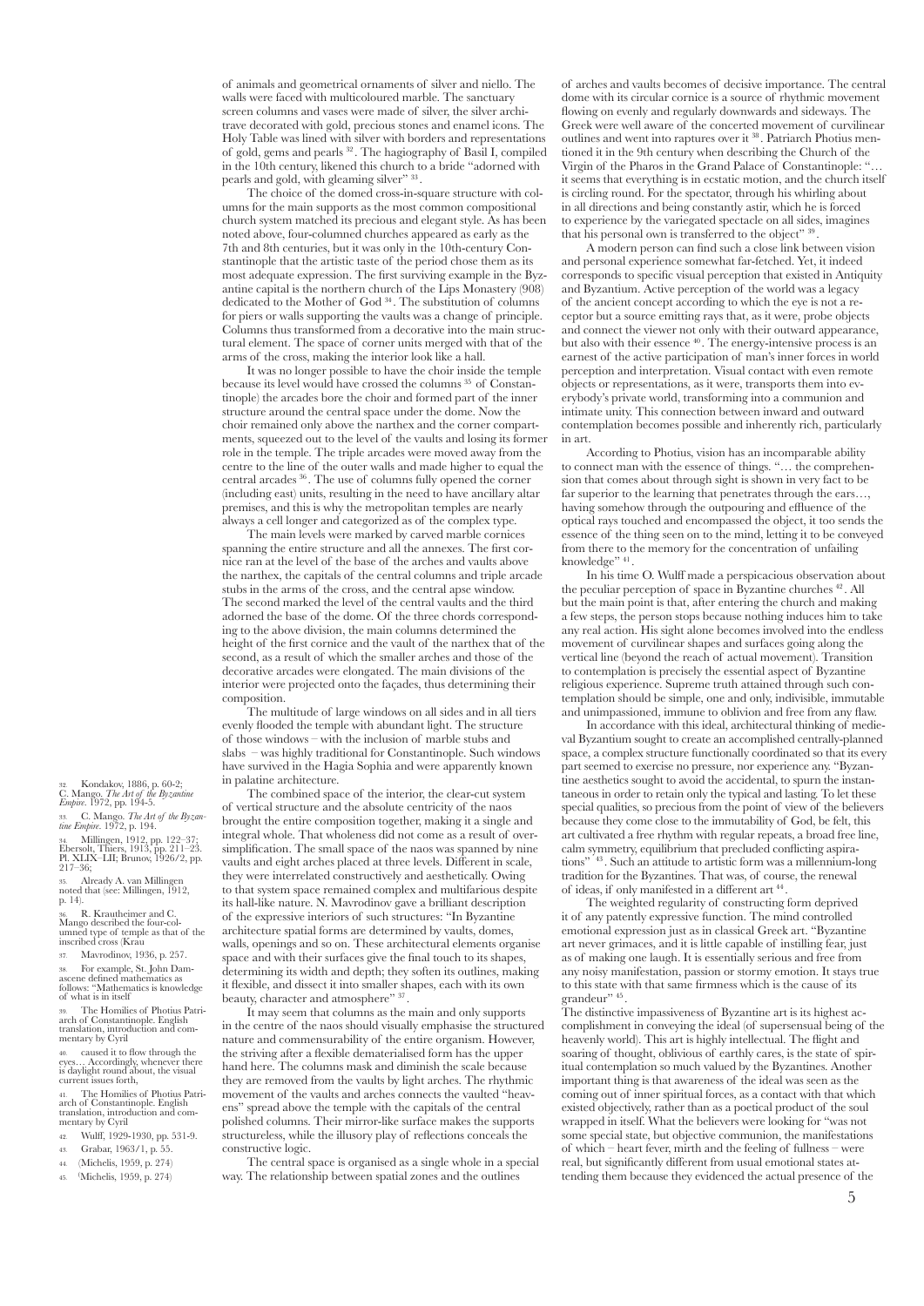of animals and geometrical ornaments of silver and niello. The walls were faced with multicoloured marble. The sanctuary screen columns and vases were made of silver, the silver architrave decorated with gold, precious stones and enamel icons. The Holy Table was lined with silver with borders and representations of gold, gems and pearls [32]. The hagiography of Basil I, compiled in the 10th century, likened this church to a bride "adorned with pearls and gold, with gleaming silver" [33].

The choice of the domed cross-in-square structure with columns for the main supports as the most common compositional church system matched its precious and elegant style. As has been noted above, four-columned churches appeared as early as the 7th and 8th centuries, but it was only in the 10th-century Constantinople that the artistic taste of the period chose them as its most adequate expression. The first surviving example in the Byzantine capital is the northern church of the Lips Monastery (908) dedicated to the Mother of God [34]. The substitution of columns for piers or walls supporting the vaults was a change of principle. Columns thus transformed from a decorative into the main structural element. The space of corner units merged with that of the arms of the cross, making the interior look like a hall.

It was no longer possible to have the choir inside the temple because its level would have crossed the columns [35] of Constantinople) the arcades bore the choir and formed part of the inner structure around the central space under the dome. Now the choir remained only above the narthex and the corner compartments, squeezed out to the level of the vaults and losing its former role in the temple. The triple arcades were moved away from the centre to the line of the outer walls and made higher to equal the central arcades [36]. The use of columns fully opened the corner (including east) units, resulting in the need to have ancillary altar premises, and this is why the metropolitan temples are nearly always a cell longer and categorized as of the complex type.

The main levels were marked by carved marble cornices spanning the entire structure and all the annexes. The first cornice ran at the level of the base of the arches and vaults above the narthex, the capitals of the central columns and triple arcade stubs in the arms of the cross, and the central apse window. The second marked the level of the central vaults and the third adorned the base of the dome. Of the three chords corresponding to the above division, the main columns determined the height of the first cornice and the vault of the narthex that of the second, as a result of which the smaller arches and those of the decorative arcades were elongated. The main divisions of the interior were projected onto the façades, thus determining their composition.

The multitude of large windows on all sides and in all tiers evenly flooded the temple with abundant light. The structure of those windows – with the inclusion of marble stubs and slabs – was highly traditional for Constantinople. Such windows have survived in the Hagia Sophia and were apparently known in palatine architecture.

The combined space of the interior, the clear-cut system of vertical structure and the absolute centricity of the naos brought the entire composition together, making it a single and integral whole. That wholeness did not come as a result of oversimplification. The small space of the naos was spanned by nine vaults and eight arches placed at three levels. Different in scale, they were interrelated constructively and aesthetically. Owing to that system space remained complex and multifarious despite its hall-like nature. N. Mavrodinov gave a brilliant description of the expressive interiors of such structures: "In Byzantine architecture spatial forms are determined by vaults, domes, walls, openings and so on. These architectural elements organise space and with their surfaces give the final touch to its shapes, determining its width and depth; they soften its outlines, making it flexible, and dissect it into smaller shapes, each with its own beauty, character and atmosphere" [37].

It may seem that columns as the main and only supports in the centre of the naos should visually emphasise the structured nature and commensurability of the entire organism. However, the striving after a flexible dematerialised form has the upper hand here. The columns mask and diminish the scale because they are removed from the vaults by light arches. The rhythmic movement of the vaults and arches connects the vaulted "heavens" spread above the temple with the capitals of the central polished columns. Their mirror-like surface makes the supports structureless, while the illusory play of reflections conceals the constructive logic.

The central space is organised as a single whole in a special way. The relationship between spatial zones and the outlines of arches and vaults becomes of decisive importance. The central dome with its circular cornice is a source of rhythmic movement flowing on evenly and regularly downwards and sideways. The Greek were well aware of the concerted movement of curvilinear outlines and went into raptures over it [38]. Patriarch Photius mentioned it in the 9th century when describing the Church of the Virgin of the Pharos in the Grand Palace of Constantinople: "… it seems that everything is in ecstatic motion, and the church itself is circling round. For the spectator, through his whirling about in all directions and being constantly astir, which he is forced to experience by the variegated spectacle on all sides, imagines that his personal own is transferred to the object" [39].

A modern person can find such a close link between vision and personal experience somewhat far-fetched. Yet, it indeed corresponds to specific visual perception that existed in Antiquity and Byzantium. Active perception of the world was a legacy of the ancient concept according to which the eye is not a receptor but a source emitting rays that, as it were, probe objects and connect the viewer not only with their outward appearance, but also with their essence [40]. The energy-intensive process is an earnest of the active participation of man's inner forces in world perception and interpretation. Visual contact with even remote objects or representations, as it were, transports them into everybody's private world, transforming into a communion and intimate unity. This connection between inward and outward contemplation becomes possible and inherently rich, particularly in art.

According to Photius, vision has an incomparable ability to connect man with the essence of things. "… the comprehension that comes about through sight is shown in very fact to be far superior to the learning that penetrates through the ears…, having somehow through the outpouring and effluence of the optical rays touched and encompassed the object, it too sends the essence of the thing seen on to the mind, letting it to be conveyed from there to the memory for the concentration of unfailing knowledge" [41].

In his time O. Wulff made a perspicacious observation about the peculiar perception of space in Byzantine churches [42]. All but the main point is that, after entering the church and making a few steps, the person stops because nothing induces him to take any real action. His sight alone becomes involved into the endless movement of curvilinear shapes and surfaces going along the vertical line (beyond the reach of actual movement). Transition to contemplation is precisely the essential aspect of Byzantine religious experience. Supreme truth attained through such contemplation should be simple, one and only, indivisible, immutable and unimpassioned, immune to oblivion and free from any flaw.

In accordance with this ideal, architectural thinking of medieval Byzantium sought to create an accomplished centrally-planned space, a complex structure functionally coordinated so that its every part seemed to exercise no pressure, nor experience any. "Byzantine aesthetics sought to avoid the accidental, to spurn the instantaneous in order to retain only the typical and lasting. To let these special qualities, so precious from the point of view of the believers because they come close to the immutability of God, be felt, this art cultivated a free rhythm with regular repeats, a broad free line, calm symmetry, equilibrium that precluded conflicting aspirations" [43]. Such an attitude to artistic form was a millennium-long tradition for the Byzantines. That was, of course, the renewal of ideas, if only manifested in a different art [44].

The weighted regularity of constructing form deprived it of any patently expressive function. The mind controlled emotional expression just as in classical Greek art. "Byzantine art never grimaces, and it is little capable of instilling fear, just as of making one laugh. It is essentially serious and free from any noisy manifestation, passion or stormy emotion. It stays true to this state with that same firmness which is the cause of its grandeur" [45].

The distinctive impassiveness of Byzantine art is its highest accomplishment in conveying the ideal (of supersensual being of the heavenly world). This art is highly intellectual. The flight and soaring of thought, oblivious of earthly cares, is the state of spiritual contemplation so much valued by the Byzantines. Another important thing is that awareness of the ideal was seen as the coming out of inner spiritual forces, as a contact with that which existed objectively, rather than as a poetical product of the soul wrapped in itself. What the believers were looking for "was not some special state, but objective communion, the manifestations of which – heart fever, mirth and the feeling of fullness – were real, but significantly different from usual emotional states attending them because they evidenced the actual presence of the

---

32. Kondakov, 1886, p. 60-2; C. Mango. *The Art of the Byzantine Empire*. 1972, pp. 194-5.

33. C. Mango. *The Art of the Byzantine Empire*. 1972, p. 194.

34. Millingen, 1912, pp. 122–37; Ebersolt, Thiers, 1913, pp. 211–23. Pl. XLIX–LII; Brunov, 1926/2, pp. 217–36;

35. Already A. van Millingen noted that (see: Millingen, 1912, p. 14).

36. R. Krautheimer and C. Mango described the four-columned type of temple as that of the inscribed cross (Krau

37. Mavrodinov, 1936, p. 257.

38. For example, St. John Damascene defined mathematics as follows: "Mathematics is knowledge of what is in itself

39. The Homilies of Photius Patriarch of Constantinople. English translation, introduction and commentary by Cyril

40. caused it to flow through the eyes… Accordingly, whenever there is daylight round about, the visual current issues forth,

41. The Homilies of Photius Patriarch of Constantinople. English translation, introduction and commentary by Cyril

42. Wulff, 1929-1930, pp. 531-9.

43. Grabar, 1963/1, p. 55.

44. (Michelis, 1959, p. 274)

45. (Michelis, 1959, p. 274)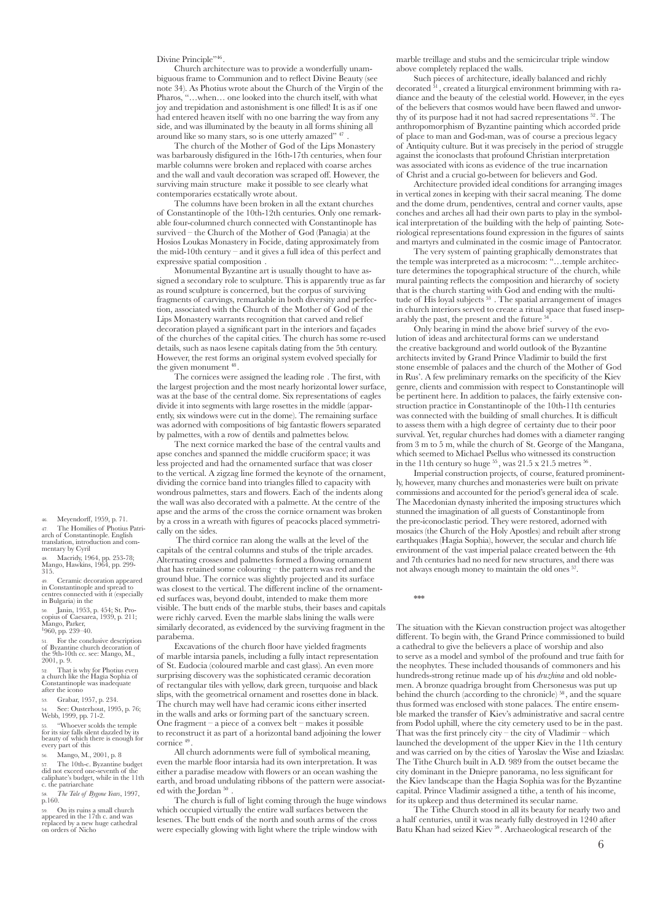Divine Principle"[46].

Church architecture was to provide a wonderfully unambiguous frame to Communion and to reflect Divine Beauty (see note 34). As Photius wrote about the Church of the Virgin of the Pharos, "…when… one looked into the church itself, with what joy and trepidation and astonishment is one filled! It is as if one had entered heaven itself with no one barring the way from any side, and was illuminated by the beauty in all forms shining all around like so many stars, so is one utterly amazed" [47].

The church of the Mother of God of the Lips Monastery was barbarously disfigured in the 16th-17th centuries, when four marble columns were broken and replaced with coarse arches and the wall and vault decoration was scraped off. However, the surviving main structure make it possible to see clearly what contemporaries ecstatically wrote about.

The columns have been broken in all the extant churches of Constantinople of the 10th-12th centuries. Only one remarkable four-columned church connected with Constantinople has survived – the Church of the Mother of God (Panagia) at the Hosios Loukas Monastery in Focide, dating approximately from the mid-10th century – and it gives a full idea of this perfect and expressive spatial composition .

Monumental Byzantine art is usually thought to have assigned a secondary role to sculpture. This is apparently true as far as round sculpture is concerned, but the corpus of surviving fragments of carvings, remarkable in both diversity and perfection, associated with the Church of the Mother of God of the Lips Monastery warrants recognition that carved and relief decoration played a significant part in the interiors and façades of the churches of the capital cities. The church has some re-used details, such as naos lesene capitals dating from the 5th century. However, the rest forms an original system evolved specially for the given monument [48].

The cornices were assigned the leading role . The first, with the largest projection and the most nearly horizontal lower surface, was at the base of the central dome. Six representations of eagles divide it into segments with large rosettes in the middle (apparently, six windows were cut in the dome). The remaining surface was adorned with compositions of big fantastic flowers separated by palmettes, with a row of dentils and palmettes below.

The next cornice marked the base of the central vaults and apse conches and spanned the middle cruciform space; it was less projected and had the ornamented surface that was closer to the vertical. A zigzag line formed the keynote of the ornament, dividing the cornice band into triangles filled to capacity with wondrous palmettes, stars and flowers. Each of the indents along the wall was also decorated with a palmette. At the centre of the apse and the arms of the cross the cornice ornament was broken by a cross in a wreath with figures of peacocks placed symmetrically on the sides.

The third cornice ran along the walls at the level of the capitals of the central columns and stubs of the triple arcades. Alternating crosses and palmettes formed a flowing ornament that has retained some colouring – the pattern was red and the ground blue. The cornice was slightly projected and its surface was closest to the vertical. The different incline of the ornamented surfaces was, beyond doubt, intended to make them more visible. The butt ends of the marble stubs, their bases and capitals were richly carved. Even the marble slabs lining the walls were similarly decorated, as evidenced by the surviving fragment in the parabema.

Excavations of the church floor have yielded fragments of marble intarsia panels, including a fully intact representation of St. Eudocia (coloured marble and cast glass). An even more surprising discovery was the sophisticated ceramic decoration of rectangular tiles with yellow, dark green, turquoise and black slips, with the geometrical ornament and rosettes done in black. The church may well have had ceramic icons either inserted in the walls and arks or forming part of the sanctuary screen. One fragment – a piece of a convex belt – makes it possible to reconstruct it as part of a horizontal band adjoining the lower cornice [49].

All church adornments were full of symbolical meaning, even the marble floor intarsia had its own interpretation. It was either a paradise meadow with flowers or an ocean washing the earth, and broad undulating ribbons of the pattern were associated with the Jordan [50].

The church is full of light coming through the huge windows which occupied virtually the entire wall surfaces between the lesenes. The butt ends of the north and south arms of the cross were especially glowing with light where the triple window with marble treillage and stubs and the semicircular triple window above completely replaced the walls.

Such pieces of architecture, ideally balanced and richly decorated [51], created a liturgical environment brimming with radiance and the beauty of the celestial world. However, in the eyes of the believers that cosmos would have been flawed and unworthy of its purpose had it not had sacred representations [52]. The anthropomorphism of Byzantine painting which accorded pride of place to man and God-man, was of course a precious legacy of Antiquity culture. But it was precisely in the period of struggle against the iconoclasts that profound Christian interpretation was associated with icons as evidence of the true incarnation of Christ and a crucial go-between for believers and God.

Architecture provided ideal conditions for arranging images in vertical zones in keeping with their sacral meaning. The dome and the dome drum, pendentives, central and corner vaults, apse conches and arches all had their own parts to play in the symbolical interpretation of the building with the help of painting. Soteriological representations found expression in the figures of saints and martyrs and culminated in the cosmic image of Pantocrator.

The very system of painting graphically demonstrates that the temple was interpreted as a microcosm: "…temple architecture determines the topographical structure of the church, while mural painting reflects the composition and hierarchy of society that is the church starting with God and ending with the multitude of His loyal subjects [53]. The spatial arrangement of images in church interiors served to create a ritual space that fused inseparably the past, the present and the future [54].

Only bearing in mind the above brief survey of the evolution of ideas and architectural forms can we understand the creative background and world outlook of the Byzantine architects invited by Grand Prince Vladimir to build the first stone ensemble of palaces and the church of the Mother of God in Rus'. A few preliminary remarks on the specificity of the Kiev genre, clients and commission with respect to Constantinople will be pertinent here. In addition to palaces, the fairly extensive construction practice in Constantinople of the 10th-11th centuries was connected with the building of small churches. It is difficult to assess them with a high degree of certainty due to their poor survival. Yet, regular churches had domes with a diameter ranging from 3 m to 5 m, while the church of St. George of the Mangana, which seemed to Michael Psellus who witnessed its construction in the 11th century so huge [55], was 21.5 x 21.5 metres [56].

Imperial construction projects, of course, featured prominently, however, many churches and monasteries were built on private commissions and accounted for the period's general idea of scale. The Macedonian dynasty inherited the imposing structures which stunned the imagination of all guests of Constantinople from the pre-iconoclastic period. They were restored, adorned with mosaics (the Church of the Holy Apostles) and rebuilt after strong earthquakes (Hagia Sophia), however, the secular and church life environment of the vast imperial palace created between the 4th and 7th centuries had no need for new structures, and there was not always enough money to maintain the old ones [57].

\*\*\*

The situation with the Kievan construction project was altogether different. To begin with, the Grand Prince commissioned to build a cathedral to give the believers a place of worship and also to serve as a model and symbol of the profound and true faith for the neophytes. These included thousands of commoners and his hundreds-strong retinue made up of his *druzhina* and old noblemen. A bronze quadriga brought from Chersonesus was put up behind the church (according to the chronicle) [58], and the square thus formed was enclosed with stone palaces. The entire ensemble marked the transfer of Kiev's administrative and sacral centre from Podol uphill, where the city cemetery used to be in the past. That was the first princely city – the city of Vladimir – which launched the development of the upper Kiev in the 11th century and was carried on by the cities of Yaroslav the Wise and Iziaslav. The Tithe Church built in A.D. 989 from the outset became the city dominant in the Dnieper panorama, no less significant for the Kiev landscape than the Hagia Sophia was for the Byzantine capital. Prince Vladimir assigned a tithe, a tenth of his income, for its upkeep and thus determined its secular name.

The Tithe Church stood in all its beauty for nearly two and a half centuries, until it was nearly fully destroyed in 1240 after Batu Khan had seized Kiev [59]. Archaeological research of the

---

46. Meyendorff, 1959, p. 71.

47. The Homilies of Photius Patriarch of Constantinople. English translation, introduction and commentary by Cyril

48. Macridy, 1964, pp. 253-78; Mango, Hawkins, 1964, pp. 299-315.

49. Ceramic decoration appeared in Constantinople and spread to centres connected with it (especially in Bulgaria) in the

50. Janin, 1953, p. 454; St. Procopius of Caesarea, 1939, p. 211; Mango, Parker, [1]960, pp. 239–40.

51. For the conclusive description of Byzantine church decoration of the 9th-10th cc. see: Mango, M., 2001, p. 9.

52. That is why for Photius even a church like the Hagia Sophia of Constantinople was inadequate after the icono

53. Grabar, 1957, p. 234.

54. See: Ousterhout, 1995, p. 76; Webb, 1999, pp. 71-2.

55. "Whoever scolds the temple for its size falls silent dazzled by its beauty of which there is enough for every part of this

56. Mango, M., 2001, p. 8

57. The 10th-c. Byzantine budget did not exceed one-seventh of the caliphate's budget, while in the 11th c. the patriarchate

58. *The Tale of Bygone Years*, 1997, p.160.

59. On its ruins a small church appeared in the 17th c. and was replaced by a new huge cathedral on orders of Nicho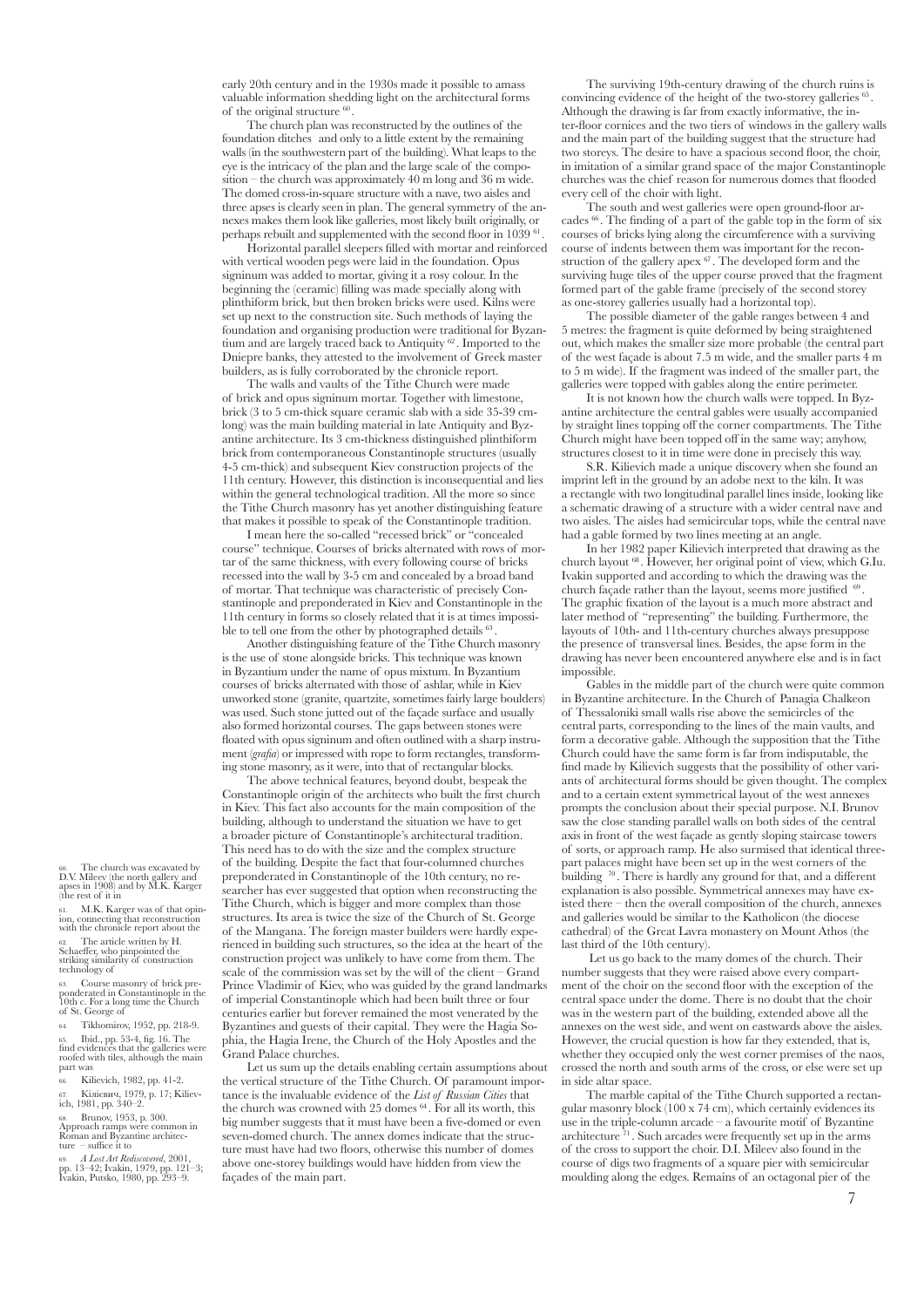early 20th century and in the 1930s made it possible to amass valuable information shedding light on the architectural forms of the original structure [60].

The church plan was reconstructed by the outlines of the foundation ditches and only to a little extent by the remaining walls (in the southwestern part of the building). What leaps to the eye is the intricacy of the plan and the large scale of the composition – the church was approximately 40 m long and 36 m wide. The domed cross-in-square structure with a nave, two aisles and three apses is clearly seen in plan. The general symmetry of the annexes makes them look like galleries, most likely built originally, or perhaps rebuilt and supplemented with the second floor in 1039 [61].

Horizontal parallel sleepers filled with mortar and reinforced with vertical wooden pegs were laid in the foundation. Opus signinum was added to mortar, giving it a rosy colour. In the beginning the (ceramic) filling was made specially along with plinthiform brick, but then broken bricks were used. Kilns were set up next to the construction site. Such methods of laying the foundation and organising production were traditional for Byzantium and are largely traced back to Antiquity [62]. Imported to the Dniepre banks, they attested to the involvement of Greek master builders, as is fully corroborated by the chronicle report.

The walls and vaults of the Tithe Church were made of brick and opus signinum mortar. Together with limestone, brick (3 to 5 cm-thick square ceramic slab with a side 35-39 cm-long) was the main building material in late Antiquity and Byzantine architecture. Its 3 cm-thickness distinguished plinthiform brick from contemporaneous Constantinople structures (usually 4-5 cm-thick) and subsequent Kiev construction projects of the 11th century. However, this distinction is inconsequential and lies within the general technological tradition. All the more so since the Tithe Church masonry has yet another distinguishing feature that makes it possible to speak of the Constantinople tradition.

I mean here the so-called "recessed brick" or "concealed course" technique. Courses of bricks alternated with rows of mortar of the same thickness, with every following course of bricks recessed into the wall by 3-5 cm and concealed by a broad band of mortar. That technique was characteristic of precisely Constantinople and preponderated in Kiev and Constantinople in the 11th century in forms so closely related that it is at times impossible to tell one from the other by photographed details [63].

Another distinguishing feature of the Tithe Church masonry is the use of stone alongside bricks. This technique was known in Byzantium under the name of opus mixtum. In Byzantium courses of bricks alternated with those of ashlar, while in Kiev unworked stone (granite, quartzite, sometimes fairly large boulders) was used. Such stone jutted out of the façade surface and usually also formed horizontal courses. The gaps between stones were floated with opus signinum and often outlined with a sharp instrument (*grafia*) or impressed with rope to form rectangles, transforming stone masonry, as it were, into that of rectangular blocks.

The above technical features, beyond doubt, bespeak the Constantinople origin of the architects who built the first church in Kiev. This fact also accounts for the main composition of the building, although to understand the situation we have to get a broader picture of Constantinople's architectural tradition. This need has to do with the size and the complex structure of the building. Despite the fact that four-columned churches preponderated in Constantinople of the 10th century, no researcher has ever suggested that option when reconstructing the Tithe Church, which is bigger and more complex than those structures. Its area is twice the size of the Church of St. George of the Mangana. The foreign master builders were hardly experienced in building such structures, so the idea at the heart of the construction project was unlikely to have come from them. The scale of the commission was set by the will of the client – Grand Prince Vladimir of Kiev, who was guided by the grand landmarks of imperial Constantinople which had been built three or four centuries earlier but forever remained the most venerated by the Byzantines and guests of their capital. They were the Hagia Sophia, the Hagia Irene, the Church of the Holy Apostles and the Grand Palace churches.

Let us sum up the details enabling certain assumptions about the vertical structure of the Tithe Church. Of paramount importance is the invaluable evidence of the *List of Russian Cities* that the church was crowned with 25 domes [64]. For all its worth, this big number suggests that it must have been a five-domed or even seven-domed church. The annex domes indicate that the structure must have had two floors, otherwise this number of domes above one-storey buildings would have hidden from view the façades of the main part.

The surviving 19th-century drawing of the church ruins is convincing evidence of the height of the two-storey galleries [65]. Although the drawing is far from exactly informative, the inter-floor cornices and the two tiers of windows in the gallery walls and the main part of the building suggest that the structure had two storeys. The desire to have a spacious second floor, the choir, in imitation of a similar grand space of the major Constantinople churches was the chief reason for numerous domes that flooded every cell of the choir with light.

The south and west galleries were open ground-floor arcades [66]. The finding of a part of the gable top in the form of six courses of bricks lying along the circumference with a surviving course of indents between them was important for the reconstruction of the gallery apex [67]. The developed form and the surviving huge tiles of the upper course proved that the fragment formed part of the gable frame (precisely of the second storey as one-storey galleries usually had a horizontal top).

The possible diameter of the gable ranges between 4 and 5 metres: the fragment is quite deformed by being straightened out, which makes the smaller size more probable (the central part of the west façade is about 7.5 m wide, and the smaller parts 4 m to 5 m wide). If the fragment was indeed of the smaller part, the galleries were topped with gables along the entire perimeter.

It is not known how the church walls were topped. In Byzantine architecture the central gables were usually accompanied by straight lines topping off the corner compartments. The Tithe Church might have been topped off in the same way; anyhow, structures closest to it in time were done in precisely this way.

S.R. Kilievich made a unique discovery when she found an imprint left in the ground by an adobe next to the kiln. It was a rectangle with two longitudinal parallel lines inside, looking like a schematic drawing of a structure with a wider central nave and two aisles. The aisles had semicircular tops, while the central nave had a gable formed by two lines meeting at an angle.

In her 1982 paper Kilievich interpreted that drawing as the church layout [68]. However, her original point of view, which G.Iu. Ivakin supported and according to which the drawing was the church façade rather than the layout, seems more justified [69]. The graphic fixation of the layout is a much more abstract and later method of "representing" the building. Furthermore, the layouts of 10th- and 11th-century churches always presuppose the presence of transversal lines. Besides, the apse form in the drawing has never been encountered anywhere else and is in fact impossible.

Gables in the middle part of the church were quite common in Byzantine architecture. In the Church of Panagia Chalkeon of Thessaloniki small walls rise above the semicircles of the central parts, corresponding to the lines of the main vaults, and form a decorative gable. Although the supposition that the Tithe Church could have the same form is far from indisputable, the find made by Kilievich suggests that the possibility of other variants of architectural forms should be given thought. The complex and to a certain extent symmetrical layout of the west annexes prompts the conclusion about their special purpose. N.I. Brunov saw the close standing parallel walls on both sides of the central axis in front of the west façade as gently sloping staircase towers of sorts, or approach ramp. He also surmised that identical three-part palaces might have been set up in the west corners of the building [70]. There is hardly any ground for that, and a different explanation is also possible. Symmetrical annexes may have existed there – then the overall composition of the church, annexes and galleries would be similar to the Katholicon (the diocese cathedral) of the Great Lavra monastery on Mount Athos (the last third of the 10th century).

Let us go back to the many domes of the church. Their number suggests that they were raised above every compartment of the choir on the second floor with the exception of the central space under the dome. There is no doubt that the choir was in the western part of the building, extended above all the annexes on the west side, and went on eastwards above the aisles. However, the crucial question is how far they extended, that is, whether they occupied only the west corner premises of the naos, crossed the north and south arms of the cross, or else were set up in side altar space.

The marble capital of the Tithe Church supported a rectangular masonry block (100 x 74 cm), which certainly evidences its use in the triple-column arcade – a favourite motif of Byzantine architecture [71]. Such arcades were frequently set up in the arms of the cross to support the choir. D.I. Mileev also found in the course of digs two fragments of a square pier with semicircular moulding along the edges. Remains of an octagonal pier of the

---

60. The church was excavated by D.V. Mileev (the north gallery and apses in 1908) and by M.K. Karger (the rest of it in

61. M.K. Karger was of that opinion, connecting that reconstruction with the chronicle report about the

62. The article written by H. Schaeffer, who pinpointed the striking similarity of construction technology of

63. Course masonry of brick preponderated in Constantinople in the 10th c. For a long time the Church of St. George of

64. Tikhomirov, 1952, pp. 218-9.

65. Ibid., pp. 53-4, fig. 16. The find evidences that the galleries were roofed with tiles, although the main part was

66. Kilievich, 1982, pp. 41-2.

67. Кілієвич, 1979, p. 17; Kilievich, 1981, pp. 340–2.

68. Brunov, 1953, p. 300. Approach ramps were common in Roman and Byzantine architecture – suffice it to

69. *A Lost Art Rediscovered*, 2001, pp. 13–42; Ivakin, 1979, pp. 121–3; Ivakin, Putsko, 1980, pp. 293–9.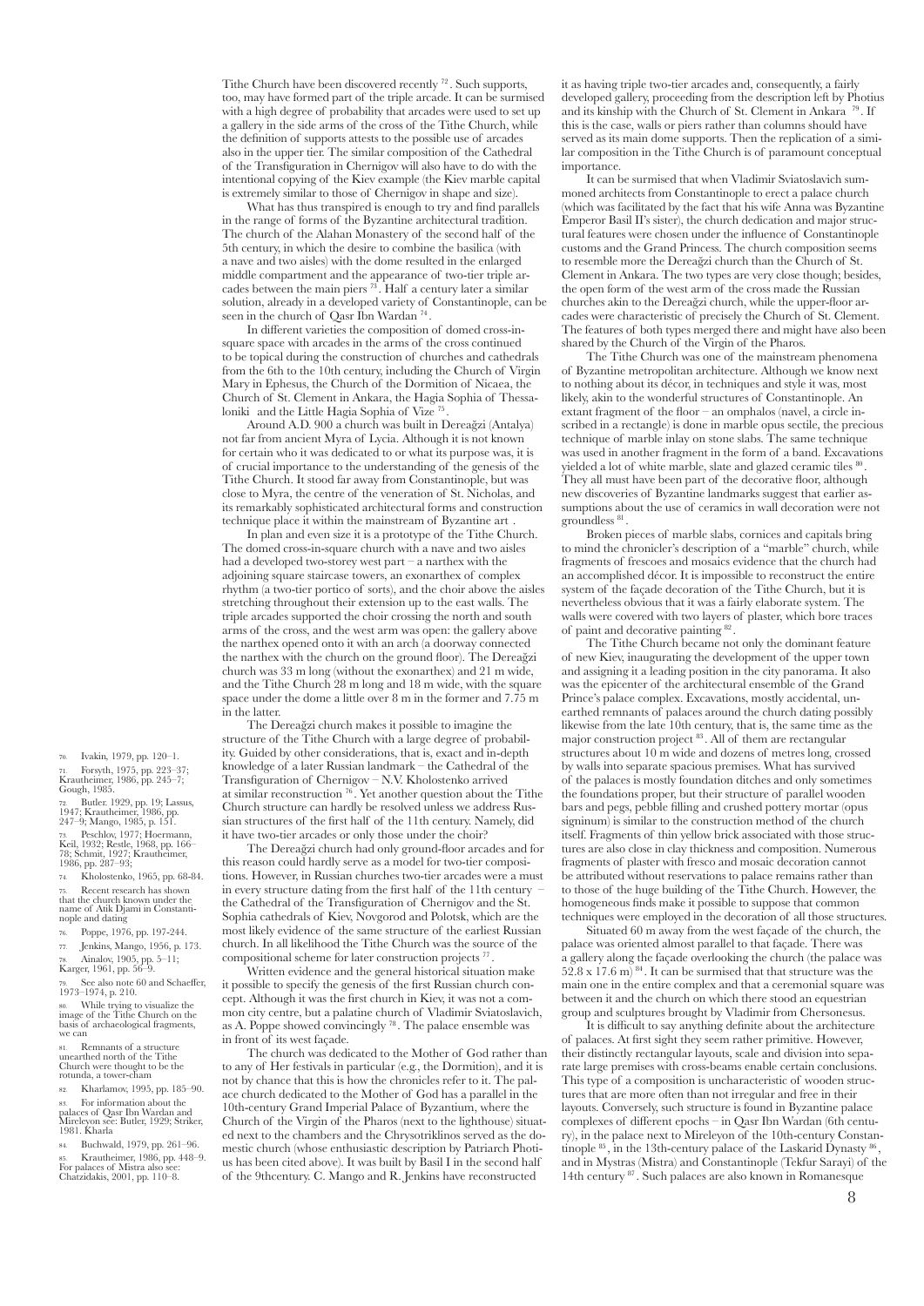Tithe Church have been discovered recently [72]. Such supports, too, may have formed part of the triple arcade. It can be surmised with a high degree of probability that arcades were used to set up a gallery in the side arms of the cross of the Tithe Church, while the definition of supports attests to the possible use of arcades also in the upper tier. The similar composition of the Cathedral of the Transfiguration in Chernigov will also have to do with the intentional copying of the Kiev example (the Kiev marble capital is extremely similar to those of Chernigov in shape and size).

What has thus transpired is enough to try and find parallels in the range of forms of the Byzantine architectural tradition. The church of the Alahan Monastery of the second half of the 5th century, in which the desire to combine the basilica (with a nave and two aisles) with the dome resulted in the enlarged middle compartment and the appearance of two-tier triple arcades between the main piers [73]. Half a century later a similar solution, already in a developed variety of Constantinople, can be seen in the church of Qasr Ibn Wardan [74].

In different varieties the composition of domed cross-in-square space with arcades in the arms of the cross continued to be topical during the construction of churches and cathedrals from the 6th to the 10th century, including the Church of Virgin Mary in Ephesus, the Church of the Dormition of Nicaea, the Church of St. Clement in Ankara, the Hagia Sophia of Thessaloniki and the Little Hagia Sophia of Vize [75].

Around A.D. 900 a church was built in Dereağzi (Antalya) not far from ancient Myra of Lycia. Although it is not known for certain who it was dedicated to or what its purpose was, it is of crucial importance to the understanding of the genesis of the Tithe Church. It stood far away from Constantinople, but was close to Myra, the centre of the veneration of St. Nicholas, and its remarkably sophisticated architectural forms and construction technique place it within the mainstream of Byzantine art.

In plan and even size it is a prototype of the Tithe Church. The domed cross-in-square church with a nave and two aisles had a developed two-storey west part – a narthex with the adjoining square staircase towers, an exonarthex of complex rhythm (a two-tier portico of sorts), and the choir above the aisles stretching throughout their extension up to the east walls. The triple arcades supported the choir crossing the north and south arms of the cross, and the west arm was open: the gallery above the narthex opened onto it with an arch (a doorway connected the narthex with the church on the ground floor). The Dereağzi church was 33 m long (without the exonarthex) and 21 m wide, and the Tithe Church 28 m long and 18 m wide, with the square space under the dome a little over 8 m in the former and 7.75 m in the latter.

The Dereağzi church makes it possible to imagine the structure of the Tithe Church with a large degree of probability. Guided by other considerations, that is, exact and in-depth knowledge of a later Russian landmark – the Cathedral of the Transfiguration of Chernigov – N.V. Kholostenko arrived at similar reconstruction [76]. Yet another question about the Tithe Church structure can hardly be resolved unless we address Russian structures of the first half of the 11th century. Namely, did it have two-tier arcades or only those under the choir?

The Dereağzi church had only ground-floor arcades and for this reason could hardly serve as a model for two-tier compositions. However, in Russian churches two-tier arcades were a must in every structure dating from the first half of the 11th century – the Cathedral of the Transfiguration of Chernigov and the St. Sophia cathedrals of Kiev, Novgorod and Polotsk, which are the most likely evidence of the same structure of the earliest Russian church. In all likelihood the Tithe Church was the source of the compositional scheme for later construction projects [77].

Written evidence and the general historical situation make it possible to specify the genesis of the first Russian church concept. Although it was the first church in Kiev, it was not a common city centre, but a palatine church of Vladimir Sviatoslavich, as A. Poppe showed convincingly [78]. The palace ensemble was in front of its west façade.

The church was dedicated to the Mother of God rather than to any of Her festivals in particular (e.g., the Dormition), and it is not by chance that this is how the chronicles refer to it. The palace church dedicated to the Mother of God has a parallel in the 10th-century Grand Imperial Palace of Byzantium, where the Church of the Virgin of the Pharos (next to the lighthouse) situated next to the chambers and the Chrysotriklinos served as the domestic church (whose enthusiastic description by Patriarch Photius has been cited above). It was built by Basil I in the second half of the 9thcentury. C. Mango and R. Jenkins have reconstructed it as having triple two-tier arcades and, consequently, a fairly developed gallery, proceeding from the description left by Photius and its kinship with the Church of St. Clement in Ankara [79]. If this is the case, walls or piers rather than columns should have served as its main dome supports. Then the replication of a similar composition in the Tithe Church is of paramount conceptual importance.

It can be surmised that when Vladimir Sviatoslavich summoned architects from Constantinople to erect a palace church (which was facilitated by the fact that his wife Anna was Byzantine Emperor Basil II's sister), the church dedication and major structural features were chosen under the influence of Constantinople customs and the Grand Princess. The church composition seems to resemble more the Dereağzi church than the Church of St. Clement in Ankara. The two types are very close though; besides, the open form of the west arm of the cross made the Russian churches akin to the Dereağzi church, while the upper-floor arcades were characteristic of precisely the Church of St. Clement. The features of both types merged there and might have also been shared by the Church of the Virgin of the Pharos.

The Tithe Church was one of the mainstream phenomena of Byzantine metropolitan architecture. Although we know next to nothing about its décor, in techniques and style it was, most likely, akin to the wonderful structures of Constantinople. An extant fragment of the floor – an omphalos (navel, a circle inscribed in a rectangle) is done in marble opus sectile, the precious technique of marble inlay on stone slabs. The same technique was used in another fragment in the form of a band. Excavations yielded a lot of white marble, slate and glazed ceramic tiles [80]. They all must have been part of the decorative floor, although new discoveries of Byzantine landmarks suggest that earlier assumptions about the use of ceramics in wall decoration were not groundless [81].

Broken pieces of marble slabs, cornices and capitals bring to mind the chronicler's description of a "marble" church, while fragments of frescoes and mosaics evidence that the church had an accomplished décor. It is impossible to reconstruct the entire system of the façade decoration of the Tithe Church, but it is nevertheless obvious that it was a fairly elaborate system. The walls were covered with two layers of plaster, which bore traces of paint and decorative painting [82].

The Tithe Church became not only the dominant feature of new Kiev, inaugurating the development of the upper town and assigning it a leading position in the city panorama. It also was the epicenter of the architectural ensemble of the Grand Prince's palace complex. Excavations, mostly accidental, unearthed remnants of palaces around the church dating possibly likewise from the late 10th century, that is, the same time as the major construction project [83]. All of them are rectangular structures about 10 m wide and dozens of metres long, crossed by walls into separate spacious premises. What has survived of the palaces is mostly foundation ditches and only sometimes the foundations proper, but their structure of parallel wooden bars and pegs, pebble filling and crushed pottery mortar (opus signinum) is similar to the construction method of the church itself. Fragments of thin yellow brick associated with those structures are also close in clay thickness and composition. Numerous fragments of plaster with fresco and mosaic decoration cannot be attributed without reservations to palace remains rather than to those of the huge building of the Tithe Church. However, the homogeneous finds make it possible to suppose that common techniques were employed in the decoration of all those structures.

Situated 60 m away from the west façade of the church, the palace was oriented almost parallel to that façade. There was a gallery along the façade overlooking the church (the palace was 52.8 x 17.6 m) [84]. It can be surmised that that structure was the main one in the entire complex and that a ceremonial square was between it and the church on which there stood an equestrian group and sculptures brought by Vladimir from Chersonesus.

It is difficult to say anything definite about the architecture of palaces. At first sight they seem rather primitive. However, their distinctly rectangular layouts, scale and division into separate large premises with cross-beams enable certain conclusions. This type of a composition is uncharacteristic of wooden structures that are more often than not irregular and free in their layouts. Conversely, such structure is found in Byzantine palace complexes of different epochs – in Qasr Ibn Wardan (6th century), in the palace next to Mireleyon of the 10th-century Constantinople [85], in the 13th-century palace of the Laskarid Dynasty [86], and in Mystras (Mistra) and Constantinople (Tekfur Sarayi) of the 14th century [87]. Such palaces are also known in Romanesque

---

70. Ivakin, 1979, pp. 120–1.
71. Forsyth, 1975, pp. 223–37; Krautheimer, 1986, pp. 245–7; Gough, 1985.
72. Butler. 1929, pp. 19; Lassus, 1947; Krautheimer, 1986, pp. 247–9; Mango, 1985, p. 151.
73. Peschlov, 1977; Hoermann, Keil, 1932; Restle, 1968, pp. 166–78; Schmit, 1927; Krautheimer, 1986, pp. 287–93;
74. Kholostenko, 1965, pp. 68-84.
75. Recent research has shown that the church known under the name of Atik Djami in Constantinople and dating
76. Poppe, 1976, pp. 197-244.
77. Jenkins, Mango, 1956, p. 173.
78. Ainalov, 1905, pp. 5–11; Karger, 1961, pp. 56–9.
79. See also note 60 and Schaeffer, 1973–1974, p. 210.
80. While trying to visualize the image of the Tithe Church on the basis of archaeological fragments, we can
81. Remnants of a structure unearthed north of the Tithe Church were thought to be the rotunda, a tower-cham
82. Kharlamov, 1995, pp. 185–90.
83. For information about the palaces of Qasr Ibn Wardan and Mireleyon see: Butler, 1929; Striker, 1981. Kharla
84. Buchwald, 1979, pp. 261–96.
85. Krautheimer, 1986, pp. 448–9. For palaces of Mistra also see: Chatzidakis, 2001, pp. 110–8.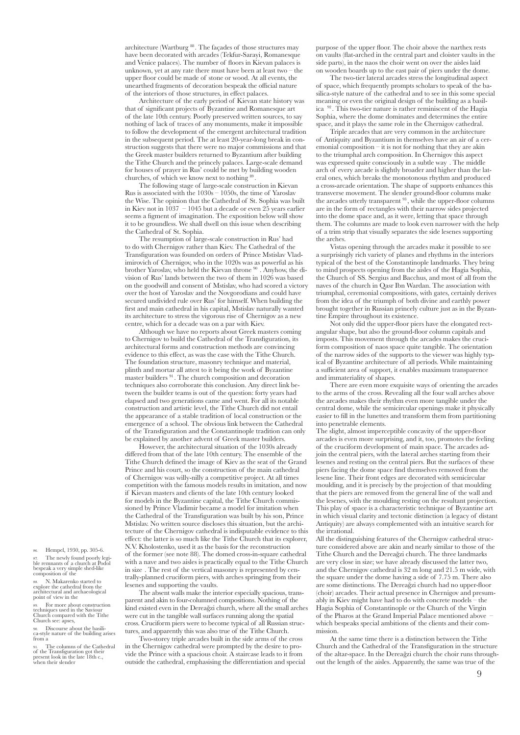architecture (Wartburg [88]. The façades of those structures may have been decorated with arcades (Tekfur-Sarayi, Romanesque and Venice palaces). The number of floors in Kievan palaces is unknown, yet at any rate there must have been at least two – the upper floor could be made of stone or wood. At all events, the unearthed fragments of decoration bespeak the official nature of the interiors of those structures, in effect palaces.

Architecture of the early period of Kievan state history was that of significant projects of Byzantine and Romanesque art of the late 10th century. Poorly preserved written sources, to say nothing of lack of traces of any monuments, make it impossible to follow the development of the emergent architectural tradition in the subsequent period. The at least 20-year-long break in construction suggests that there were no major commissions and that the Greek master builders returned to Byzantium after building the Tithe Church and the princely palaces. Large-scale demand for houses of prayer in Rus' could be met by building wooden churches, of which we know next to nothing [89].

The following stage of large-scale construction in Kievan Rus is associated with the 1030s – 1050s, the time of Yaroslav the Wise. The opinion that the Cathedral of St. Sophia was built in Kiev not in 1037 – 1045 but a decade or even 25 years earlier seems a figment of imagination. The exposition below will show it to be groundless. We shall dwell on this issue when describing the Cathedral of St. Sophia.

The resumption of large-scale construction in Rus' had to do with Chernigov rather than Kiev. The Cathedral of the Transfiguration was founded on orders of Prince Mstislav Vladimirovich of Chernigov, who in the 1020s was as powerful as his brother Yaroslav, who held the Kievan throne [90]. Anyhow, the division of Rus' lands between the two of them in 1026 was based on the goodwill and consent of Mstislav, who had scored a victory over the host of Yaroslav and the Novgorodians and could have secured undivided rule over Rus' for himself. When building the first and main cathedral in his capital, Mstislav naturally wanted its architecture to stress the vigorous rise of Chernigov as a new centre, which for a decade was on a par with Kiev.

Although we have no reports about Greek masters coming to Chernigov to build the Cathedral of the Transfiguration, its architectural forms and construction methods are convincing evidence to this effect, as was the case with the Tithe Church. The foundation structure, masonry technique and material, plinth and mortar all attest to it being the work of Byzantine master builders [91]. The church composition and decoration techniques also corroborate this conclusion. Any direct link between the builder teams is out of the question: forty years had elapsed and two generations came and went. For all its notable construction and artistic level, the Tithe Church did not entail the appearance of a stable tradition of local construction or the emergence of a school. The obvious link between the Cathedral of the Transfiguration and the Constantinople tradition can only be explained by another advent of Greek master builders.

However, the architectural situation of the 1030s already differed from that of the late 10th century. The ensemble of the Tithe Church defined the image of Kiev as the seat of the Grand Prince and his court, so the construction of the main cathedral of Chernigov was willy-nilly a competitive project. At all times competition with the famous models results in imitation, and now if Kievan masters and clients of the late 10th century looked for models in the Byzantine capital, the Tithe Church commissioned by Prince Vladimir became a model for imitation when the Cathedral of the Transfiguration was built by his son, Prince Mstislav. No written source discloses this situation, but the architecture of the Chernigov cathedral is indisputable evidence to this effect: the latter is so much like the Tithe Church that its explorer, N.V. Kholostenko, used it as the basis for the reconstruction of the former (see note 88). The domed cross-in-square cathedral with a nave and two aisles is practically equal to the Tithe Church in size . The rest of the vertical masonry is represented by centrally-planned cruciform piers, with arches springing from their lesenes and supporting the vaults.

The absent walls make the interior especially spacious, transparent and akin to four-columned compositions. Nothing of the kind existed even in the Dereağzi church, where all the small arches were cut in the tangible wall surfaces running along the spatial cross. Cruciform piers were to become typical of all Russian structures, and apparently this was also true of the Tithe Church.

Two-storey triple arcades built in the side arms of the cross in the Chernigov cathedral were prompted by the desire to provide the Prince with a spacious choir. A staircase leads to it from outside the cathedral, emphasising the differentiation and special purpose of the upper floor. The choir above the narthex rests on vaults (flat-arched in the central part and cloister vaults in the side parts), in the naos the choir went on over the aisles laid on wooden boards up to the east pair of piers under the dome.

The two-tier lateral arcades stress the longitudinal aspect of space, which frequently prompts scholars to speak of the basilica-style nature of the cathedral and to see in this some special meaning or even the original design of the building as a basilica [92]. This two-tier nature is rather reminiscent of the Hagia Sophia, where the dome dominates and determines the entire space, and it plays the same role in the Chernigov cathedral.

Triple arcades that are very common in the architecture of Antiquity and Byzantium in themselves have an air of a ceremonial composition – it is not for nothing that they are akin to the triumphal arch composition. In Chernigov this aspect was expressed quite consciously in a subtle way . The middle arch of every arcade is slightly broader and higher than the lateral ones, which breaks the monotonous rhythm and produced a cross-arcade orientation. The shape of supports enhances this transverse movement. The slender ground-floor columns make the arcades utterly transparent [93], while the upper-floor columns are in the form of rectangles with their narrow sides projected into the dome space and, as it were, letting that space through them. The columns are made to look even narrower with the help of a trim strip that visually separates the side lesenes supporting the arches.

Vistas opening through the arcades make it possible to see a surprisingly rich variety of planes and rhythms in the interiors typical of the best of the Constantinople landmarks. They bring to mind prospects opening from the aisles of the Hagia Sophia, the Church of SS. Sergius and Bacchus, and most of all from the naves of the church in Qasr Ibn Wardan. The association with triumphal, ceremonial compositions, with gates, certainly derives from the idea of the triumph of both divine and earthly power brought together in Russian princely culture just as in the Byzantine Empire throughout its existence.

Not only did the upper-floor piers have the elongated rectangular shape, but also the ground-floor column capitals and imposts. This movement through the arcades makes the cruciform composition of naos space quite tangible. The orientation of the narrow sides of the supports to the viewer was highly typical of Byzantine architecture of all periods. While maintaining a sufficient area of support, it enables maximum transparence and immateriality of shapes.

There are even more exquisite ways of orienting the arcades to the arms of the cross. Revealing all the four wall arches above the arcades makes their rhythm even more tangible under the central dome, while the semicircular openings make it physically easier to fill in the lunettes and transform them from partitioning into penetrable elements.

The slight, almost imperceptible concavity of the upper-floor arcades is even more surprising, and it, too, promotes the feeling of the cruciform development of main space. The arcades adjoin the central piers, with the lateral arches starting from their lesenes and resting on the central piers. But the surfaces of these piers facing the dome space find themselves removed from the lesene line. Their front edges are decorated with semicircular moulding, and it is precisely by the projection of that moulding that the piers are removed from the general line of the wall and the lesenes, with the moulding resting on the resultant projection. This play of space is a characteristic technique of Byzantine art in which visual clarity and tectonic distinction (a legacy of distant Antiquity) are always complemented with an intuitive search for the irrational.

All the distinguishing features of the Chernigov cathedral structure considered above are akin and nearly similar to those of the Tithe Church and the Dereağzi church. The three landmarks are very close in size; we have already discussed the latter two, and the Chernigov cathedral is 32 m long and 21.5 m wide, with the square under the dome having a side of 7.75 m. There also are some distinctions. The Dereağzi church had no upper-floor (choir) arcades. Their actual presence in Chernigov and presumably in Kiev might have had to do with concrete models – the Hagia Sophia of Constantinople or the Church of the Virgin of the Pharos at the Grand Imperial Palace mentioned above – which bespeaks special ambitions of the clients and their commission.

At the same time there is a distinction between the Tithe Church and the Cathedral of the Transfiguration in the structure of the altar-space. In the Dereağzi church the choir runs throughout the length of the aisles. Apparently, the same was true of the

---

86. Hempel, 1930, pp. 305-6.

87. The newly found poorly legible remnants of a church at Podol bespeak a very simple shed-like composition of the

88. N. Makarenko started to explore the cathedral from the architectural and archaeological point of view in the

89. For more about construction techniques used in the Saviour Church compared with the Tithe Church see: apses,

90. Discourse about the basilica-style nature of the building arises from a

91. The columns of the Cathedral of the Transfiguration got their present look in the late 18th c., when their slender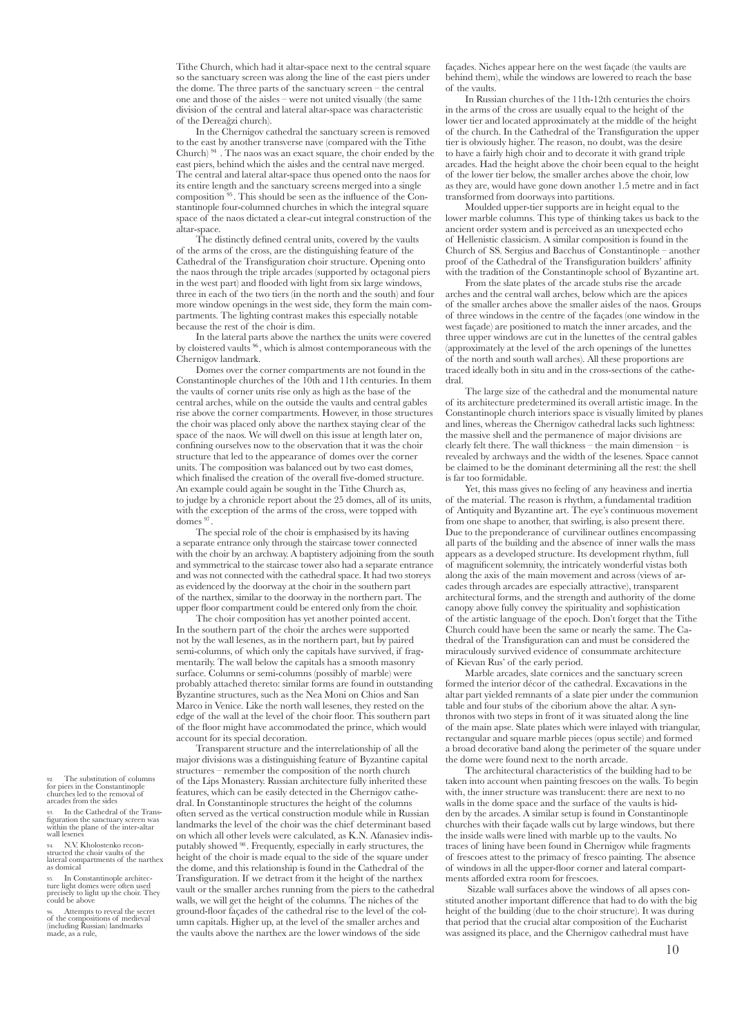Tithe Church, which had it altar-space next to the central square so the sanctuary screen was along the line of the east piers under the dome. The three parts of the sanctuary screen – the central one and those of the aisles – were not united visually (the same division of the central and lateral altar-space was characteristic of the Dereağzi church).

In the Chernigov cathedral the sanctuary screen is removed to the east by another transverse nave (compared with the Tithe Church) [94]. The naos was an exact square, the choir ended by the east piers, behind which the aisles and the central nave merged. The central and lateral altar-space thus opened onto the naos for its entire length and the sanctuary screens merged into a single composition [95]. This should be seen as the influence of the Constantinople four-columned churches in which the integral square space of the naos dictated a clear-cut integral construction of the altar-space.

The distinctly defined central units, covered by the vaults of the arms of the cross, are the distinguishing feature of the Cathedral of the Transfiguration choir structure. Opening onto the naos through the triple arcades (supported by octagonal piers in the west part) and flooded with light from six large windows, three in each of the two tiers (in the north and the south) and four more window openings in the west side, they form the main compartments. The lighting contrast makes this especially notable because the rest of the choir is dim.

In the lateral parts above the narthex the units were covered by cloistered vaults [96], which is almost contemporaneous with the Chernigov landmark.

Domes over the corner compartments are not found in the Constantinople churches of the 10th and 11th centuries. In them the vaults of corner units rise only as high as the base of the central arches, while on the outside the vaults and central gables rise above the corner compartments. However, in those structures the choir was placed only above the narthex staying clear of the space of the naos. We will dwell on this issue at length later on, confining ourselves now to the observation that it was the choir structure that led to the appearance of domes over the corner units. The composition was balanced out by two east domes, which finalised the creation of the overall five-domed structure. An example could again be sought in the Tithe Church as, to judge by a chronicle report about the 25 domes, all of its units, with the exception of the arms of the cross, were topped with domes [97].

The special role of the choir is emphasised by its having a separate entrance only through the staircase tower connected with the choir by an archway. A baptistery adjoining from the south and symmetrical to the staircase tower also had a separate entrance and was not connected with the cathedral space. It had two storeys as evidenced by the doorway at the choir in the southern part of the narthex, similar to the doorway in the northern part. The upper floor compartment could be entered only from the choir.

The choir composition has yet another pointed accent. In the southern part of the choir the arches were supported not by the wall lesenes, as in the northern part, but by paired semi-columns, of which only the capitals have survived, if fragmentarily. The wall below the capitals has a smooth masonry surface. Columns or semi-columns (possibly of marble) were probably attached thereto: similar forms are found in outstanding Byzantine structures, such as the Nea Moni on Chios and San Marco in Venice. Like the north wall lesenes, they rested on the edge of the wall at the level of the choir floor. This southern part of the floor might have accommodated the prince, which would account for its special decoration.

Transparent structure and the interrelationship of all the major divisions was a distinguishing feature of Byzantine capital structures – remember the composition of the north church of the Lips Monastery. Russian architecture fully inherited these features, which can be easily detected in the Chernigov cathedral. In Constantinople structures the height of the columns often served as the vertical construction module while in Russian landmarks the level of the choir was the chief determinant based on which all other levels were calculated, as K.N. Afanasiev indisputably showed [98]. Frequently, especially in early structures, the height of the choir is made equal to the side of the square under the dome, and this relationship is found in the Cathedral of the Transfiguration. If we detract from it the height of the narthex vault or the smaller arches running from the piers to the cathedral walls, we will get the height of the columns. The niches of the ground-floor façades of the cathedral rise to the level of the column capitals. Higher up, at the level of the smaller arches and the vaults above the narthex are the lower windows of the side façades. Niches appear here on the west façade (the vaults are behind them), while the windows are lowered to reach the base of the vaults.

In Russian churches of the 11th-12th centuries the choirs in the arms of the cross are usually equal to the height of the lower tier and located approximately at the middle of the height of the church. In the Cathedral of the Transfiguration the upper tier is obviously higher. The reason, no doubt, was the desire to have a fairly high choir and to decorate it with grand triple arcades. Had the height above the choir been equal to the height of the lower tier below, the smaller arches above the choir, low as they are, would have gone down another 1.5 metre and in fact transformed from doorways into partitions.

Moulded upper-tier supports are in height equal to the lower marble columns. This type of thinking takes us back to the ancient order system and is perceived as an unexpected echo of Hellenistic classicism. A similar composition is found in the Church of SS. Sergius and Bacchus of Constantinople – another proof of the Cathedral of the Transfiguration builders' affinity with the tradition of the Constantinople school of Byzantine art.

From the slate plates of the arcade stubs rise the arcade arches and the central wall arches, below which are the apices of the smaller arches above the smaller aisles of the naos. Groups of three windows in the centre of the façades (one window in the west façade) are positioned to match the inner arcades, and the three upper windows are cut in the lunettes of the central gables (approximately at the level of the arch openings of the lunettes of the north and south wall arches). All these proportions are traced ideally both in situ and in the cross-sections of the cathedral.

The large size of the cathedral and the monumental nature of its architecture predetermined its overall artistic image. In the Constantinople church interiors space is visually limited by planes and lines, whereas the Chernigov cathedral lacks such lightness: the massive shell and the permanence of major divisions are clearly felt there. The wall thickness – the main dimension – is revealed by archways and the width of the lesenes. Space cannot be claimed to be the dominant determining all the rest: the shell is far too formidable.

Yet, this mass gives no feeling of any heaviness and inertia of the material. The reason is rhythm, a fundamental tradition of Antiquity and Byzantine art. The eye's continuous movement from one shape to another, that swirling, is also present there. Due to the preponderance of curvilinear outlines encompassing all parts of the building and the absence of inner walls the mass appears as a developed structure. Its development rhythm, full of magnificent solemnity, the intricately wonderful vistas both along the axis of the main movement and across (views of arcades through arcades are especially attractive), transparent architectural forms, and the strength and authority of the dome canopy above fully convey the spirituality and sophistication of the artistic language of the epoch. Don't forget that the Tithe Church could have been the same or nearly the same. The Cathedral of the Transfiguration can and must be considered the miraculously survived evidence of consummate architecture of Kievan Rus' of the early period.

Marble arcades, slate cornices and the sanctuary screen formed the interior décor of the cathedral. Excavations in the altar part yielded remnants of a slate pier under the communion table and four stubs of the ciborium above the altar. A synthronos with two steps in front of it was situated along the line of the main apse. Slate plates which were inlayed with triangular, rectangular and square marble pieces (opus sectile) and formed a broad decorative band along the perimeter of the square under the dome were found next to the north arcade.

The architectural characteristics of the building had to be taken into account when painting frescoes on the walls. To begin with, the inner structure was translucent: there are next to no walls in the dome space and the surface of the vaults is hidden by the arcades. A similar setup is found in Constantinople churches with their façade walls cut by large windows, but there the inside walls were lined with marble up to the vaults. No traces of lining have been found in Chernigov while fragments of frescoes attest to the primacy of fresco painting. The absence of windows in all the upper-floor corner and lateral compartments afforded extra room for frescoes.

Sizable wall surfaces above the windows of all apses constituted another important difference that had to do with the big height of the building (due to the choir structure). It was during that period that the crucial altar composition of the Eucharist was assigned its place, and the Chernigov cathedral must have

---

92. The substitution of columns for piers in the Constantinople churches led to the removal of arcades from the sides

93. In the Cathedral of the Transfiguration the sanctuary screen was within the plane of the inter-altar wall lesenes

94. N.V. Kholostenko reconstructed the choir vaults of the lateral compartments of the narthex as domical

95. In Constantinople architecture light domes were often used precisely to light up the choir. They could be above

96. Attempts to reveal the secret of the compositions of medieval (including Russian) landmarks made, as a rule,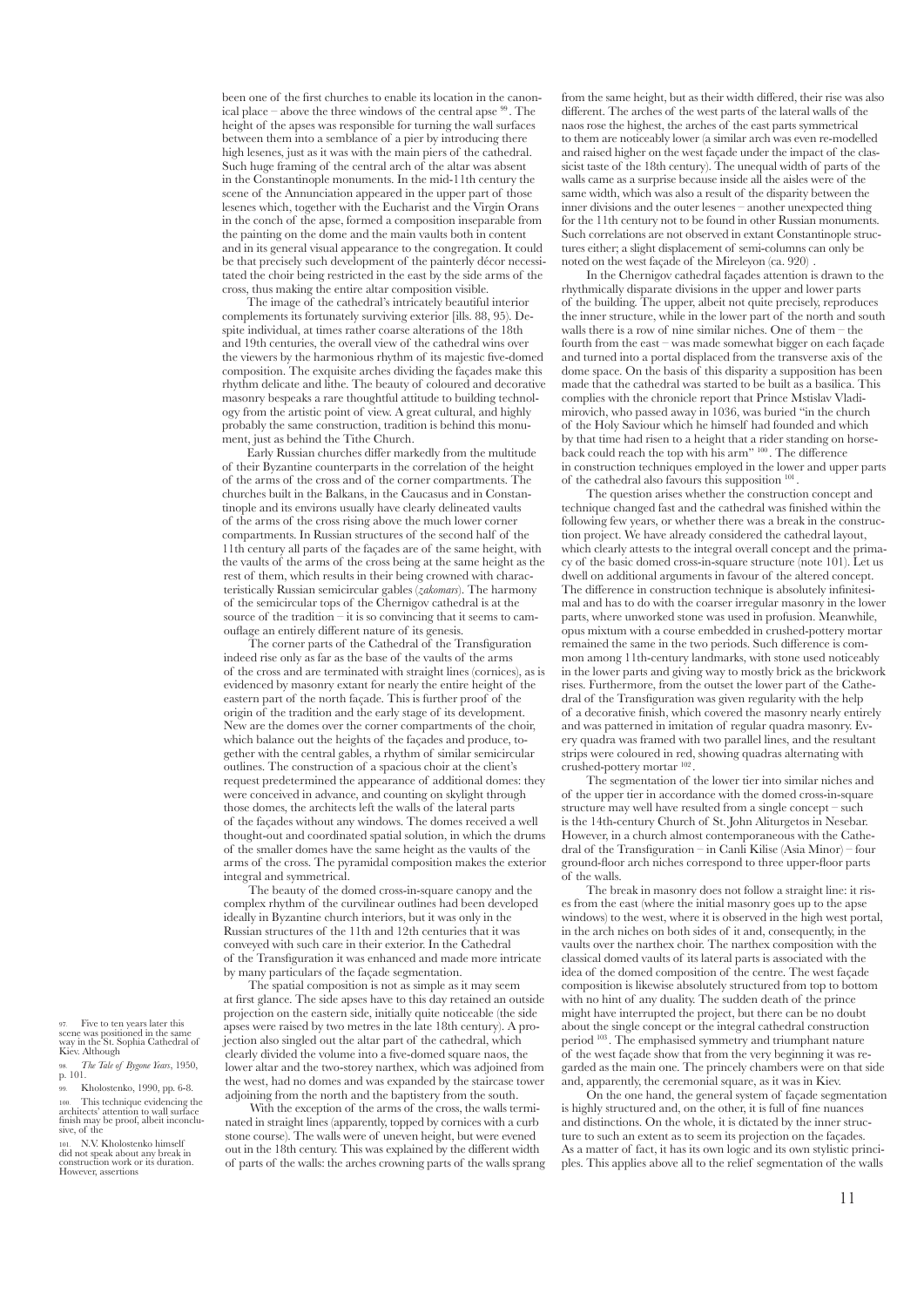been one of the first churches to enable its location in the canonical place – above the three windows of the central apse [99]. The height of the apses was responsible for turning the wall surfaces between them into a semblance of a pier by introducing there high lesenes, just as it was with the main piers of the cathedral. Such huge framing of the central arch of the altar was absent in the Constantinople monuments. In the mid-11th century the scene of the Annunciation appeared in the upper part of those lesenes which, together with the Eucharist and the Virgin Orans in the conch of the apse, formed a composition inseparable from the painting on the dome and the main vaults both in content and in its general visual appearance to the congregation. It could be that precisely such development of the painterly décor necessitated the choir being restricted in the east by the side arms of the cross, thus making the entire altar composition visible.

The image of the cathedral's intricately beautiful interior complements its fortunately surviving exterior [ills. 88, 95]. Despite individual, at times rather coarse alterations of the 18th and 19th centuries, the overall view of the cathedral wins over the viewers by the harmonious rhythm of its majestic five-domed composition. The exquisite arches dividing the façades make this rhythm delicate and lithe. The beauty of coloured and decorative masonry bespeaks a rare thoughtful attitude to building technology from the artistic point of view. A great cultural, and highly probably the same construction, tradition is behind this monument, just as behind the Tithe Church.

Early Russian churches differ markedly from the multitude of their Byzantine counterparts in the correlation of the height of the arms of the cross and of the corner compartments. The churches built in the Balkans, in the Caucasus and in Constantinople and its environs usually have clearly delineated vaults of the arms of the cross rising above the much lower corner compartments. In Russian structures of the second half of the 11th century all parts of the façades are of the same height, with the vaults of the arms of the cross being at the same height as the rest of them, which results in their being crowned with characteristically Russian semicircular gables (*zakomars*). The harmony of the semicircular tops of the Chernigov cathedral is at the source of the tradition – it is so convincing that it seems to camouflage an entirely different nature of its genesis.

The corner parts of the Cathedral of the Transfiguration indeed rise only as far as the base of the vaults of the arms of the cross and are terminated with straight lines (cornices), as is evidenced by masonry extant for nearly the entire height of the eastern part of the north façade. This is further proof of the origin of the tradition and the early stage of its development. New are the domes over the corner compartments of the choir, which balance out the heights of the façades and produce, together with the central gables, a rhythm of similar semicircular outlines. The construction of a spacious choir at the client's request predetermined the appearance of additional domes: they were conceived in advance, and counting on skylight through those domes, the architects left the walls of the lateral parts of the façades without any windows. The domes received a well thought-out and coordinated spatial solution, in which the drums of the smaller domes have the same height as the vaults of the arms of the cross. The pyramidal composition makes the exterior integral and symmetrical.

The beauty of the domed cross-in-square canopy and the complex rhythm of the curvilinear outlines had been developed ideally in Byzantine church interiors, but it was only in the Russian structures of the 11th and 12th centuries that it was conveyed with such care in their exterior. In the Cathedral of the Transfiguration it was enhanced and made more intricate by many particulars of the façade segmentation.

The spatial composition is not as simple as it may seem at first glance. The side apses have to this day retained an outside projection on the eastern side, initially quite noticeable (the side apses were raised by two metres in the late 18th century). A projection also singled out the altar part of the cathedral, which clearly divided the volume into a five-domed square naos, the lower altar and the two-storey narthex, which was adjoined from the west, had no domes and was expanded by the staircase tower adjoining from the north and the baptistery from the south.

With the exception of the arms of the cross, the walls terminated in straight lines (apparently, topped by cornices with a curb stone course). The walls were of uneven height, but were evened out in the 18th century. This was explained by the different width of parts of the walls: the arches crowning parts of the walls sprang from the same height, but as their width differed, their rise was also different. The arches of the west parts of the lateral walls of the naos rose the highest, the arches of the east parts symmetrical to them are noticeably lower (a similar arch was even re-modelled and raised higher on the west façade under the impact of the classicist taste of the 18th century). The unequal width of parts of the walls came as a surprise because inside all the aisles were of the same width, which was also a result of the disparity between the inner divisions and the outer lesenes – another unexpected thing for the 11th century not to be found in other Russian monuments. Such correlations are not observed in extant Constantinople structures either; a slight displacement of semi-columns can only be noted on the west façade of the Mireleyon (ca. 920).

In the Chernigov cathedral façades attention is drawn to the rhythmically disparate divisions in the upper and lower parts of the building. The upper, albeit not quite precisely, reproduces the inner structure, while in the lower part of the north and south walls there is a row of nine similar niches. One of them – the fourth from the east – was made somewhat bigger on each façade and turned into a portal displaced from the transverse axis of the dome space. On the basis of this disparity a supposition has been made that the cathedral was started to be built as a basilica. This complies with the chronicle report that Prince Mstislav Vladimirovich, who passed away in 1036, was buried "in the church of the Holy Saviour which he himself had founded and which by that time had risen to a height that a rider standing on horseback could reach the top with his arm" [100]. The difference in construction techniques employed in the lower and upper parts of the cathedral also favours this supposition [101].

The question arises whether the construction concept and technique changed fast and the cathedral was finished within the following few years, or whether there was a break in the construction project. We have already considered the cathedral layout, which clearly attests to the integral overall concept and the primacy of the basic domed cross-in-square structure (note 101). Let us dwell on additional arguments in favour of the altered concept. The difference in construction technique is absolutely infinitesimal and has to do with the coarser irregular masonry in the lower parts, where unworked stone was used in profusion. Meanwhile, opus mixtum with a course embedded in crushed-pottery mortar remained the same in the two periods. Such difference is common among 11th-century landmarks, with stone used noticeably in the lower parts and giving way to mostly brick as the brickwork rises. Furthermore, from the outset the lower part of the Cathedral of the Transfiguration was given regularity with the help of a decorative finish, which covered the masonry nearly entirely and was patterned in imitation of regular quadra masonry. Every quadra was framed with two parallel lines, and the resultant strips were coloured in red, showing quadras alternating with crushed-pottery mortar [102].

The segmentation of the lower tier into similar niches and of the upper tier in accordance with the domed cross-in-square structure may well have resulted from a single concept – such is the 14th-century Church of St. John Aliturgetos in Nesebar. However, in a church almost contemporaneous with the Cathedral of the Transfiguration – in Canli Kilise (Asia Minor) – four ground-floor arch niches correspond to three upper-floor parts of the walls.

The break in masonry does not follow a straight line: it rises from the east (where the initial masonry goes up to the apse windows) to the west, where it is observed in the high west portal, in the arch niches on both sides of it and, consequently, in the vaults over the narthex choir. The narthex composition with the classical domed vaults of its lateral parts is associated with the idea of the domed composition of the centre. The west façade composition is likewise absolutely structured from top to bottom with no hint of any duality. The sudden death of the prince might have interrupted the project, but there can be no doubt about the single concept or the integral cathedral construction period [103]. The emphasised symmetry and triumphant nature of the west façade show that from the very beginning it was regarded as the main one. The princely chambers were on that side and, apparently, the ceremonial square, as it was in Kiev.

On the one hand, the general system of façade segmentation is highly structured and, on the other, it is full of fine nuances and distinctions. On the whole, it is dictated by the inner structure to such an extent as to seem its projection on the façades. As a matter of fact, it has its own logic and its own stylistic principles. This applies above all to the relief segmentation of the walls

97. Five to ten years later this scene was positioned in the same way in the St. Sophia Cathedral of Kiev. Although

98. *The Tale of Bygone Years*, 1950, p. 101.

99. Kholostenko, 1990, pp. 6-8.

100. This technique evidencing the architects' attention to wall surface finish may be proof, albeit inconclusive, of the

101. N.V. Kholostenko himself did not speak about any break in construction work or its duration. However, assertions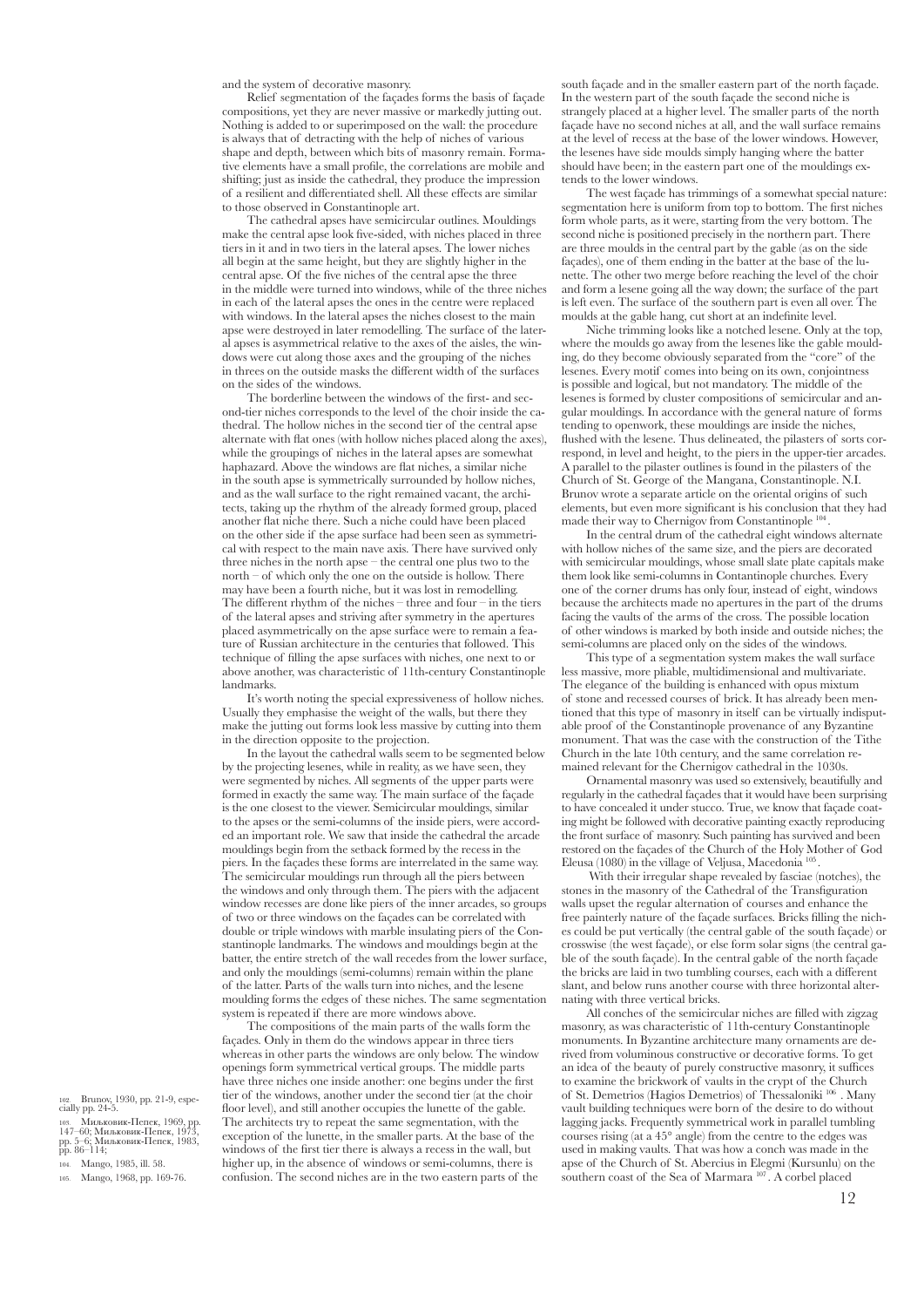and the system of decorative masonry.

Relief segmentation of the façades forms the basis of façade compositions, yet they are never massive or markedly jutting out. Nothing is added to or superimposed on the wall: the procedure is always that of detracting with the help of niches of various shape and depth, between which bits of masonry remain. Formative elements have a small profile, the correlations are mobile and shifting; just as inside the cathedral, they produce the impression of a resilient and differentiated shell. All these effects are similar to those observed in Constantinople art.

The cathedral apses have semicircular outlines. Mouldings make the central apse look five-sided, with niches placed in three tiers in it and in two tiers in the lateral apses. The lower niches all begin at the same height, but they are slightly higher in the central apse. Of the five niches of the central apse the three in the middle were turned into windows, while of the three niches in each of the lateral apses the ones in the centre were replaced with windows. In the lateral apses the niches closest to the main apse were destroyed in later remodelling. The surface of the lateral apses is asymmetrical relative to the axes of the aisles, the windows were cut along those axes and the grouping of the niches in threes on the outside masks the different width of the surfaces on the sides of the windows.

The borderline between the windows of the first- and second-tier niches corresponds to the level of the choir inside the cathedral. The hollow niches in the second tier of the central apse alternate with flat ones (with hollow niches placed along the axes), while the groupings of niches in the lateral apses are somewhat haphazard. Above the windows are flat niches, a similar niche in the south apse is symmetrically surrounded by hollow niches, and as the wall surface to the right remained vacant, the architects, taking up the rhythm of the already formed group, placed another flat niche there. Such a niche could have been placed on the other side if the apse surface had been seen as symmetrical with respect to the main nave axis. There have survived only three niches in the north apse – the central one plus two to the north – of which only the one on the outside is hollow. There may have been a fourth niche, but it was lost in remodelling. The different rhythm of the niches – three and four – in the tiers of the lateral apses and striving after symmetry in the apertures placed asymmetrically on the apse surface were to remain a feature of Russian architecture in the centuries that followed. This technique of filling the apse surfaces with niches, one next to or above another, was characteristic of 11th-century Constantinople landmarks.

It's worth noting the special expressiveness of hollow niches. Usually they emphasise the weight of the walls, but there they make the jutting out forms look less massive by cutting into them in the direction opposite to the projection.

In the layout the cathedral walls seem to be segmented below by the projecting lesenes, while in reality, as we have seen, they were segmented by niches. All segments of the upper parts were formed in exactly the same way. The main surface of the façade is the one closest to the viewer. Semicircular mouldings, similar to the apses or the semi-columns of the inside piers, were accorded an important role. We saw that inside the cathedral the arcade mouldings begin from the setback formed by the recess in the piers. In the façades these forms are interrelated in the same way. The semicircular mouldings run through all the piers between the windows and only through them. The piers with the adjacent window recesses are done like piers of the inner arcades, so groups of two or three windows on the façades can be correlated with double or triple windows with marble insulating piers of the Constantinople landmarks. The windows and mouldings begin at the batter, the entire stretch of the wall recedes from the lower surface, and only the mouldings (semi-columns) remain within the plane of the latter. Parts of the walls turn into niches, and the lesene moulding forms the edges of these niches. The same segmentation system is repeated if there are more windows above.

The compositions of the main parts of the walls form the façades. Only in them do the windows appear in three tiers whereas in other parts the windows are only below. The window openings form symmetrical vertical groups. The middle parts have three niches one inside another: one begins under the first tier of the windows, another under the second tier (at the choir floor level), and still another occupies the lunette of the gable. The architects try to repeat the same segmentation, with the exception of the lunette, in the smaller parts. At the base of the windows of the first tier there is always a recess in the wall, but higher up, in the absence of windows or semi-columns, there is confusion. The second niches are in the two eastern parts of the south façade and in the smaller eastern part of the north façade. In the western part of the south façade the second niche is strangely placed at a higher level. The smaller parts of the north façade have no second niches at all, and the wall surface remains at the level of recess at the base of the lower windows. However, the lesenes have side moulds simply hanging where the batter should have been; in the eastern part one of the mouldings extends to the lower windows.

The west façade has trimmings of a somewhat special nature: segmentation here is uniform from top to bottom. The first niches form whole parts, as it were, starting from the very bottom. The second niche is positioned precisely in the northern part. There are three moulds in the central part by the gable (as on the side façades), one of them ending in the batter at the base of the lunette. The other two merge before reaching the level of the choir and form a lesene going all the way down; the surface of the part is left even. The surface of the southern part is even all over. The moulds at the gable hang, cut short at an indefinite level.

Niche trimming looks like a notched lesene. Only at the top, where the moulds go away from the lesenes like the gable moulding, do they become obviously separated from the "core" of the lesenes. Every motif comes into being on its own, conjointness is possible and logical, but not mandatory. The middle of the lesenes is formed by cluster compositions of semicircular and angular mouldings. In accordance with the general nature of forms tending to openwork, these mouldings are inside the niches, flushed with the lesene. Thus delineated, the pilasters of sorts correspond, in level and height, to the piers in the upper-tier arcades. A parallel to the pilaster outlines is found in the pilasters of the Church of St. George of the Mangana, Constantinople. N.I. Brunov wrote a separate article on the oriental origins of such elements, but even more significant is his conclusion that they had made their way to Chernigov from Constantinople [104].

In the central drum of the cathedral eight windows alternate with hollow niches of the same size, and the piers are decorated with semicircular mouldings, whose small slate plate capitals make them look like semi-columns in Contantinople churches. Every one of the corner drums has only four, instead of eight, windows because the architects made no apertures in the part of the drums facing the vaults of the arms of the cross. The possible location of other windows is marked by both inside and outside niches; the semi-columns are placed only on the sides of the windows.

This type of a segmentation system makes the wall surface less massive, more pliable, multidimensional and multivariate. The elegance of the building is enhanced with opus mixtum of stone and recessed courses of brick. It has already been mentioned that this type of masonry in itself can be virtually indisputable proof of the Constantinople provenance of any Byzantine monument. That was the case with the construction of the Tithe Church in the late 10th century, and the same correlation remained relevant for the Chernigov cathedral in the 1030s.

Ornamental masonry was used so extensively, beautifully and regularly in the cathedral façades that it would have been surprising to have concealed it under stucco. True, we know that façade coating might be followed with decorative painting exactly reproducing the front surface of masonry. Such painting has survived and been restored on the façades of the Church of the Holy Mother of God Eleusa (1080) in the village of Veljusa, Macedonia [105].

With their irregular shape revealed by fasciae (notches), the stones in the masonry of the Cathedral of the Transfiguration walls upset the regular alternation of courses and enhance the free painterly nature of the façade surfaces. Bricks filling the niches could be put vertically (the central gable of the south façade) or crosswise (the west façade), or else form solar signs (the central gable of the south façade). In the central gable of the north façade the bricks are laid in two tumbling courses, each with a different slant, and below runs another course with three horizontal alternating with three vertical bricks.

All conches of the semicircular niches are filled with zigzag masonry, as was characteristic of 11th-century Constantinople monuments. In Byzantine architecture many ornaments are derived from voluminous constructive or decorative forms. To get an idea of the beauty of purely constructive masonry, it suffices to examine the brickwork of vaults in the crypt of the Church of St. Demetrios (Hagios Demetrios) of Thessaloniki [106]. Many vault building techniques were born of the desire to do without lagging jacks. Frequently symmetrical work in parallel tumbling courses rising (at a 45° angle) from the centre to the edges was used in making vaults. That was how a conch was made in the apse of the Church of St. Abercius in Elegmi (Kursunlu) on the southern coast of the Sea of Marmara [107]. A corbel placed

---

102. Brunov, 1930, pp. 21-9, especially pp. 24-5.

103. Мильковик-Пепек, 1969, pp. 147–60; Мильковик-Пепек, 1973, pp. 5–6; Мильковик-Пепек, 1983, pp. 86–114;

104. Mango, 1985, ill. 58.

105. Mango, 1968, pp. 169-76.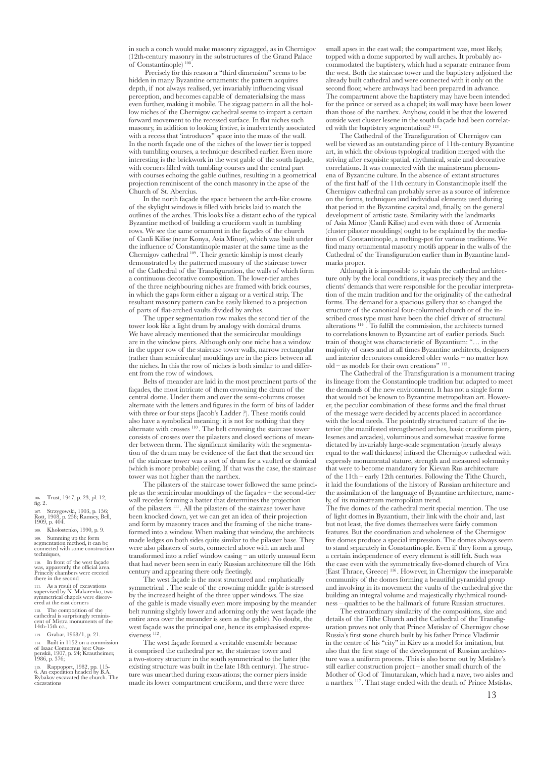in such a conch would make masonry zigzagged, as in Chernigov (12th-century masonry in the substructures of the Grand Palace of Constantinople) [108].

Precisely for this reason a "third dimension" seems to be hidden in many Byzantine ornaments: the pattern acquires depth, if not always realised, yet invariably influencing visual perception, and becomes capable of dematerialising the mass even further, making it mobile. The zigzag pattern in all the hollow niches of the Chernigov cathedral seems to impart a certain forward movement to the recessed surface. In flat niches such masonry, in addition to looking festive, is inadvertently associated with a recess that 'introduces" space into the mass of the wall. In the north façade one of the niches of the lower tier is topped with tumbling courses, a technique described earlier. Even more interesting is the brickwork in the west gable of the south façade, with corners filled with tumbling courses and the central part with courses echoing the gable outlines, resulting in a geometrical projection reminiscent of the conch masonry in the apse of the Church of St. Abercius.

In the north façade the space between the arch-like crowns of the skylight windows is filled with bricks laid to match the outlines of the arches. This looks like a distant echo of the typical Byzantine method of building a cruciform vault in tumbling rows. We see the same ornament in the façades of the church of Canli Kilise (near Konya, Asia Minor), which was built under the influence of Constantinople master at the same time as the Chernigov cathedral [109]. Their genetic kinship is most clearly demonstrated by the patterned masonry of the staircase tower of the Cathedral of the Transfiguration, the walls of which form a continuous decorative composition. The lower-tier arches of the three neighbouring niches are framed with brick courses, in which the gaps form either a zigzag or a vertical strip. The resultant masonry pattern can be easily likened to a projection of parts of flat-arched vaults divided by arches.

The upper segmentation row makes the second tier of the tower look like a light drum by analogy with domical drums. We have already mentioned that the semicircular mouldings are in the window piers. Although only one niche has a window in the upper row of the staircase tower walls, narrow rectangular (rather than semicircular) mouldings are in the piers between all the niches. In this the row of niches is both similar to and different from the row of windows.

Belts of meander are laid in the most prominent parts of the façades, the most intricate of them crowning the drum of the central dome. Under them and over the semi-columns crosses alternate with the letters and figures in the form of bits of ladder with three or four steps (Jacob's Ladder ?). These motifs could also have a symbolical meaning: it is not for nothing that they alternate with crosses [110]. The belt crowning the staircase tower consists of crosses over the pilasters and closed sections of meander between them. The significant similarity with the segmentation of the drum may be evidence of the fact that the second tier of the staircase tower was a sort of drum for a vaulted or domical (which is more probable) ceiling. If that was the case, the staircase tower was not higher than the narthex.

The pilasters of the staircase tower followed the same principle as the semicircular mouldings of the façades – the second-tier wall recedes forming a batter that determines the projection of the pilasters [111]. All the pilasters of the staircase tower have been knocked down, yet we can get an idea of their projection and form by masonry traces and the framing of the niche transformed into a window. When making that window, the architects made ledges on both sides quite similar to the pilaster base. They were also pilasters of sorts, connected above with an arch and transformed into a relief window casing – an utterly unusual form that had never been seen in early Russian architecture till the 16th century and appearing there only fleetingly.

The west façade is the most structured and emphatically symmetrical . The scale of the crowning middle gable is stressed by the increased height of the three upper windows. The size of the gable is made visually even more imposing by the meander belt running slightly lower and adorning only the west façade (the entire area over the meander is seen as the gable). No doubt, the west façade was the principal one, hence its emphasised expressiveness [112].

The west façade formed a veritable ensemble because it comprised the cathedral per se, the staircase tower and a two-storey structure in the south symmetrical to the latter (the existing structure was built in the late 18th century). The structure was unearthed during excavations; the corner piers inside made its lower compartment cruciform, and there were three small apses in the east wall; the compartment was, most likely, topped with a dome supported by wall arches. It probably accommodated the baptistery, which had a separate entrance from the west. Both the staircase tower and the baptistery adjoined the already built cathedral and were connected with it only on the second floor, where archways had been prepared in advance. The compartment above the baptistery may have been intended for the prince or served as a chapel; its wall may have been lower than those of the narthex. Anyhow, could it be that the lowered outside west cluster lesene in the south façade had been correlated with the baptistery segmentation? [113].

The Cathedral of the Transfiguration of Chernigov can well be viewed as an outstanding piece of 11th-century Byzantine art, in which the obvious typological tradition merged with the striving after exquisite spatial, rhythmical, scale and decorative correlations. It was connected with the mainstream phenomena of Byzantine culture. In the absence of extant structures of the first half of the 11th century in Constantinople itself the Chernigov cathedral can probably serve as a source of inference on the forms, techniques and individual elements used during that period in the Byzantine capital and, finally, on the general development of artistic taste. Similarity with the landmarks of Asia Minor (Canli Kilise) and even with those of Armenia (cluster pilaster mouldings) ought to be explained by the mediation of Constantinople, a melting-pot for various traditions. We find many ornamental masonry motifs appear in the walls of the Cathedral of the Transfiguration earlier than in Byzantine landmarks proper.

Although it is impossible to explain the cathedral architecture only by the local conditions, it was precisely they and the clients' demands that were responsible for the peculiar interpretation of the main tradition and for the originality of the cathedral forms. The demand for a spacious gallery that so changed the structure of the canonical four-columned church or of the inscribed cross type must have been the chief driver of structural alterations [114] . To fulfill the commission, the architects turned to correlations known to Byzantine art of earlier periods. Such train of thought was characteristic of Byzantium: "… in the majority of cases and at all times Byzantine architects, designers and interior decorators considered older works – no matter how old – as models for their own creations" [115].

The Cathedral of the Transfiguration is a monument tracing its lineage from the Constantinople tradition but adapted to meet the demands of the new environment. It has not a single form that would not be known to Byzantine metropolitan art. However, the peculiar combination of these forms and the final thrust of the message were decided by accents placed in accordance with the local needs. The pointedly structured nature of the interior (the manifested strengthened arches, basic cruciform piers, lesenes and arcades), voluminous and somewhat massive forms dictated by invariably large-scale segmentation (nearly always equal to the wall thickness) infused the Chernigov cathedral with expressly monumental stature, strength and measured solemnity that were to become mandatory for Kievan Rus architecture of the 11th – early 12th centuries. Following the Tithe Church, it laid the foundations of the history of Russian architecture and the assimilation of the language of Byzantine architecture, namely, of its mainstream metropolitan trend.

The five domes of the cathedral merit special mention. The use of light domes in Byzantium, their link with the choir and, last but not least, the five domes themselves were fairly common features. But the coordination and wholeness of the Chernigov five domes produce a special impression. The domes always seem to stand separately in Constantinople. Even if they form a group, a certain independence of every element is still felt. Such was the case even with the symmetrically five-domed church of Vira (East Thrace, Greece) [116]. However, in Chernigov the inseparable community of the domes forming a beautiful pyramidal group and involving in its movement the vaults of the cathedral give the building an integral volume and majestically rhythmical roundness – qualities to be the hallmark of future Russian structures.

The extraordinary similarity of the compositions, size and details of the Tithe Church and the Cathedral of the Transfiguration proves not only that Prince Mstislav of Chernigov chose Russia's first stone church built by his father Prince Vladimir in the centre of his "city" in Kiev as a model for imitation, but also that the first stage of the development of Russian architecture was a uniform process. This is also borne out by Mstislav's still earlier construction project – another small church of the Mother of God of Tmutarakan, which had a nave, two aisles and a narthex [117]. That stage ended with the death of Prince Mstislav,

---

106. Trust, 1947, p. 23, pl. 12, fig. 2.

107. Strzygowski, 1903, p. 156; Rott, 1908, p. 258; Ramsey, Bell, 1909, p. 404.

108. Kholostenko, 1990, p. 9.

109. Summing up the form segmentation method, it can be connected with some construction techniques,

110. In front of the west façade was, apparently, the official area. Princely chambers were erected there in the second

111. As a result of excavations supervised by N. Makarenko, two symmetrical chapels were discovered at the east corners

112. The composition of the cathedral is surprisingly reminiscent of Mistra monuments of the 14th-15th cc.,

113. Grabar, 1968/1, p. 21.

114. Built in 1152 on a commission of Isaac Comnenus (see: Ouspenskii, 1907, p. 24; Krautheimer, 1986, p. 376;

115. Rappoport, 1982, pp. 115-6. An expedition headed by B.A. Rybakov excavated the church. The excavations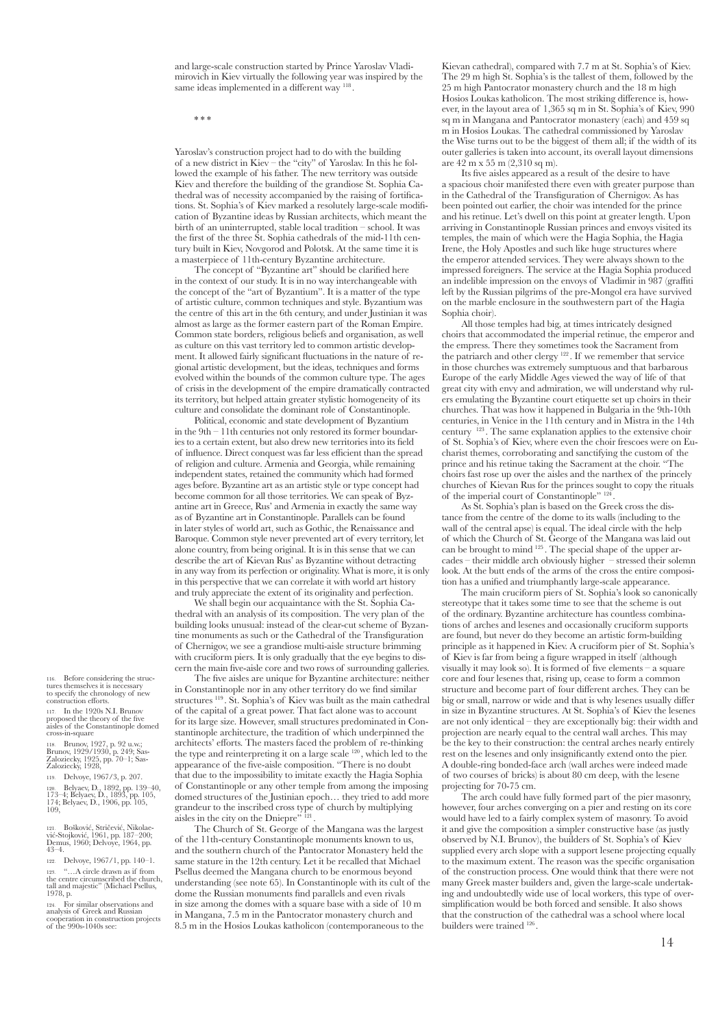and large-scale construction started by Prince Yaroslav Vladimirovich in Kiev virtually the following year was inspired by the same ideas implemented in a different way [118].

\* \* \*

Yaroslav's construction project had to do with the building of a new district in Kiev – the "city" of Yaroslav. In this he followed the example of his father. The new territory was outside Kiev and therefore the building of the grandiose St. Sophia Cathedral was of necessity accompanied by the raising of fortifications. St. Sophia's of Kiev marked a resolutely large-scale modification of Byzantine ideas by Russian architects, which meant the birth of an uninterrupted, stable local tradition – school. It was the first of the three St. Sophia cathedrals of the mid-11th century built in Kiev, Novgorod and Polotsk. At the same time it is a masterpiece of 11th-century Byzantine architecture.

The concept of "Byzantine art" should be clarified here in the context of our study. It is in no way interchangeable with the concept of the "art of Byzantium". It is a matter of the type of artistic culture, common techniques and style. Byzantium was the centre of this art in the 6th century, and under Justinian it was almost as large as the former eastern part of the Roman Empire. Common state borders, religious beliefs and organisation, as well as culture on this vast territory led to common artistic development. It allowed fairly significant fluctuations in the nature of regional artistic development, but the ideas, techniques and forms evolved within the bounds of the common culture type. The ages of crisis in the development of the empire dramatically contracted its territory, but helped attain greater stylistic homogeneity of its culture and consolidate the dominant role of Constantinople.

Political, economic and state development of Byzantium in the 9th – 11th centuries not only restored its former boundaries to a certain extent, but also drew new territories into its field of influence. Direct conquest was far less efficient than the spread of religion and culture. Armenia and Georgia, while remaining independent states, retained the community which had formed ages before. Byzantine art as an artistic style or type concept had become common for all those territories. We can speak of Byzantine art in Greece, Rus' and Armenia in exactly the same way as of Byzantine art in Constantinople. Parallels can be found in later styles of world art, such as Gothic, the Renaissance and Baroque. Common style never prevented art of every territory, let alone country, from being original. It is in this sense that we can describe the art of Kievan Rus' as Byzantine without detracting in any way from its perfection or originality. What is more, it is only in this perspective that we can correlate it with world art history and truly appreciate the extent of its originality and perfection.

We shall begin our acquaintance with the St. Sophia Cathedral with an analysis of its composition. The very plan of the building looks unusual: instead of the clear-cut scheme of Byzantine monuments as such or the Cathedral of the Transfiguration of Chernigov, we see a grandiose multi-aisle structure brimming with cruciform piers. It is only gradually that the eye begins to discern the main five-aisle core and two rows of surrounding galleries.

The five aisles are unique for Byzantine architecture: neither in Constantinople nor in any other territory do we find similar structures [119]. St. Sophia's of Kiev was built as the main cathedral of the capital of a great power. That fact alone was to account for its large size. However, small structures predominated in Constantinople architecture, the tradition of which underpinned the architects' efforts. The masters faced the problem of re-thinking the type and reinterpreting it on a large scale [120], which led to the appearance of the five-aisle composition. "There is no doubt that due to the impossibility to imitate exactly the Hagia Sophia of Constantinople or any other temple from among the imposing domed structures of the Justinian epoch… they tried to add more grandeur to the inscribed cross type of church by multiplying aisles in the city on the Dniepre" [121].

The Church of St. George of the Mangana was the largest of the 11th-century Constantinople monuments known to us, and the southern church of the Pantocrator Monastery held the same stature in the 12th century. Let it be recalled that Michael Psellus deemed the Mangana church to be enormous beyond understanding (see note 65). In Constantinople with its cult of the dome the Russian monuments find parallels and even rivals in size among the domes with a square base with a side of 10 m in Mangana, 7.5 m in the Pantocrator monastery church and 8.5 m in the Hosios Loukas katholicon (contemporaneous to the Kievan cathedral), compared with 7.7 m at St. Sophia's of Kiev. The 29 m high St. Sophia's is the tallest of them, followed by the 25 m high Pantocrator monastery church and the 18 m high Hosios Loukas katholicon. The most striking difference is, however, in the layout area of 1,365 sq m in St. Sophia's of Kiev, 990 sq m in Mangana and Pantocrator monastery (each) and 459 sq m in Hosios Loukas. The cathedral commissioned by Yaroslav the Wise turns out to be the biggest of them all; if the width of its outer galleries is taken into account, its overall layout dimensions are 42 m x 55 m (2,310 sq m).

Its five aisles appeared as a result of the desire to have a spacious choir manifested there even with greater purpose than in the Cathedral of the Transfiguration of Chernigov. As has been pointed out earlier, the choir was intended for the prince and his retinue. Let's dwell on this point at greater length. Upon arriving in Constantinople Russian princes and envoys visited its temples, the main of which were the Hagia Sophia, the Hagia Irene, the Holy Apostles and such like huge structures where the emperor attended services. They were always shown to the impressed foreigners. The service at the Hagia Sophia produced an indelible impression on the envoys of Vladimir in 987 (graffiti left by the Russian pilgrims of the pre-Mongol era have survived on the marble enclosure in the southwestern part of the Hagia Sophia choir).

All those temples had big, at times intricately designed choirs that accommodated the imperial retinue, the emperor and the empress. There they sometimes took the Sacrament from the patriarch and other clergy [122]. If we remember that service in those churches was extremely sumptuous and that barbarous Europe of the early Middle Ages viewed the way of life of that great city with envy and admiration, we will understand why rulers emulating the Byzantine court etiquette set up choirs in their churches. That was how it happened in Bulgaria in the 9th-10th centuries, in Venice in the 11th century and in Mistra in the 14th century [123]. The same explanation applies to the extensive choir of St. Sophia's of Kiev, where even the choir frescoes were on Eucharist themes, corroborating and sanctifying the custom of the prince and his retinue taking the Sacrament at the choir. "The choirs fast rose up over the aisles and the narthex of the princely churches of Kievan Rus for the princes sought to copy the rituals of the imperial court of Constantinople" [124].

As St. Sophia's plan is based on the Greek cross the distance from the centre of the dome to its walls (including to the wall of the central apse) is equal. The ideal circle with the help of which the Church of St. George of the Mangana was laid out can be brought to mind [125]. The special shape of the upper arcades – their middle arch obviously higher – stressed their solemn look. At the butt ends of the arms of the cross the entire composition has a unified and triumphantly large-scale appearance.

The main cruciform piers of St. Sophia's look so canonically stereotype that it takes some time to see that the scheme is out of the ordinary. Byzantine architecture has countless combinations of arches and lesenes and occasionally cruciform supports are found, but never do they become an artistic form-building principle as it happened in Kiev. A cruciform pier of St. Sophia's of Kiev is far from being a figure wrapped in itself (although visually it may look so). It is formed of five elements – a square core and four lesenes that, rising up, cease to form a common structure and become part of four different arches. They can be big or small, narrow or wide and that is why lesenes usually differ in size in Byzantine structures. At St. Sophia's of Kiev the lesenes are not only identical – they are exceptionally big: their width and projection are nearly equal to the central wall arches. This may be the key to their construction: the central arches nearly entirely rest on the lesenes and only insignificantly extend onto the pier. A double-ring bonded-face arch (wall arches were indeed made of two courses of bricks) is about 80 cm deep, with the lesene projecting for 70-75 cm.

The arch could have fully formed part of the pier masonry, however, four arches converging on a pier and resting on its core would have led to a fairly complex system of masonry. To avoid it and give the composition a simpler constructive base (as justly observed by N.I. Brunov), the builders of St. Sophia's of Kiev supplied every arch slope with a support lesene projecting equally to the maximum extent. The reason was the specific organisation of the construction process. One would think that there were not many Greek master builders and, given the large-scale undertaking and undoubtedly wide use of local workers, this type of oversimplification would be both forced and sensible. It also shows that the construction of the cathedral was a school where local builders were trained [126].

---

116. Before considering the structures themselves it is necessary to specify the chronology of new construction efforts.

117. In the 1920s N.I. Brunov proposed the theory of the five aisles of the Constantinople domed cross-in-square

118. Brunov, 1927, p. 92 u.w.; Brunov, 1929/1930, p. 249; Sas-Zaloziecky, 1925, pp. 70–1; Sas-Zaloziecky, 1928,

119. Delvoye, 1967/3, p. 207.

120. Belyaev, D., 1892, pp. 139–40, 173–4; Belyaev, D., 1893, pp. 105, 174; Belyaev, D., 1906, pp. 105, 109,

121. Bošković, Stričević, Nikolaević-Stojković, 1961, pp. 187–200; Demus, 1960; Delvoye, 1964, pp. 43–4.

122. Delvoye, 1967/1, pp. 140–1.

123. "…A circle drawn as if from the centre circumscribed the church, tall and majestic" (Michael Psellus, 1978, p.

124. For similar observations and analysis of Greek and Russian cooperation in construction projects of the 990s-1040s see: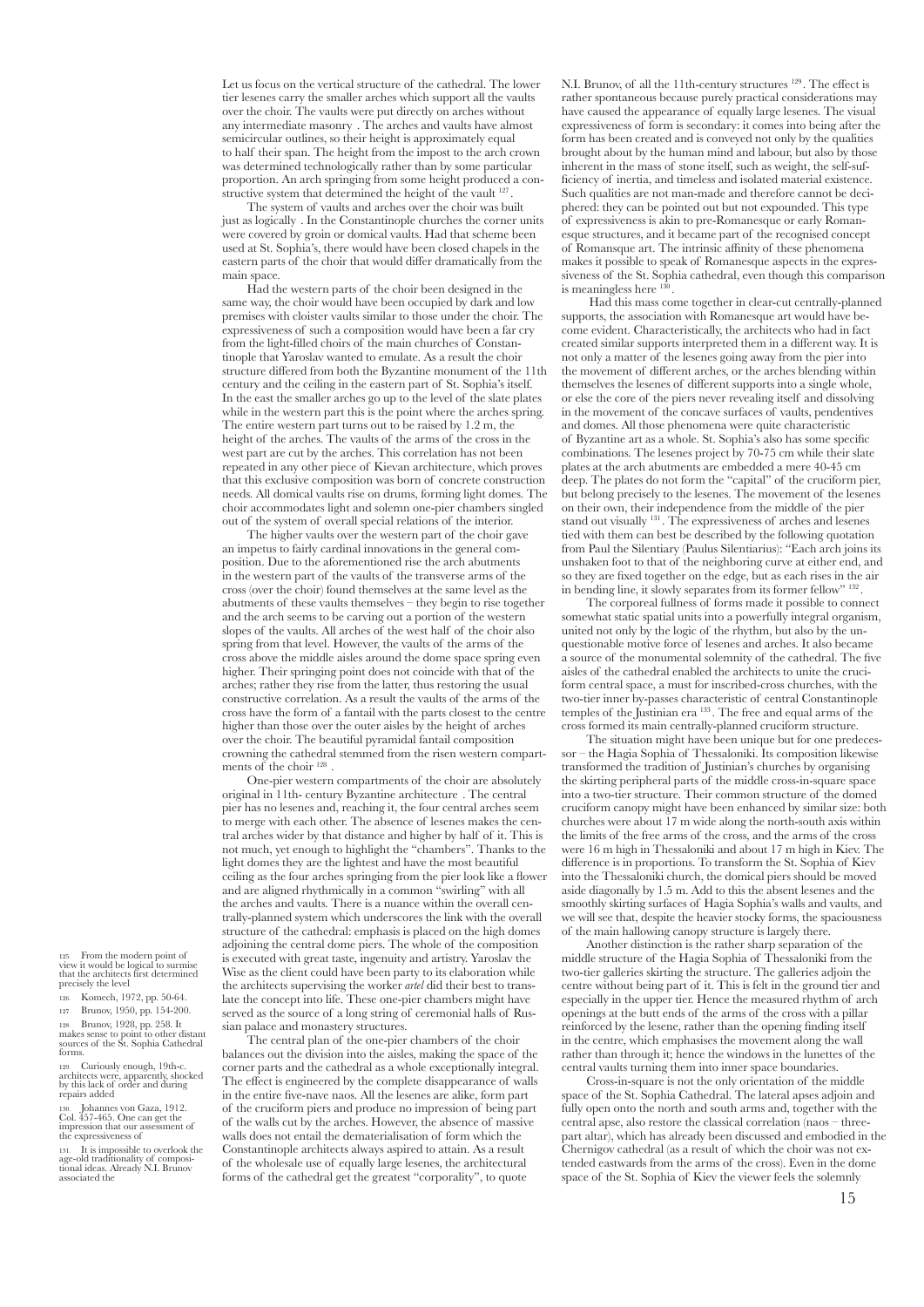Let us focus on the vertical structure of the cathedral. The lower tier lesenes carry the smaller arches which support all the vaults over the choir. The vaults were put directly on arches without any intermediate masonry . The arches and vaults have almost semicircular outlines, so their height is approximately equal to half their span. The height from the impost to the arch crown was determined technologically rather than by some particular proportion. An arch springing from some height produced a constructive system that determined the height of the vault [127].

The system of vaults and arches over the choir was built just as logically . In the Constantinople churches the corner units were covered by groin or domical vaults. Had that scheme been used at St. Sophia's, there would have been closed chapels in the eastern parts of the choir that would differ dramatically from the main space.

Had the western parts of the choir been designed in the same way, the choir would have been occupied by dark and low premises with cloister vaults similar to those under the choir. The expressiveness of such a composition would have been a far cry from the light-filled choirs of the main churches of Constantinople that Yaroslav wanted to emulate. As a result the choir structure differed from both the Byzantine monument of the 11th century and the ceiling in the eastern part of St. Sophia's itself. In the east the smaller arches go up to the level of the slate plates while in the western part this is the point where the arches spring. The entire western part turns out to be raised by 1.2 m, the height of the arches. The vaults of the arms of the cross in the west part are cut by the arches. This correlation has not been repeated in any other piece of Kievan architecture, which proves that this exclusive composition was born of concrete construction needs. All domical vaults rise on drums, forming light domes. The choir accommodates light and solemn one-pier chambers singled out of the system of overall special relations of the interior.

The higher vaults over the western part of the choir gave an impetus to fairly cardinal innovations in the general composition. Due to the aforementioned rise the arch abutments in the western part of the vaults of the transverse arms of the cross (over the choir) found themselves at the same level as the abutments of these vaults themselves – they begin to rise together and the arch seems to be carving out a portion of the western slopes of the vaults. All arches of the west half of the choir also spring from that level. However, the vaults of the arms of the cross above the middle aisles around the dome space spring even higher. Their springing point does not coincide with that of the arches; rather they rise from the latter, thus restoring the usual constructive correlation. As a result the vaults of the arms of the cross have the form of a fantail with the parts closest to the centre higher than those over the outer aisles by the height of arches over the choir. The beautiful pyramidal fantail composition crowning the cathedral stemmed from the risen western compartments of the choir [128] .

One-pier western compartments of the choir are absolutely original in 11th- century Byzantine architecture . The central pier has no lesenes and, reaching it, the four central arches seem to merge with each other. The absence of lesenes makes the central arches wider by that distance and higher by half of it. This is not much, yet enough to highlight the "chambers". Thanks to the light domes they are the lightest and have the most beautiful ceiling as the four arches springing from the pier look like a flower and are aligned rhythmically in a common "swirling" with all the arches and vaults. There is a nuance within the overall centrally-planned system which underscores the link with the overall structure of the cathedral: emphasis is placed on the high domes adjoining the central dome piers. The whole of the composition is executed with great taste, ingenuity and artistry. Yaroslav the Wise as the client could have been party to its elaboration while the architects supervising the worker *artel* did their best to translate the concept into life. These one-pier chambers might have served as the source of a long string of ceremonial halls of Russian palace and monastery structures.

The central plan of the one-pier chambers of the choir balances out the division into the aisles, making the space of the corner parts and the cathedral as a whole exceptionally integral. The effect is engineered by the complete disappearance of walls in the entire five-nave naos. All the lesenes are alike, form part of the cruciform piers and produce no impression of being part of the walls cut by the arches. However, the absence of massive walls does not entail the dematerialisation of form which the Constantinople architects always aspired to attain. As a result of the wholesale use of equally large lesenes, the architectural forms of the cathedral get the greatest "corporality", to quote N.I. Brunov, of all the 11th-century structures [129]. The effect is rather spontaneous because purely practical considerations may have caused the appearance of equally large lesenes. The visual expressiveness of form is secondary: it comes into being after the form has been created and is conveyed not only by the qualities brought about by the human mind and labour, but also by those inherent in the mass of stone itself, such as weight, the self-sufficiency of inertia, and timeless and isolated material existence. Such qualities are not man-made and therefore cannot be deciphered: they can be pointed out but not expounded. This type of expressiveness is akin to pre-Romanesque or early Romanesque structures, and it became part of the recognised concept of Romanesque art. The intrinsic affinity of these phenomena makes it possible to speak of Romanesque aspects in the expressiveness of the St. Sophia cathedral, even though this comparison is meaningless here [130].

Had this mass come together in clear-cut centrally-planned supports, the association with Romanesque art would have become evident. Characteristically, the architects who had in fact created similar supports interpreted them in a different way. It is not only a matter of the lesenes going away from the pier into the movement of different arches, or the arches blending within themselves the lesenes of different supports into a single whole, or else the core of the piers never revealing itself and dissolving in the movement of the concave surfaces of vaults, pendentives and domes. All those phenomena were quite characteristic of Byzantine art as a whole. St. Sophia's also has some specific combinations. The lesenes project by 70-75 cm while their slate plates at the arch abutments are embedded a mere 40-45 cm deep. The plates do not form the "capital" of the cruciform pier, but belong precisely to the lesenes. The movement of the lesenes on their own, their independence from the middle of the pier stand out visually [131]. The expressiveness of arches and lesenes tied with them can best be described by the following quotation from Paul the Silentiary (Paulus Silentiarius): "Each arch joins its unshaken foot to that of the neighboring curve at either end, and so they are fixed together on the edge, but as each rises in the air in bending line, it slowly separates from its former fellow" [132].

The corporeal fullness of forms made it possible to connect somewhat static spatial units into a powerfully integral organism, united not only by the logic of the rhythm, but also by the unquestionable motive force of lesenes and arches. It also became a source of the monumental solemnity of the cathedral. The five aisles of the cathedral enabled the architects to unite the cruciform central space, a must for inscribed-cross churches, with the two-tier inner by-passes characteristic of central Constantinople temples of the Justinian era [133]. The free and equal arms of the cross formed its main centrally-planned cruciform structure.

The situation might have been unique but for one predecessor – the Hagia Sophia of Thessaloniki. Its composition likewise transformed the tradition of Justinian's churches by organising the skirting peripheral parts of the middle cross-in-square space into a two-tier structure. Their common structure of the domed cruciform canopy might have been enhanced by similar size: both churches were about 17 m wide along the north-south axis within the limits of the free arms of the cross, and the arms of the cross were 16 m high in Thessaloniki and about 17 m high in Kiev. The difference is in proportions. To transform the St. Sophia of Kiev into the Thessaloniki church, the domical piers should be moved aside diagonally by 1.5 m. Add to this the absent lesenes and the smoothly skirting surfaces of Hagia Sophia's walls and vaults, and we will see that, despite the heavier stocky forms, the spaciousness of the main hallowing canopy structure is largely there.

Another distinction is the rather sharp separation of the middle structure of the Hagia Sophia of Thessaloniki from the two-tier galleries skirting the structure. The galleries adjoin the centre without being part of it. This is felt in the ground tier and especially in the upper tier. Hence the measured rhythm of arch openings at the butt ends of the arms of the cross with a pillar reinforced by the lesene, rather than the opening finding itself in the centre, which emphasises the movement along the wall rather than through it; hence the windows in the lunettes of the central vaults turning them into inner space boundaries.

Cross-in-square is not the only orientation of the middle space of the St. Sophia Cathedral. The lateral apses adjoin and fully open onto the north and south arms and, together with the central apse, also restore the classical correlation (naos – three-part altar), which has already been discussed and embodied in the Chernigov cathedral (as a result of which the choir was not extended eastwards from the arms of the cross). Even in the dome space of the St. Sophia of Kiev the viewer feels the solemnly

---

125. From the modern point of view it would be logical to surmise that the architects first determined precisely the level

126. Komech, 1972, pp. 50-64.

127. Brunov, 1950, pp. 154-200.

128. Brunov, 1928, pp. 258. It makes sense to point to other distant sources of the St. Sophia Cathedral forms.

129. Curiously enough, 19th-c. architects were, apparently, shocked by this lack of order and during repairs added

130. Johannes von Gaza, 1912. Col. 457-465. One can get the impression that our assessment of the expressiveness of

131. It is impossible to overlook the age-old traditionality of compositional ideas. Already N.I. Brunov associated the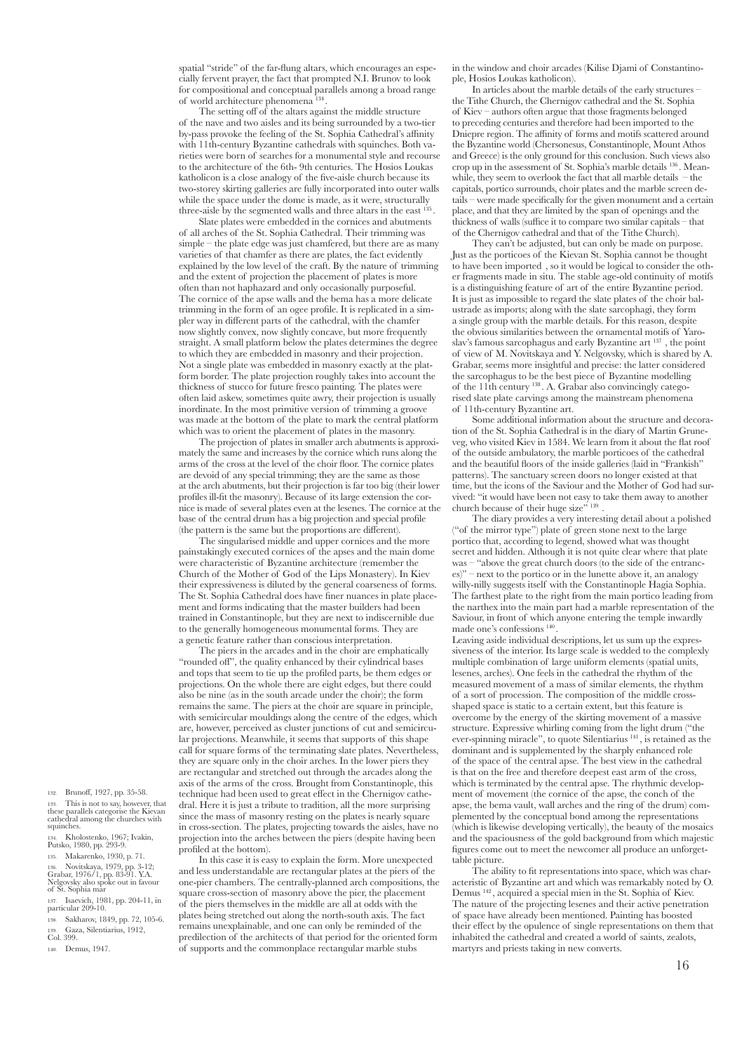spatial "stride" of the far-flung altars, which encourages an especially fervent prayer, the fact that prompted N.I. Brunov to look for compositional and conceptual parallels among a broad range of world architecture phenomena [134].

The setting off of the altars against the middle structure of the nave and two aisles and its being surrounded by a two-tier by-pass provoke the feeling of the St. Sophia Cathedral's affinity with 11th-century Byzantine cathedrals with squinches. Both varieties were born of searches for a monumental style and recourse to the architecture of the 6th- 9th centuries. The Hosios Loukas katholicon is a close analogy of the five-aisle church because its two-storey skirting galleries are fully incorporated into outer walls while the space under the dome is made, as it were, structurally three-aisle by the segmented walls and three altars in the east [135].

Slate plates were embedded in the cornices and abutments of all arches of the St. Sophia Cathedral. Their trimming was simple – the plate edge was just chamfered, but there are as many varieties of that chamfer as there are plates, the fact evidently explained by the low level of the craft. By the nature of trimming and the extent of projection the placement of plates is more often than not haphazard and only occasionally purposeful. The cornice of the apse walls and the bema has a more delicate trimming in the form of an ogee profile. It is replicated in a simpler way in different parts of the cathedral, with the chamfer now slightly convex, now slightly concave, but more frequently straight. A small platform below the plates determines the degree to which they are embedded in masonry and their projection. Not a single plate was embedded in masonry exactly at the platform border. The plate projection roughly takes into account the thickness of stucco for future fresco painting. The plates were often laid askew, sometimes quite awry, their projection is usually inordinate. In the most primitive version of trimming a groove was made at the bottom of the plate to mark the central platform which was to orient the placement of plates in the masonry.

The projection of plates in smaller arch abutments is approximately the same and increases by the cornice which runs along the arms of the cross at the level of the choir floor. The cornice plates are devoid of any special trimming; they are the same as those at the arch abutments, but their projection is far too big (their lower profiles ill-fit the masonry). Because of its large extension the cornice is made of several plates even at the lesenes. The cornice at the base of the central drum has a big projection and special profile (the pattern is the same but the proportions are different).

The singularised middle and upper cornices and the more painstakingly executed cornices of the apses and the main dome were characteristic of Byzantine architecture (remember the Church of the Mother of God of the Lips Monastery). In Kiev their expressiveness is diluted by the general coarseness of forms. The St. Sophia Cathedral does have finer nuances in plate placement and forms indicating that the master builders had been trained in Constantinople, but they are next to indiscernible due to the generally homogeneous monumental forms. They are a genetic feature rather than conscious interpretation.

The piers in the arcades and in the choir are emphatically "rounded off", the quality enhanced by their cylindrical bases and tops that seem to tie up the profiled parts, be them edges or projections. On the whole there are eight edges, but there could also be nine (as in the south arcade under the choir); the form remains the same. The piers at the choir are square in principle, with semicircular mouldings along the centre of the edges, which are, however, perceived as cluster junctions of cut and semicircular projections. Meanwhile, it seems that supports of this shape call for square forms of the terminating slate plates. Nevertheless, they are square only in the choir arches. In the lower piers they are rectangular and stretched out through the arcades along the axis of the arms of the cross. Brought from Constantinople, this technique had been used to great effect in the Chernigov cathedral. Here it is just a tribute to tradition, all the more surprising since the mass of masonry resting on the plates is nearly square in cross-section. The plates, projecting towards the aisles, have no projection into the arches between the piers (despite having been profiled at the bottom).

In this case it is easy to explain the form. More unexpected and less understandable are rectangular plates at the piers of the one-pier chambers. The centrally-planned arch compositions, the square cross-section of masonry above the pier, the placement of the piers themselves in the middle are all at odds with the plates being stretched out along the north-south axis. The fact remains unexplainable, and one can only be reminded of the predilection of the architects of that period for the oriented form of supports and the commonplace rectangular marble stubs in the window and choir arcades (Kilise Djami of Constantinople, Hosios Loukas katholicon).

In articles about the marble details of the early structures – the Tithe Church, the Chernigov cathedral and the St. Sophia of Kiev – authors often argue that those fragments belonged to preceding centuries and therefore had been imported to the Dniepre region. The affinity of forms and motifs scattered around the Byzantine world (Chersonesus, Constantinople, Mount Athos and Greece) is the only ground for this conclusion. Such views also crop up in the assessment of St. Sophia's marble details [136]. Meanwhile, they seem to overlook the fact that all marble details – the capitals, portico surrounds, choir plates and the marble screen details – were made specifically for the given monument and a certain place, and that they are limited by the span of openings and the thickness of walls (suffice it to compare two similar capitals – that of the Chernigov cathedral and that of the Tithe Church).

They can't be adjusted, but can only be made on purpose. Just as the porticoes of the Kievan St. Sophia cannot be thought to have been imported , so it would be logical to consider the other fragments made in situ. The stable age-old continuity of motifs is a distinguishing feature of art of the entire Byzantine period. It is just as impossible to regard the slate plates of the choir balustrade as imports; along with the slate sarcophagi, they form a single group with the marble details. For this reason, despite the obvious similarities between the ornamental motifs of Yaroslav's famous sarcophagus and early Byzantine art [137], the point of view of M. Novitskaya and Y. Nelgovsky, which is shared by A. Grabar, seems more insightful and precise: the latter considered the sarcophagus to be the best piece of Byzantine modelling of the 11th century [138]. A. Grabar also convincingly categorised slate plate carvings among the mainstream phenomena of 11th-century Byzantine art.

Some additional information about the structure and decoration of the St. Sophia Cathedral is in the diary of Martin Gruneveg, who visited Kiev in 1584. We learn from it about the flat roof of the outside ambulatory, the marble porticoes of the cathedral and the beautiful floors of the inside galleries (laid in "Frankish" patterns). The sanctuary screen doors no longer existed at that time, but the icons of the Saviour and the Mother of God had survived: "it would have been not easy to take them away to another church because of their huge size" [139].

The diary provides a very interesting detail about a polished ("of the mirror type") plate of green stone next to the large portico that, according to legend, showed what was thought secret and hidden. Although it is not quite clear where that plate was – "above the great church doors (to the side of the entrances)" – next to the portico or in the lunette above it, an analogy willy-nilly suggests itself with the Constantinople Hagia Sophia. The farthest plate to the right from the main portico leading from the narthex into the main part had a marble representation of the Saviour, in front of which anyone entering the temple inwardly made one's confessions [140].

Leaving aside individual descriptions, let us sum up the expressiveness of the interior. Its large scale is wedded to the complexly multiple combination of large uniform elements (spatial units, lesenes, arches). One feels in the cathedral the rhythm of the measured movement of a mass of similar elements, the rhythm of a sort of procession. The composition of the middle cross-shaped space is static to a certain extent, but this feature is overcome by the energy of the skirting movement of a massive structure. Expressive whirling coming from the light drum ("the ever-spinning miracle", to quote Silentiarius [141], is retained as the dominant and is supplemented by the sharply enhanced role of the space of the central apse. The best view in the cathedral is that on the free and therefore deepest east arm of the cross, which is terminated by the central apse. The rhythmic development of movement (the cornice of the apse, the conch of the apse, the bema vault, wall arches and the ring of the drum) complemented by the conceptual bond among the representations (which is likewise developing vertically), the beauty of the mosaics and the spaciousness of the gold background from which majestic figures come out to meet the newcomer all produce an unforgettable picture.

The ability to fit representations into space, which was characteristic of Byzantine art and which was remarkably noted by O. Demus [142], acquired a special mien in the St. Sophia of Kiev. The nature of the projecting lesenes and their active penetration of space have already been mentioned. Painting has boosted their effect by the opulence of single representations on them that inhabited the cathedral and created a world of saints, zealots, martyrs and priests taking in new converts.

---

132. Brunoff, 1927, pp. 35-58.
133. This is not to say, however, that these parallels categorise the Kievan cathedral among the churches with squinches.
134. Kholostenko, 1967; Ivakin, Putsko, 1980, pp. 293-9.
135. Makarenko, 1930, p. 71.
136. Novitskaya, 1979, pp. 3-12; Grabar, 1976/1, pp. 83-91. Y.A. Nelgovsky also spoke out in favour of St. Sophia mar
137. Isaevich, 1981, pp. 204-11, in particular 209-10.
138. Sakharov, 1849, pp. 72, 105-6.
139. Gaza, Silentiarius, 1912, Col. 399.
140. Demus, 1947.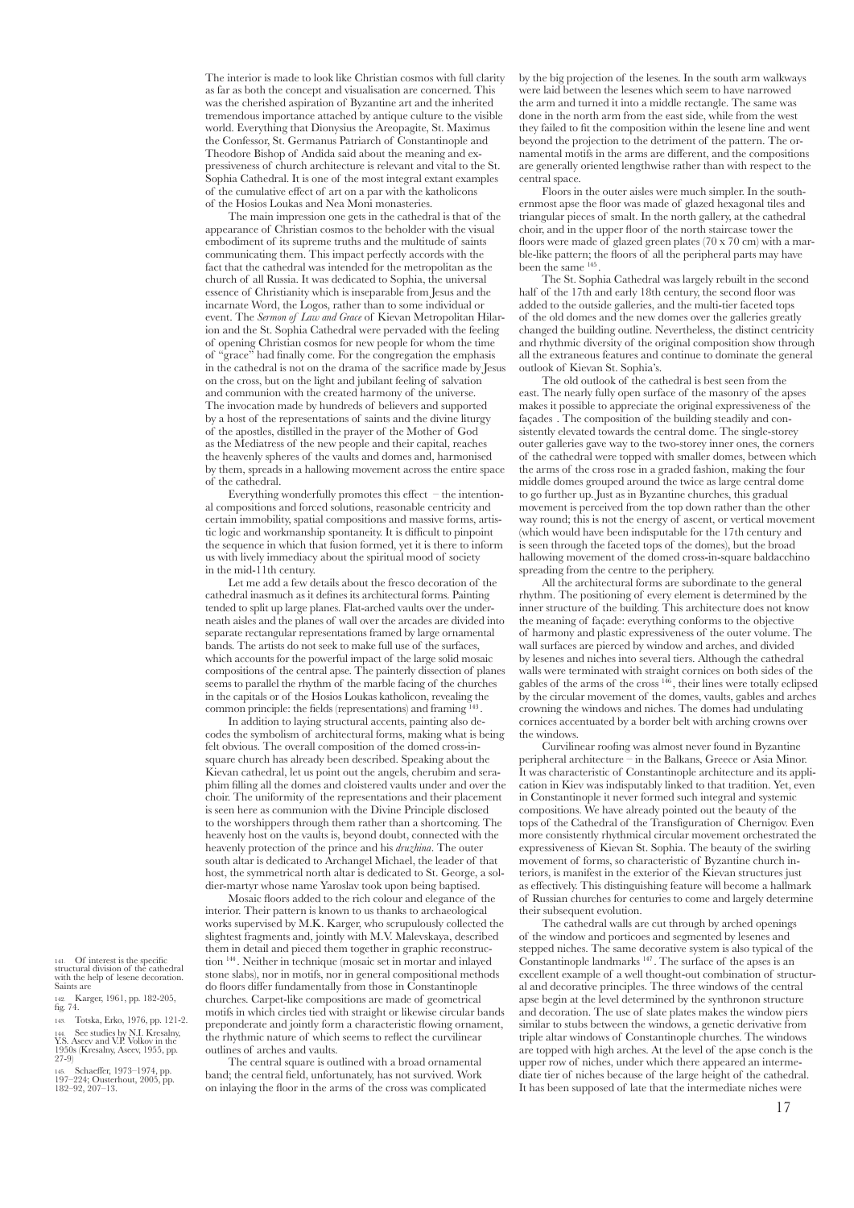The interior is made to look like Christian cosmos with full clarity as far as both the concept and visualisation are concerned. This was the cherished aspiration of Byzantine art and the inherited tremendous importance attached by antique culture to the visible world. Everything that Dionysius the Areopagite, St. Maximus the Confessor, St. Germanus Patriarch of Constantinople and Theodore Bishop of Andida said about the meaning and expressiveness of church architecture is relevant and vital to the St. Sophia Cathedral. It is one of the most integral extant examples of the cumulative effect of art on a par with the katholicons of the Hosios Loukas and Nea Moni monasteries.

The main impression one gets in the cathedral is that of the appearance of Christian cosmos to the beholder with the visual embodiment of its supreme truths and the multitude of saints communicating them. This impact perfectly accords with the fact that the cathedral was intended for the metropolitan as the church of all Russia. It was dedicated to Sophia, the universal essence of Christianity which is inseparable from Jesus and the incarnate Word, the Logos, rather than to some individual or event. The *Sermon of Law and Grace* of Kievan Metropolitan Hilarion and the St. Sophia Cathedral were pervaded with the feeling of opening Christian cosmos for new people for whom the time of "grace" had finally come. For the congregation the emphasis in the cathedral is not on the drama of the sacrifice made by Jesus on the cross, but on the light and jubilant feeling of salvation and communion with the created harmony of the universe. The invocation made by hundreds of believers and supported by a host of the representations of saints and the divine liturgy of the apostles, distilled in the prayer of the Mother of God as the Mediatress of the new people and their capital, reaches the heavenly spheres of the vaults and domes and, harmonised by them, spreads in a hallowing movement across the entire space of the cathedral.

Everything wonderfully promotes this effect – the intentional compositions and forced solutions, reasonable centricity and certain immobility, spatial compositions and massive forms, artistic logic and workmanship spontaneity. It is difficult to pinpoint the sequence in which that fusion formed, yet it is there to inform us with lively immediacy about the spiritual mood of society in the mid-11th century.

Let me add a few details about the fresco decoration of the cathedral inasmuch as it defines its architectural forms. Painting tended to split up large planes. Flat-arched vaults over the underneath aisles and the planes of wall over the arcades are divided into separate rectangular representations framed by large ornamental bands. The artists do not seek to make full use of the surfaces, which accounts for the powerful impact of the large solid mosaic compositions of the central apse. The painterly dissection of planes seems to parallel the rhythm of the marble facing of the churches in the capitals or of the Hosios Loukas katholicon, revealing the common principle: the fields (representations) and framing [143].

In addition to laying structural accents, painting also decodes the symbolism of architectural forms, making what is being felt obvious. The overall composition of the domed cross-in-square church has already been described. Speaking about the Kievan cathedral, let us point out the angels, cherubim and seraphim filling all the domes and cloistered vaults under and over the choir. The uniformity of the representations and their placement is seen here as communion with the Divine Principle disclosed to the worshippers through them rather than a shortcoming. The heavenly host on the vaults is, beyond doubt, connected with the heavenly protection of the prince and his *druzhina*. The outer south altar is dedicated to Archangel Michael, the leader of that host, the symmetrical north altar is dedicated to St. George, a soldier-martyr whose name Yaroslav took upon being baptised.

Mosaic floors added to the rich colour and elegance of the interior. Their pattern is known to us thanks to archaeological works supervised by M.K. Karger, who scrupulously collected the slightest fragments and, jointly with M.V. Malevskaya, described them in detail and pieced them together in graphic reconstruction [144]. Neither in technique (mosaic set in mortar and inlayed stone slabs), nor in motifs, nor in general compositional methods do floors differ fundamentally from those in Constantinople churches. Carpet-like compositions are made of geometrical motifs in which circles tied with straight or likewise circular bands preponderate and jointly form a characteristic flowing ornament, the rhythmic nature of which seems to reflect the curvilinear outlines of arches and vaults.

The central square is outlined with a broad ornamental band; the central field, unfortunately, has not survived. Work on inlaying the floor in the arms of the cross was complicated by the big projection of the lesenes. In the south arm walkways were laid between the lesenes which seem to have narrowed the arm and turned it into a middle rectangle. The same was done in the north arm from the east side, while from the west they failed to fit the composition within the lesene line and went beyond the projection to the detriment of the pattern. The ornamental motifs in the arms are different, and the compositions are generally oriented lengthwise rather than with respect to the central space.

Floors in the outer aisles were much simpler. In the southernmost apse the floor was made of glazed hexagonal tiles and triangular pieces of smalt. In the north gallery, at the cathedral choir, and in the upper floor of the north staircase tower the floors were made of glazed green plates (70 x 70 cm) with a marble-like pattern; the floors of all the peripheral parts may have been the same [145].

The St. Sophia Cathedral was largely rebuilt in the second half of the 17th and early 18th century, the second floor was added to the outside galleries, and the multi-tier faceted tops of the old domes and the new domes over the galleries greatly changed the building outline. Nevertheless, the distinct centricity and rhythmic diversity of the original composition show through all the extraneous features and continue to dominate the general outlook of Kievan St. Sophia's.

The old outlook of the cathedral is best seen from the east. The nearly fully open surface of the masonry of the apses makes it possible to appreciate the original expressiveness of the façades . The composition of the building steadily and consistently elevated towards the central dome. The single-storey outer galleries gave way to the two-storey inner ones, the corners of the cathedral were topped with smaller domes, between which the arms of the cross rose in a graded fashion, making the four middle domes grouped around the twice as large central dome to go further up. Just as in Byzantine churches, this gradual movement is perceived from the top down rather than the other way round; this is not the energy of ascent, or vertical movement (which would have been indisputable for the 17th century and is seen through the faceted tops of the domes), but the broad hallowing movement of the domed cross-in-square baldacchino spreading from the centre to the periphery.

All the architectural forms are subordinate to the general rhythm. The positioning of every element is determined by the inner structure of the building. This architecture does not know the meaning of façade: everything conforms to the objective of harmony and plastic expressiveness of the outer volume. The wall surfaces are pierced by window and arches, and divided by lesenes and niches into several tiers. Although the cathedral walls were terminated with straight cornices on both sides of the gables of the arms of the cross [146], their lines were totally eclipsed by the circular movement of the domes, vaults, gables and arches crowning the windows and niches. The domes had undulating cornices accentuated by a border belt with arching crowns over the windows.

Curvilinear roofing was almost never found in Byzantine peripheral architecture – in the Balkans, Greece or Asia Minor. It was characteristic of Constantinople architecture and its application in Kiev was indisputably linked to that tradition. Yet, even in Constantinople it never formed such integral and systemic compositions. We have already pointed out the beauty of the tops of the Cathedral of the Transfiguration of Chernigov. Even more consistently rhythmical circular movement orchestrated the expressiveness of Kievan St. Sophia. The beauty of the swirling movement of forms, so characteristic of Byzantine church interiors, is manifest in the exterior of the Kievan structures just as effectively. This distinguishing feature will become a hallmark of Russian churches for centuries to come and largely determine their subsequent evolution.

The cathedral walls are cut through by arched openings of the window and porticoes and segmented by lesenes and stepped niches. The same decorative system is also typical of the Constantinople landmarks [147]. The surface of the apses is an excellent example of a well thought-out combination of structural and decorative principles. The three windows of the central apse begin at the level determined by the synthronon structure and decoration. The use of slate plates makes the window piers similar to stubs between the windows, a genetic derivative from triple altar windows of Constantinople churches. The windows are topped with high arches. At the level of the apse conch is the upper row of niches, under which there appeared an intermediate tier of niches because of the large height of the cathedral. It has been supposed of late that the intermediate niches were

---

141. Of interest is the specific structural division of the cathedral with the help of lesene decoration. Saints are

142. Karger, 1961, pp. 182-205, fig. 74.

143. Totska, Erko, 1976, pp. 121-2.

144. See studies by N.I. Kresalny, Y.S. Aseev and V.P. Volkov in the 1950s (Kresalny, Aseev, 1955, pp. 27-9)

145. Schaeffer, 1973–1974, pp. 197–224; Ousterhout, 2005, pp. 182–92, 207–13.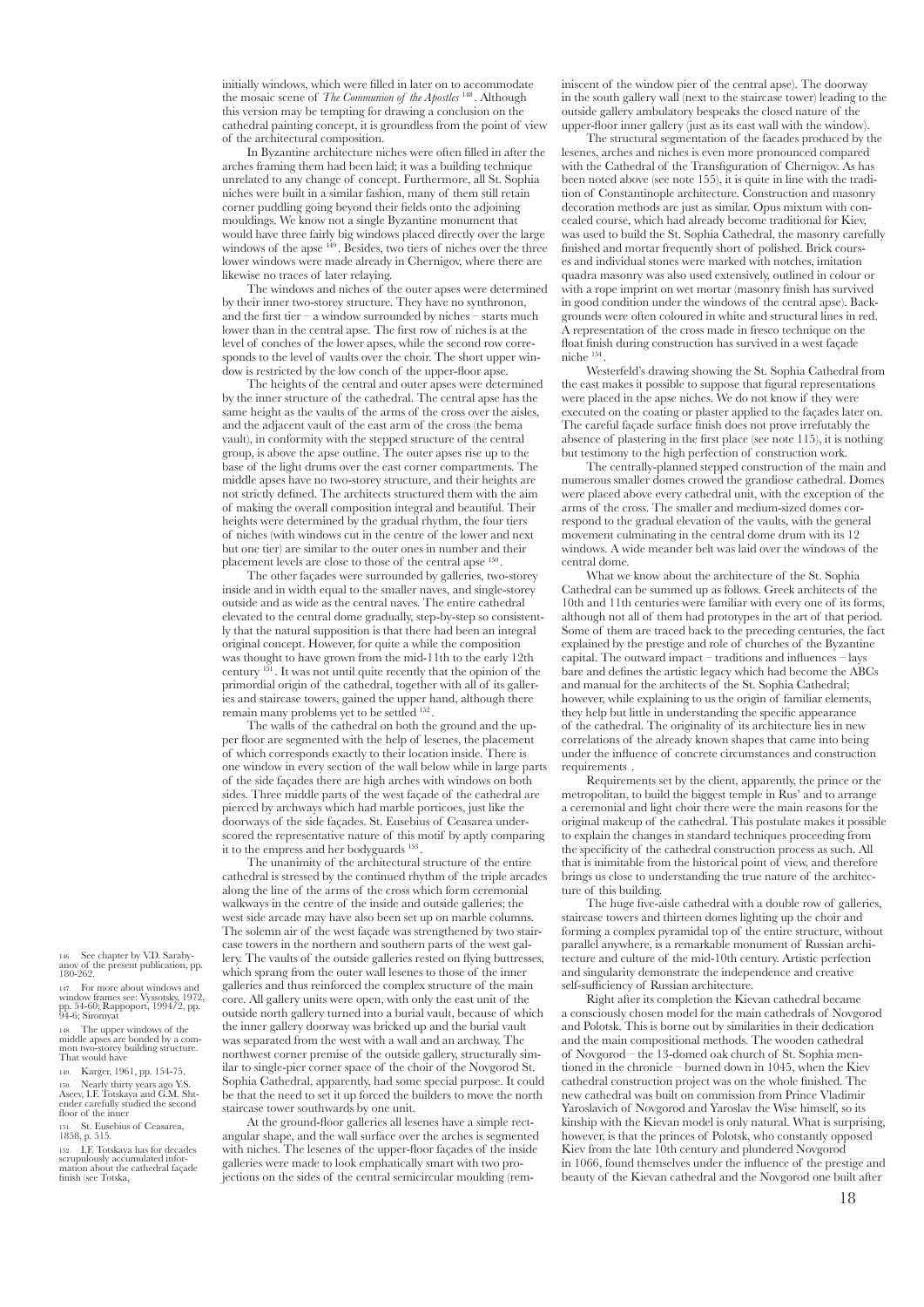initially windows, which were filled in later on to accommodate the mosaic scene of *The Communion of the Apostles* [148]. Although this version may be tempting for drawing a conclusion on the cathedral painting concept, it is groundless from the point of view of the architectural composition.

In Byzantine architecture niches were often filled in after the arches framing them had been laid; it was a building technique unrelated to any change of concept. Furthermore, all St. Sophia niches were built in a similar fashion, many of them still retain corner puddling going beyond their fields onto the adjoining mouldings. We know not a single Byzantine monument that would have three fairly big windows placed directly over the large windows of the apse [149]. Besides, two tiers of niches over the three lower windows were made already in Chernigov, where there are likewise no traces of later relaying.

The windows and niches of the outer apses were determined by their inner two-storey structure. They have no synthronon, and the first tier – a window surrounded by niches – starts much lower than in the central apse. The first row of niches is at the level of conches of the lower apses, while the second row corresponds to the level of vaults over the choir. The short upper window is restricted by the low conch of the upper-floor apse.

The heights of the central and outer apses were determined by the inner structure of the cathedral. The central apse has the same height as the vaults of the arms of the cross over the aisles, and the adjacent vault of the east arm of the cross (the bema vault), in conformity with the stepped structure of the central group, is above the apse outline. The outer apses rise up to the base of the light drums over the east corner compartments. The middle apses have no two-storey structure, and their heights are not strictly defined. The architects structured them with the aim of making the overall composition integral and beautiful. Their heights were determined by the gradual rhythm, the four tiers of niches (with windows cut in the centre of the lower and next but one tier) are similar to the outer ones in number and their placement levels are close to those of the central apse [150].

The other façades were surrounded by galleries, two-storey inside and in width equal to the smaller naves, and single-storey outside and as wide as the central naves. The entire cathedral elevated to the central dome gradually, step-by-step so consistently that the natural supposition is that there had been an integral original concept. However, for quite a while the composition was thought to have grown from the mid-11th to the early 12th century [151]. It was not until quite recently that the opinion of the primordial origin of the cathedral, together with all of its galleries and staircase towers, gained the upper hand, although there remain many problems yet to be settled [152].

The walls of the cathedral on both the ground and the upper floor are segmented with the help of lesenes, the placement of which corresponds exactly to their location inside. There is one window in every section of the wall below while in large parts of the side façades there are high arches with windows on both sides. Three middle parts of the west façade of the cathedral are pierced by archways which had marble porticoes, just like the doorways of the side façades. St. Eusebius of Ceasarea underscored the representative nature of this motif by aptly comparing it to the empress and her bodyguards [153].

The unanimity of the architectural structure of the entire cathedral is stressed by the continued rhythm of the triple arcades along the line of the arms of the cross which form ceremonial walkways in the centre of the inside and outside galleries; the west side arcade may have also been set up on marble columns. The solemn air of the west façade was strengthened by two staircase towers in the northern and southern parts of the west gallery. The vaults of the outside galleries rested on flying buttresses, which sprang from the outer wall lesenes to those of the inner galleries and thus reinforced the complex structure of the main core. All gallery units were open, with only the east unit of the outside north gallery turned into a burial vault, because of which the inner gallery doorway was bricked up and the burial vault was separated from the west with a wall and an archway. The northwest corner premise of the outside gallery, structurally similar to single-pier corner space of the choir of the Novgorod St. Sophia Cathedral, apparently, had some special purpose. It could be that the need to set it up forced the builders to move the north staircase tower southwards by one unit.

At the ground-floor galleries all lesenes have a simple rectangular shape, and the wall surface over the arches is segmented with niches. The lesenes of the upper-floor façades of the inside galleries were made to look emphatically smart with two projections on the sides of the central semicircular moulding (reminiscent of the window pier of the central apse). The doorway in the south gallery wall (next to the staircase tower) leading to the outside gallery ambulatory bespeaks the closed nature of the upper-floor inner gallery (just as its east wall with the window).

The structural segmentation of the facades produced by the lesenes, arches and niches is even more pronounced compared with the Cathedral of the Transfiguration of Chernigov. As has been noted above (see note 155), it is quite in line with the tradition of Constantinople architecture. Construction and masonry decoration methods are just as similar. Opus mixtum with concealed course, which had already become traditional for Kiev, was used to build the St. Sophia Cathedral, the masonry carefully finished and mortar frequently short of polished. Brick courses and individual stones were marked with notches, imitation quadra masonry was also used extensively, outlined in colour or with a rope imprint on wet mortar (masonry finish has survived in good condition under the windows of the central apse). Backgrounds were often coloured in white and structural lines in red. A representation of the cross made in fresco technique on the float finish during construction has survived in a west façade niche [154].

Westerfeld's drawing showing the St. Sophia Cathedral from the east makes it possible to suppose that figural representations were placed in the apse niches. We do not know if they were executed on the coating or plaster applied to the façades later on. The careful façade surface finish does not prove irrefutably the absence of plastering in the first place (see note 115), it is nothing but testimony to the high perfection of construction work.

The centrally-planned stepped construction of the main and numerous smaller domes crowed the grandiose cathedral. Domes were placed above every cathedral unit, with the exception of the arms of the cross. The smaller and medium-sized domes correspond to the gradual elevation of the vaults, with the general movement culminating in the central dome drum with its 12 windows. A wide meander belt was laid over the windows of the central dome.

What we know about the architecture of the St. Sophia Cathedral can be summed up as follows. Greek architects of the 10th and 11th centuries were familiar with every one of its forms, although not all of them had prototypes in the art of that period. Some of them are traced back to the preceding centuries, the fact explained by the prestige and role of churches of the Byzantine capital. The outward impact – traditions and influences – lays bare and defines the artistic legacy which had become the ABCs and manual for the architects of the St. Sophia Cathedral; however, while explaining to us the origin of familiar elements, they help but little in understanding the specific appearance of the cathedral. The originality of its architecture lies in new correlations of the already known shapes that came into being under the influence of concrete circumstances and construction requirements .

Requirements set by the client, apparently, the prince or the metropolitan, to build the biggest temple in Rus' and to arrange a ceremonial and light choir there were the main reasons for the original makeup of the cathedral. This postulate makes it possible to explain the changes in standard techniques proceeding from the specificity of the cathedral construction process as such. All that is inimitable from the historical point of view, and therefore brings us close to understanding the true nature of the architecture of this building.

The huge five-aisle cathedral with a double row of galleries, staircase towers and thirteen domes lighting up the choir and forming a complex pyramidal top of the entire structure, without parallel anywhere, is a remarkable monument of Russian architecture and culture of the mid-10th century. Artistic perfection and singularity demonstrate the independence and creative self-sufficiency of Russian architecture.

Right after its completion the Kievan cathedral became a consciously chosen model for the main cathedrals of Novgorod and Polotsk. This is borne out by similarities in their dedication and the main compositional methods. The wooden cathedral of Novgorod – the 13-domed oak church of St. Sophia mentioned in the chronicle – burned down in 1045, when the Kiev cathedral construction project was on the whole finished. The new cathedral was built on commission from Prince Vladimir Yaroslavich of Novgorod and Yaroslav the Wise himself, so its kinship with the Kievan model is only natural. What is surprising, however, is that the princes of Polotsk, who constantly opposed Kiev from the late 10th century and plundered Novgorod in 1066, found themselves under the influence of the prestige and beauty of the Kievan cathedral and the Novgorod one built after

---

146. See chapter by V.D. Sarabyanov of the present publication, pp. 180-262.

147. For more about windows and window frames see: Vyssotsky, 1972, pp. 54-60; Rappoport, 1994/2, pp. 94-6; Siromyat

148. The upper windows of the middle apses are bonded by a common two-storey building structure. That would have

149. Karger, 1961, pp. 154-75.

150. Nearly thirty years ago Y.S. Aseev, I.F. Totskaya and G.M. Shtender carefully studied the second floor of the inner

151. St. Eusebius of Ceasarea, 1858, p. 515.

152. I.F. Totskaya has for decades scrupulously accumulated information about the cathedral façade finish (see Totska,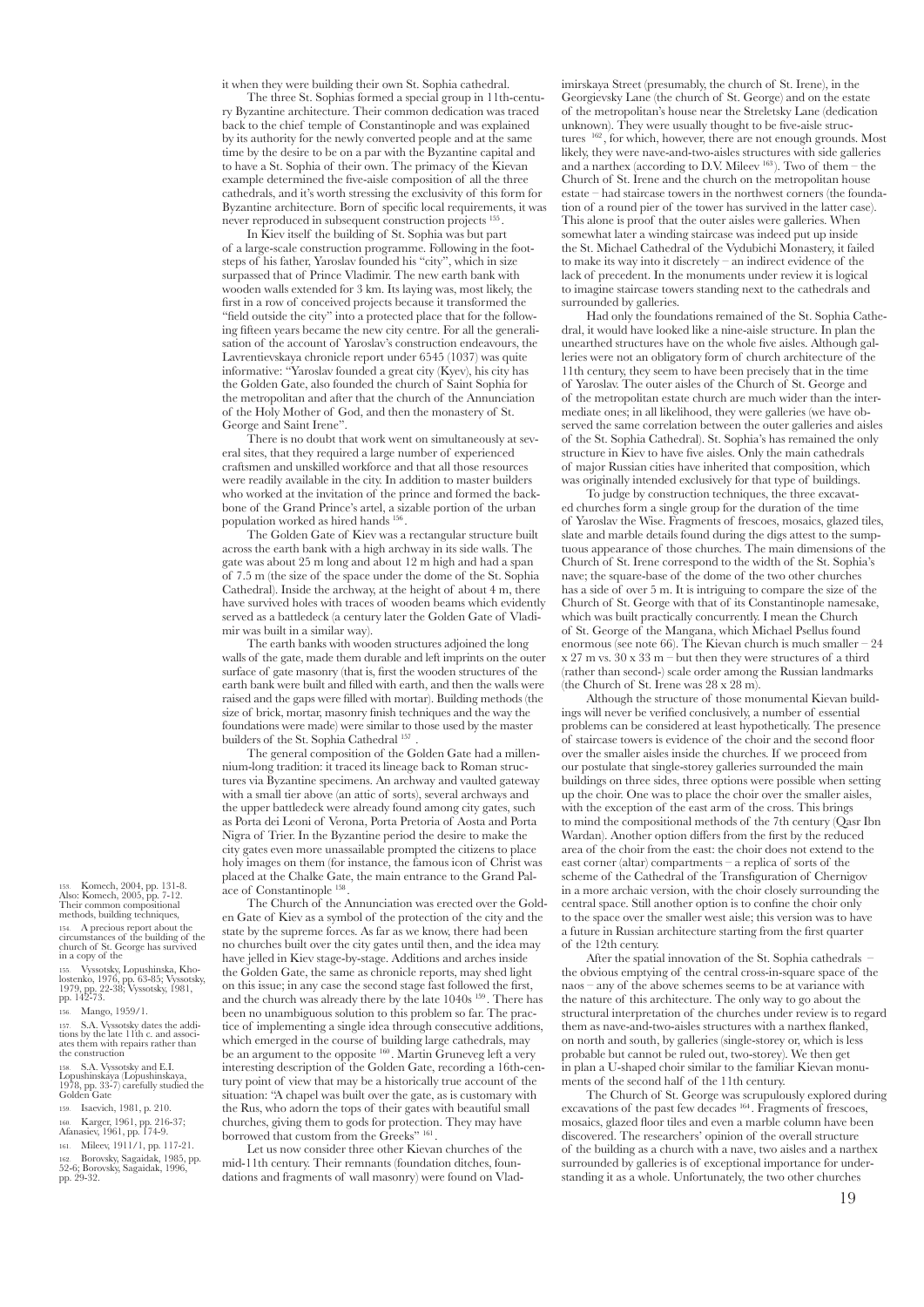it when they were building their own St. Sophia cathedral.

The three St. Sophias formed a special group in 11th-century Byzantine architecture. Their common dedication was traced back to the chief temple of Constantinople and was explained by its authority for the newly converted people and at the same time by the desire to be on a par with the Byzantine capital and to have a St. Sophia of their own. The primacy of the Kievan example determined the five-aisle composition of all the three cathedrals, and it's worth stressing the exclusivity of this form for Byzantine architecture. Born of specific local requirements, it was never reproduced in subsequent construction projects [155].

In Kiev itself the building of St. Sophia was but part of a large-scale construction programme. Following in the footsteps of his father, Yaroslav founded his "city", which in size surpassed that of Prince Vladimir. The new earth bank with wooden walls extended for 3 km. Its laying was, most likely, the first in a row of conceived projects because it transformed the "field outside the city" into a protected place that for the following fifteen years became the new city centre. For all the generalisation of the account of Yaroslav's construction endeavours, the Lavrentievskaya chronicle report under 6545 (1037) was quite informative: "Yaroslav founded a great city (Kyev), his city has the Golden Gate, also founded the church of Saint Sophia for the metropolitan and after that the church of the Annunciation of the Holy Mother of God, and then the monastery of St. George and Saint Irene".

There is no doubt that work went on simultaneously at several sites, that they required a large number of experienced craftsmen and unskilled workforce and that all those resources were readily available in the city. In addition to master builders who worked at the invitation of the prince and formed the backbone of the Grand Prince's artel, a sizable portion of the urban population worked as hired hands [156].

The Golden Gate of Kiev was a rectangular structure built across the earth bank with a high archway in its side walls. The gate was about 25 m long and about 12 m high and had a span of 7.5 m (the size of the space under the dome of the St. Sophia Cathedral). Inside the archway, at the height of about 4 m, there have survived holes with traces of wooden beams which evidently served as a battledeck (a century later the Golden Gate of Vladimir was built in a similar way).

The earth banks with wooden structures adjoined the long walls of the gate, made them durable and left imprints on the outer surface of gate masonry (that is, first the wooden structures of the earth bank were built and filled with earth, and then the walls were raised and the gaps were filled with mortar). Building methods (the size of brick, mortar, masonry finish techniques and the way the foundations were made) were similar to those used by the master builders of the St. Sophia Cathedral [157].

The general composition of the Golden Gate had a millennium-long tradition: it traced its lineage back to Roman structures via Byzantine specimens. An archway and vaulted gateway with a small tier above (an attic of sorts), several archways and the upper battledeck were already found among city gates, such as Porta dei Leoni of Verona, Porta Pretoria of Aosta and Porta Nigra of Trier. In the Byzantine period the desire to make the city gates even more unassailable prompted the citizens to place holy images on them (for instance, the famous icon of Christ was placed at the Chalke Gate, the main entrance to the Grand Palace of Constantinople [158].

The Church of the Annunciation was erected over the Golden Gate of Kiev as a symbol of the protection of the city and the state by the supreme forces. As far as we know, there had been no churches built over the city gates until then, and the idea may have jelled in Kiev stage-by-stage. Additions and arches inside the Golden Gate, the same as chronicle reports, may shed light on this issue; in any case the second stage fast followed the first, and the church was already there by the late 1040s [159]. There has been no unambiguous solution to this problem so far. The practice of implementing a single idea through consecutive additions, which emerged in the course of building large cathedrals, may be an argument to the opposite [160]. Martin Gruneveg left a very interesting description of the Golden Gate, recording a 16th-century point of view that may be a historically true account of the situation: "A chapel was built over the gate, as is customary with the Rus, who adorn the tops of their gates with beautiful small churches, giving them to gods for protection. They may have borrowed that custom from the Greeks" [161].

Let us now consider three other Kievan churches of the mid-11th century. Their remnants (foundation ditches, foundations and fragments of wall masonry) were found on Vladimirskaya Street (presumably, the church of St. Irene), in the Georgievsky Lane (the church of St. George) and on the estate of the metropolitan's house near the Streletsky Lane (dedication unknown). They were usually thought to be five-aisle structures [162], for which, however, there are not enough grounds. Most likely, they were nave-and-two-aisles structures with side galleries and a narthex (according to D.V. Mileev [163]). Two of them – the Church of St. Irene and the church on the metropolitan house estate – had staircase towers in the northwest corners (the foundation of a round pier of the tower has survived in the latter case). This alone is proof that the outer aisles were galleries. When somewhat later a winding staircase was indeed put up inside the St. Michael Cathedral of the Vydubichi Monastery, it failed to make its way into it discretely – an indirect evidence of the lack of precedent. In the monuments under review it is logical to imagine staircase towers standing next to the cathedrals and surrounded by galleries.

Had only the foundations remained of the St. Sophia Cathedral, it would have looked like a nine-aisle structure. In plan the unearthed structures have on the whole five aisles. Although galleries were not an obligatory form of church architecture of the 11th century, they seem to have been precisely that in the time of Yaroslav. The outer aisles of the Church of St. George and of the metropolitan estate church are much wider than the intermediate ones; in all likelihood, they were galleries (we have observed the same correlation between the outer galleries and aisles of the St. Sophia Cathedral). St. Sophia's has remained the only structure in Kiev to have five aisles. Only the main cathedrals of major Russian cities have inherited that composition, which was originally intended exclusively for that type of buildings.

To judge by construction techniques, the three excavated churches form a single group for the duration of the time of Yaroslav the Wise. Fragments of frescoes, mosaics, glazed tiles, slate and marble details found during the digs attest to the sumptuous appearance of those churches. The main dimensions of the Church of St. Irene correspond to the width of the St. Sophia's nave; the square-base of the dome of the two other churches has a side of over 5 m. It is intriguing to compare the size of the Church of St. George with that of its Constantinople namesake, which was built practically concurrently. I mean the Church of St. George of the Mangana, which Michael Psellus found enormous (see note 66). The Kievan church is much smaller – 24 x 27 m vs. 30 x 33 m – but then they were structures of a third (rather than second-) scale order among the Russian landmarks (the Church of St. Irene was 28 x 28 m).

Although the structure of those monumental Kievan buildings will never be verified conclusively, a number of essential problems can be considered at least hypothetically. The presence of staircase towers is evidence of the choir and the second floor over the smaller aisles inside the churches. If we proceed from our postulate that single-storey galleries surrounded the main buildings on three sides, three options were possible when setting up the choir. One was to place the choir over the smaller aisles, with the exception of the east arm of the cross. This brings to mind the compositional methods of the 7th century (Qasr Ibn Wardan). Another option differs from the first by the reduced area of the choir from the east: the choir does not extend to the east corner (altar) compartments – a replica of sorts of the scheme of the Cathedral of the Transfiguration of Chernigov in a more archaic version, with the choir closely surrounding the central space. Still another option is to confine the choir only to the space over the smaller west aisle; this version was to have a future in Russian architecture starting from the first quarter of the 12th century.

After the spatial innovation of the St. Sophia cathedrals – the obvious emptying of the central cross-in-square space of the naos – any of the above schemes seems to be at variance with the nature of this architecture. The only way to go about the structural interpretation of the churches under review is to regard them as nave-and-two-aisles structures with a narthex flanked, on north and south, by galleries (single-storey or, which is less probable but cannot be ruled out, two-storey). We then get in plan a U-shaped choir similar to the familiar Kievan monuments of the second half of the 11th century.

The Church of St. George was scrupulously explored during excavations of the past few decades [164]. Fragments of frescoes, mosaics, glazed floor tiles and even a marble column have been discovered. The researchers' opinion of the overall structure of the building as a church with a nave, two aisles and a narthex surrounded by galleries is of exceptional importance for understanding it as a whole. Unfortunately, the two other churches

---

153. Komech, 2004, pp. 131-8. Also: Komech, 2005, pp. 7-12. Their common compositional methods, building techniques,

154. A precious report about the circumstances of the building of the church of St. George has survived in a copy of the

155. Vyssotsky, Lopushinska, Kholostenko, 1976, pp. 63-85; Vyssotsky, 1979, pp. 22-38; Vyssotsky, 1981, pp. 142-73.

156. Mango, 1959/1.

157. S.A. Vyssotsky dates the additions by the late 11th c. and associates them with repairs rather than the construction

158. S.A. Vyssotsky and E.I. Lopushinskaya (Lopushinskaya, 1978, pp. 33-7) carefully studied the Golden Gate

159. Isaevich, 1981, p. 210.

160. Karger, 1961, pp. 216-37; Afanasiev, 1961, pp. 174-9.

161. Mileev, 1911/1, pp. 117-21.

162. Borovsky, Sagaidak, 1985, pp. 52-6; Borovsky, Sagaidak, 1996, pp. 29-32.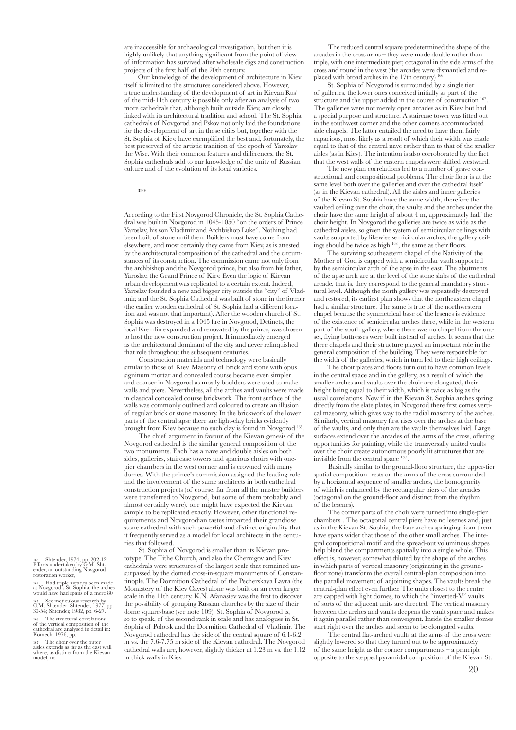are inaccessible for archaeological investigation, but then it is highly unlikely that anything significant from the point of view of information has survived after wholesale digs and construction projects of the first half of the 20th century.

Our knowledge of the development of architecture in Kiev itself is limited to the structures considered above. However, a true understanding of the development of art in Kievan Rus' of the mid-11th century is possible only after an analysis of two more cathedrals that, although built outside Kiev, are closely linked with its architectural tradition and school. The St. Sophia cathedrals of Novgorod and Pskov not only laid the foundations for the development of art in those cities but, together with the St. Sophia of Kiev, have exemplified the best and, fortunately, the best preserved of the artistic tradition of the epoch of Yaroslav the Wise. With their common features and differences, the St. Sophia cathedrals add to our knowledge of the unity of Russian culture and of the evolution of its local varieties.

***

According to the First Novgorod Chronicle, the St. Sophia Cathedral was built in Novgorod in 1045-1050 "on the orders of Prince Yaroslav, his son Vladimir and Archbishop Luke". Nothing had been built of stone until then. Builders must have come from elsewhere, and most certainly they came from Kiev, as is attested by the architectural composition of the cathedral and the circumstances of its construction. The commission came not only from the archbishop and the Novgorod prince, but also from his father, Yaroslav, the Grand Prince of Kiev. Even the logic of Kievan urban development was replicated to a certain extent. Indeed, Yaroslav founded a new and bigger city outside the "city" of Vladimir, and the St. Sophia Cathedral was built of stone in the former (the earlier wooden cathedral of St. Sophia had a different location and was not that important). After the wooden church of St. Sophia was destroyed in a 1045 fire in Novgorod, Detinets, the local Kremlin expanded and renovated by the prince, was chosen to host the new construction project. It immediately emerged as the architectural dominant of the city and never relinquished that role throughout the subsequent centuries.

Construction materials and technology were basically similar to those of Kiev. Masonry of brick and stone with opus signinum mortar and concealed course became even simpler and coarser in Novgorod as mostly boulders were used to make walls and piers. Nevertheless, all the arches and vaults were made in classical concealed course brickwork. The front surface of the walls was commonly outlined and coloured to create an illusion of regular brick or stone masonry. In the brickwork of the lower parts of the central apse there are light-clay bricks evidently brought from Kiev because no such clay is found in Novgorod [163].

The chief argument in favour of the Kievan genesis of the Novgorod cathedral is the similar general composition of the two monuments. Each has a nave and double aisles on both sides, galleries, staircase towers and spacious choirs with one-pier chambers in the west corner and is crowned with many domes. With the prince's commission assigned the leading role and the involvement of the same architects in both cathedral construction projects (of course, far from all the master builders were transferred to Novgorod, but some of them probably and almost certainly were), one might have expected the Kievan sample to be replicated exactly. However, other functional requirements and Novgorodian tastes imparted their grandiose stone cathedral with such powerful and distinct originality that it frequently served as a model for local architects in the centuries that followed.

St. Sophia of Novgorod is smaller than its Kievan prototype. The Tithe Church, and also the Chernigov and Kiev cathedrals were structures of the largest scale that remained unsurpassed by the domed cross-in-square monuments of Constantinople. The Dormition Cathedral of the Pecherskaya Lavra (the Monastery of the Kiev Caves) alone was built on an even larger scale in the 11th century. K.N. Afanasiev was the first to discover the possibility of grouping Russian churches by the size of their dome square-base (see note 109). St. Sophia of Novgorod is, so to speak, of the second rank in scale and has analogues in St. Sophia of Polotsk and the Dormition Cathedral of Vladimir. The Novgorod cathedral has the side of the central square of 6.1-6.2 m vs. the 7.6-7.75 m side of the Kievan cathedral. The Novgorod cathedral walls are, however, slightly thicker at 1.23 m vs. the 1.12 m thick walls in Kiev.

The reduced central square predetermined the shape of the arcades in the cross arms – they were made double rather than triple, with one intermediate pier, octagonal in the side arms of the cross and round in the west (the arcades were dismantled and replaced with broad arches in the 17th century) [164].

St. Sophia of Novgorod is surrounded by a single tier of galleries, the lower ones conceived initially as part of the structure and the upper added in the course of construction [165]. The galleries were not merely open arcades as in Kiev, but had a special purpose and structure. A staircase tower was fitted out in the southwest corner and the other corners accommodated side chapels. The latter entailed the need to have them fairly capacious, most likely as a result of which their width was made equal to that of the central nave rather than to that of the smaller aisles (as in Kiev). The intention is also corroborated by the fact that the west walls of the eastern chapels were shifted westward.

The new plan correlations led to a number of grave constructional and compositional problems. The choir floor is at the same level both over the galleries and over the cathedral itself (as in the Kievan cathedral). All the aisles and inner galleries of the Kievan St. Sophia have the same width, therefore the vaulted ceiling over the choir, the vaults and the arches under the choir have the same height of about 4 m, approximately half the choir height. In Novgorod the galleries are twice as wide as the cathedral aisles, so given the system of semicircular ceilings with vaults supported by likewise semicircular arches, the gallery ceilings should be twice as high [166], the same as their floors.

The surviving southeastern chapel of the Nativity of the Mother of God is capped with a semicircular vault supported by the semicircular arch of the apse in the east. The abutments of the apse arch are at the level of the stone slabs of the cathedral arcade, that is, they correspond to the general mandatory structural level. Although the north gallery was repeatedly destroyed and restored, its earliest plan shows that the northeastern chapel had a similar structure. The same is true of the northwestern chapel because the symmetrical base of the lesenes is evidence of the existence of semicircular arches there, while in the western part of the south gallery, where there was no chapel from the outset, flying buttresses were built instead of arches. It seems that the three chapels and their structure played an important role in the general composition of the building. They were responsible for the width of the galleries, which in turn led to their high ceilings.

The choir plates and floors turn out to have common levels in the central space and in the gallery, as a result of which the smaller arches and vaults over the choir are elongated, their height being equal to their width, which is twice as big as the usual correlations. Now if in the Kievan St. Sophia arches spring directly from the slate plates, in Novgorod there first comes vertical masonry, which gives way to the radial masonry of the arches. Similarly, vertical masonry first rises over the arches at the base of the vaults, and only then are the vaults themselves laid. Large surfaces extend over the arcades of the arms of the cross, offering opportunities for painting, while the transversally united vaults over the choir create autonomous poorly lit structures that are invisible from the central space [167].

Basically similar to the ground-floor structure, the upper-tier spatial composition rests on the arms of the cross surrounded by a horizontal sequence of smaller arches, the homogeneity of which is enhanced by the rectangular piers of the arcades (octagonal on the ground-floor and distinct from the rhythm of the lesenes).

The corner parts of the choir were turned into single-pier chambers . The octagonal central piers have no lesenes and, just as in the Kievan St. Sophia, the four arches springing from them have spans wider that those of the other small arches. The integral compositional motif and the spread-out voluminous shapes help blend the compartments spatially into a single whole. This effect is, however, somewhat diluted by the shape of the arches in which parts of vertical masonry (originating in the ground-floor zone) transform the overall central-plan composition into the parallel movement of adjoining shapes. The vaults break the central-plan effect even further. The units closest to the centre are capped with light domes, to which the "inverted-V" vaults of sorts of the adjacent units are directed. The vertical masonry between the arches and vaults deepens the vault space and makes it again parallel rather than convergent. Inside the smaller domes start right over the arches and seem to be elongated vaults.

The central flat-arched vaults at the arms of the cross were slightly lowered so that they turned out to be approximately of the same height as the corner compartments – a principle opposite to the stepped pyramidal composition of the Kievan St.

---

163. Shtender, 1974, pp. 202-12. Efforts undertaken by G.M. Shtender, an outstanding Novgorod restoration worker,

164. Had triple arcades been made at Novgorod's St. Sophia, the arches would have had spans of a mere 80

165. See meticulous research by G.M. Shtender: Shtender, 1977, pp. 30-54; Shtender, 1982, pp. 6-27.

166. The structural correlations of the vertical composition of the cathedral are analysed in detail in: Komech, 1976, pp.

167. The choir over the outer aisles extends as far as the east wall where, as distinct from the Kievan model, no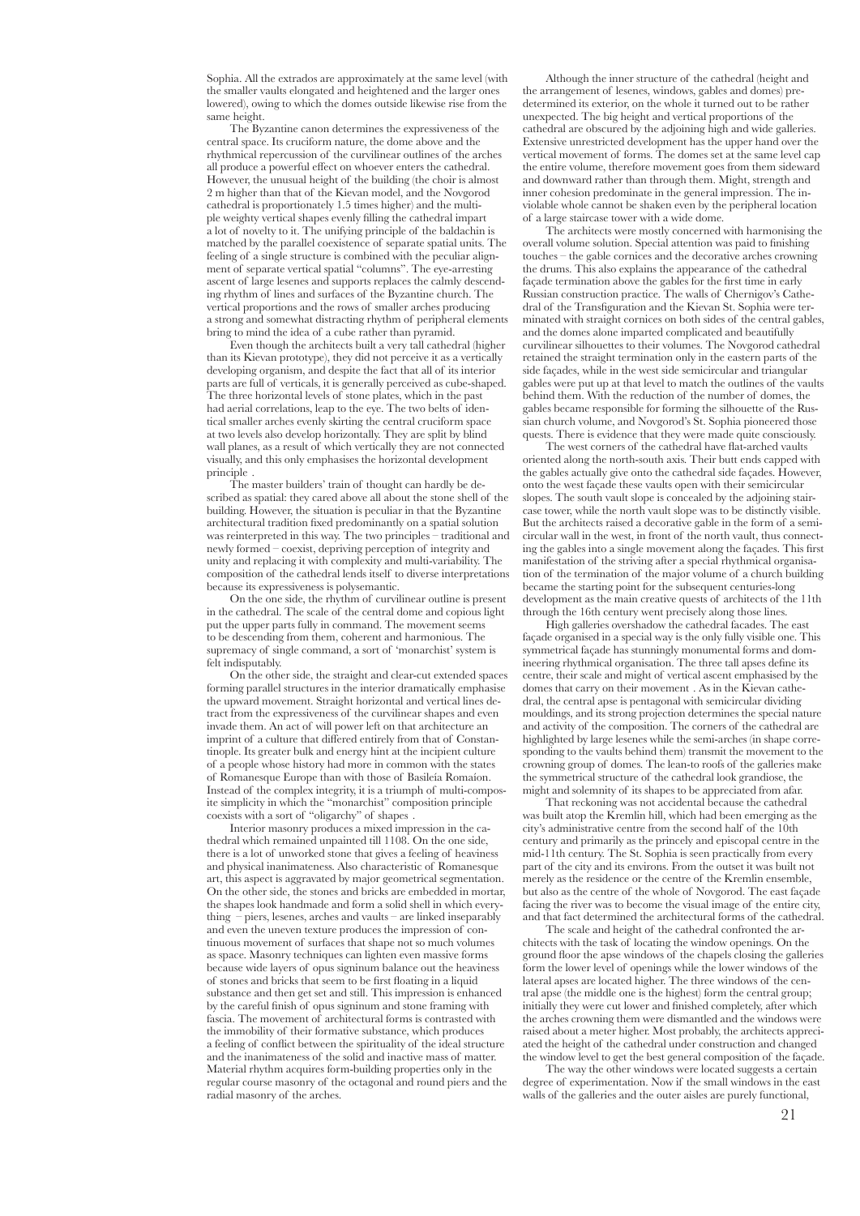Sophia. All the extrados are approximately at the same level (with the smaller vaults elongated and heightened and the larger ones lowered), owing to which the domes outside likewise rise from the same height.

The Byzantine canon determines the expressiveness of the central space. Its cruciform nature, the dome above and the rhythmical repercussion of the curvilinear outlines of the arches all produce a powerful effect on whoever enters the cathedral. However, the unusual height of the building (the choir is almost 2 m higher than that of the Kievan model, and the Novgorod cathedral is proportionately 1.5 times higher) and the multiple weighty vertical shapes evenly filling the cathedral impart a lot of novelty to it. The unifying principle of the baldachin is matched by the parallel coexistence of separate spatial units. The feeling of a single structure is combined with the peculiar alignment of separate vertical spatial "columns". The eye-arresting ascent of large lesenes and supports replaces the calmly descending rhythm of lines and surfaces of the Byzantine church. The vertical proportions and the rows of smaller arches producing a strong and somewhat distracting rhythm of peripheral elements bring to mind the idea of a cube rather than pyramid.

Even though the architects built a very tall cathedral (higher than its Kievan prototype), they did not perceive it as a vertically developing organism, and despite the fact that all of its interior parts are full of verticals, it is generally perceived as cube-shaped. The three horizontal levels of stone plates, which in the past had aerial correlations, leap to the eye. The two belts of identical smaller arches evenly skirting the central cruciform space at two levels also develop horizontally. They are split by blind wall planes, as a result of which vertically they are not connected visually, and this only emphasises the horizontal development principle .

The master builders' train of thought can hardly be described as spatial: they cared above all about the stone shell of the building. However, the situation is peculiar in that the Byzantine architectural tradition fixed predominantly on a spatial solution was reinterpreted in this way. The two principles – traditional and newly formed – coexist, depriving perception of integrity and unity and replacing it with complexity and multi-variability. The composition of the cathedral lends itself to diverse interpretations because its expressiveness is polysemantic.

On the one side, the rhythm of curvilinear outline is present in the cathedral. The scale of the central dome and copious light put the upper parts fully in command. The movement seems to be descending from them, coherent and harmonious. The supremacy of single command, a sort of 'monarchist' system is felt indisputably.

On the other side, the straight and clear-cut extended spaces forming parallel structures in the interior dramatically emphasise the upward movement. Straight horizontal and vertical lines detract from the expressiveness of the curvilinear shapes and even invade them. An act of will power left on that architecture an imprint of a culture that differed entirely from that of Constantinople. Its greater bulk and energy hint at the incipient culture of a people whose history had more in common with the states of Romanesque Europe than with those of Basileía Romaíon. Instead of the complex integrity, it is a triumph of multi-composite simplicity in which the "monarchist" composition principle coexists with a sort of "oligarchy" of shapes .

Interior masonry produces a mixed impression in the cathedral which remained unpainted till 1108. On the one side, there is a lot of unworked stone that gives a feeling of heaviness and physical inanimateness. Also characteristic of Romanesque art, this aspect is aggravated by major geometrical segmentation. On the other side, the stones and bricks are embedded in mortar, the shapes look handmade and form a solid shell in which everything – piers, lesenes, arches and vaults – are linked inseparably and even the uneven texture produces the impression of continuous movement of surfaces that shape not so much volumes as space. Masonry techniques can lighten even massive forms because wide layers of opus signinum balance out the heaviness of stones and bricks that seem to be first floating in a liquid substance and then get set and still. This impression is enhanced by the careful finish of opus signinum and stone framing with fascia. The movement of architectural forms is contrasted with the immobility of their formative substance, which produces a feeling of conflict between the spirituality of the ideal structure and the inanimateness of the solid and inactive mass of matter. Material rhythm acquires form-building properties only in the regular course masonry of the octagonal and round piers and the radial masonry of the arches.

Although the inner structure of the cathedral (height and the arrangement of lesenes, windows, gables and domes) predetermined its exterior, on the whole it turned out to be rather unexpected. The big height and vertical proportions of the cathedral are obscured by the adjoining high and wide galleries. Extensive unrestricted development has the upper hand over the vertical movement of forms. The domes set at the same level cap the entire volume, therefore movement goes from them sideward and downward rather than through them. Might, strength and inner cohesion predominate in the general impression. The inviolable whole cannot be shaken even by the peripheral location of a large staircase tower with a wide dome.

The architects were mostly concerned with harmonising the overall volume solution. Special attention was paid to finishing touches – the gable cornices and the decorative arches crowning the drums. This also explains the appearance of the cathedral façade termination above the gables for the first time in early Russian construction practice. The walls of Chernigov's Cathedral of the Transfiguration and the Kievan St. Sophia were terminated with straight cornices on both sides of the central gables, and the domes alone imparted complicated and beautifully curvilinear silhouettes to their volumes. The Novgorod cathedral retained the straight termination only in the eastern parts of the side façades, while in the west side semicircular and triangular gables were put up at that level to match the outlines of the vaults behind them. With the reduction of the number of domes, the gables became responsible for forming the silhouette of the Russian church volume, and Novgorod's St. Sophia pioneered those quests. There is evidence that they were made quite consciously.

The west corners of the cathedral have flat-arched vaults oriented along the north-south axis. Their butt ends capped with the gables actually give onto the cathedral side façades. However, onto the west façade these vaults open with their semicircular slopes. The south vault slope is concealed by the adjoining staircase tower, while the north vault slope was to be distinctly visible. But the architects raised a decorative gable in the form of a semicircular wall in the west, in front of the north vault, thus connecting the gables into a single movement along the façades. This first manifestation of the striving after a special rhythmical organisation of the termination of the major volume of a church building became the starting point for the subsequent centuries-long development as the main creative quests of architects of the 11th through the 16th century went precisely along those lines.

High galleries overshadow the cathedral facades. The east façade organised in a special way is the only fully visible one. This symmetrical façade has stunningly monumental forms and domineering rhythmical organisation. The three tall apses define its centre, their scale and might of vertical ascent emphasised by the domes that carry on their movement . As in the Kievan cathedral, the central apse is pentagonal with semicircular dividing mouldings, and its strong projection determines the special nature and activity of the composition. The corners of the cathedral are highlighted by large lesenes while the semi-arches (in shape corresponding to the vaults behind them) transmit the movement to the crowning group of domes. The lean-to roofs of the galleries make the symmetrical structure of the cathedral look grandiose, the might and solemnity of its shapes to be appreciated from afar.

That reckoning was not accidental because the cathedral was built atop the Kremlin hill, which had been emerging as the city's administrative centre from the second half of the 10th century and primarily as the princely and episcopal centre in the mid-11th century. The St. Sophia is seen practically from every part of the city and its environs. From the outset it was built not merely as the residence or the centre of the Kremlin ensemble, but also as the centre of the whole of Novgorod. The east façade facing the river was to become the visual image of the entire city, and that fact determined the architectural forms of the cathedral.

The scale and height of the cathedral confronted the architects with the task of locating the window openings. On the ground floor the apse windows of the chapels closing the galleries form the lower level of openings while the lower windows of the lateral apses are located higher. The three windows of the central apse (the middle one is the highest) form the central group; initially they were cut lower and finished completely, after which the arches crowning them were dismantled and the windows were raised about a meter higher. Most probably, the architects appreciated the height of the cathedral under construction and changed the window level to get the best general composition of the façade.

The way the other windows were located suggests a certain degree of experimentation. Now if the small windows in the east walls of the galleries and the outer aisles are purely functional,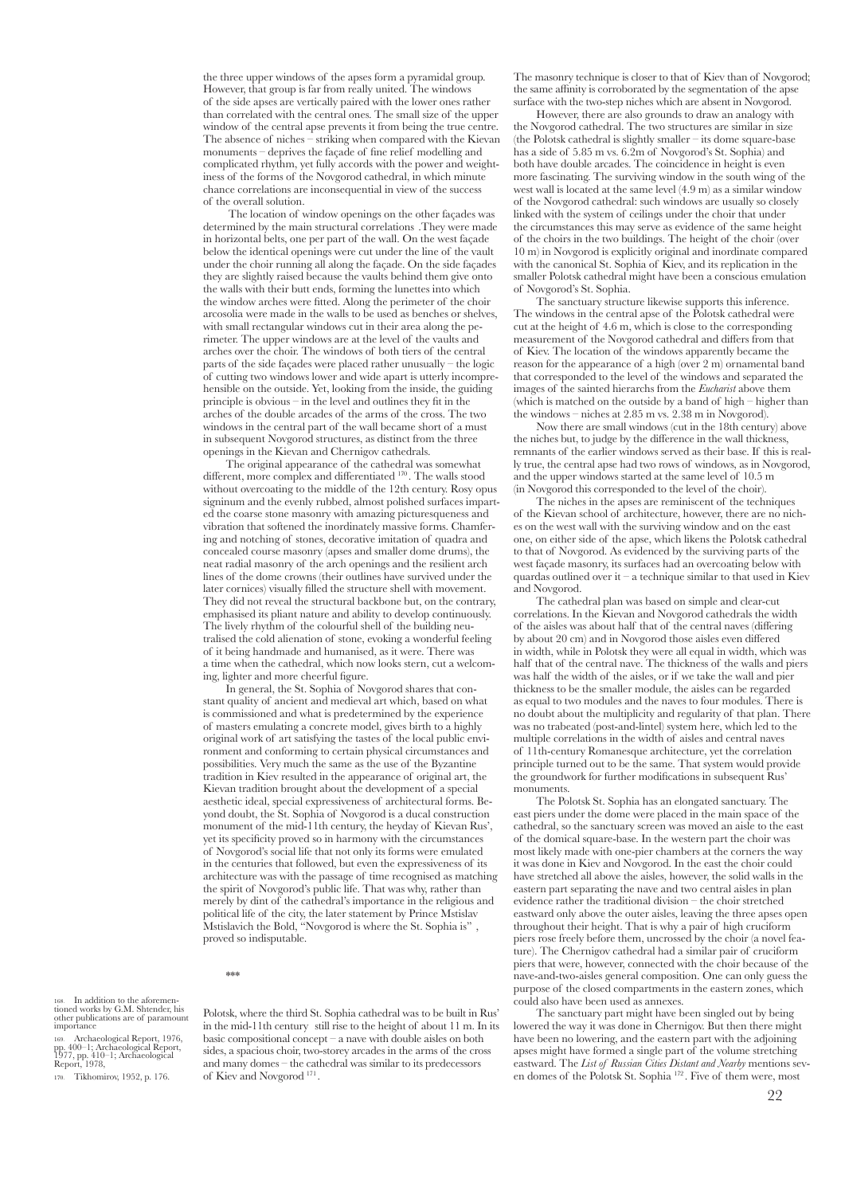the three upper windows of the apses form a pyramidal group. However, that group is far from really united. The windows of the side apses are vertically paired with the lower ones rather than correlated with the central ones. The small size of the upper window of the central apse prevents it from being the true centre. The absence of niches – striking when compared with the Kievan monuments – deprives the façade of fine relief modelling and complicated rhythm, yet fully accords with the power and weightiness of the forms of the Novgorod cathedral, in which minute chance correlations are inconsequential in view of the success of the overall solution.

The location of window openings on the other façades was determined by the main structural correlations .They were made in horizontal belts, one per part of the wall. On the west façade below the identical openings were cut under the line of the vault under the choir running all along the façade. On the side façades they are slightly raised because the vaults behind them give onto the walls with their butt ends, forming the lunettes into which the window arches were fitted. Along the perimeter of the choir arcosolia were made in the walls to be used as benches or shelves, with small rectangular windows cut in their area along the perimeter. The upper windows are at the level of the vaults and arches over the choir. The windows of both tiers of the central parts of the side façades were placed rather unusually – the logic of cutting two windows lower and wide apart is utterly incomprehensible on the outside. Yet, looking from the inside, the guiding principle is obvious – in the level and outlines they fit in the arches of the double arcades of the arms of the cross. The two windows in the central part of the wall became short of a must in subsequent Novgorod structures, as distinct from the three openings in the Kievan and Chernigov cathedrals.

The original appearance of the cathedral was somewhat different, more complex and differentiated [170]. The walls stood without overcoating to the middle of the 12th century. Rosy opus signinum and the evenly rubbed, almost polished surfaces imparted the coarse stone masonry with amazing picturesqueness and vibration that softened the inordinately massive forms. Chamfering and notching of stones, decorative imitation of quadra and concealed course masonry (apses and smaller dome drums), the neat radial masonry of the arch openings and the resilient arch lines of the dome crowns (their outlines have survived under the later cornices) visually filled the structure shell with movement. They did not reveal the structural backbone but, on the contrary, emphasised its pliant nature and ability to develop continuously. The lively rhythm of the colourful shell of the building neutralised the cold alienation of stone, evoking a wonderful feeling of it being handmade and humanised, as it were. There was a time when the cathedral, which now looks stern, cut a welcoming, lighter and more cheerful figure.

In general, the St. Sophia of Novgorod shares that constant quality of ancient and medieval art which, based on what is commissioned and what is predetermined by the experience of masters emulating a concrete model, gives birth to a highly original work of art satisfying the tastes of the local public environment and conforming to certain physical circumstances and possibilities. Very much the same as the use of the Byzantine tradition in Kiev resulted in the appearance of original art, the Kievan tradition brought about the development of a special aesthetic ideal, special expressiveness of architectural forms. Beyond doubt, the St. Sophia of Novgorod is a ducal construction monument of the mid-11th century, the heyday of Kievan Rus', yet its specificity proved so in harmony with the circumstances of Novgorod's social life that not only its forms were emulated in the centuries that followed, but even the expressiveness of its architecture was with the passage of time recognised as matching the spirit of Novgorod's public life. That was why, rather than merely by dint of the cathedral's importance in the religious and political life of the city, the later statement by Prince Mstislav Mstislavich the Bold, "Novgorod is where the St. Sophia is" , proved so indisputable.

\*\*\*

Polotsk, where the third St. Sophia cathedral was to be built in Rus' in the mid-11th century still rise to the height of about 11 m. In its basic compositional concept – a nave with double aisles on both sides, a spacious choir, two-storey arcades in the arms of the cross and many domes – the cathedral was similar to its predecessors of Kiev and Novgorod [171].

The masonry technique is closer to that of Kiev than of Novgorod; the same affinity is corroborated by the segmentation of the apse surface with the two-step niches which are absent in Novgorod.

However, there are also grounds to draw an analogy with the Novgorod cathedral. The two structures are similar in size (the Polotsk cathedral is slightly smaller – its dome square-base has a side of 5.85 m vs. 6.2m of Novgorod's St. Sophia) and both have double arcades. The coincidence in height is even more fascinating. The surviving window in the south wing of the west wall is located at the same level (4.9 m) as a similar window of the Novgorod cathedral: such windows are usually so closely linked with the system of ceilings under the choir that under the circumstances this may serve as evidence of the same height of the choirs in the two buildings. The height of the choir (over 10 m) in Novgorod is explicitly original and inordinate compared with the canonical St. Sophia of Kiev, and its replication in the smaller Polotsk cathedral might have been a conscious emulation of Novgorod's St. Sophia.

The sanctuary structure likewise supports this inference. The windows in the central apse of the Polotsk cathedral were cut at the height of 4.6 m, which is close to the corresponding measurement of the Novgorod cathedral and differs from that of Kiev. The location of the windows apparently became the reason for the appearance of a high (over 2 m) ornamental band that corresponded to the level of the windows and separated the images of the sainted hierarchs from the *Eucharist* above them (which is matched on the outside by a band of high – higher than the windows – niches at 2.85 m vs. 2.38 m in Novgorod).

Now there are small windows (cut in the 18th century) above the niches but, to judge by the difference in the wall thickness, remnants of the earlier windows served as their base. If this is really true, the central apse had two rows of windows, as in Novgorod, and the upper windows started at the same level of 10.5 m (in Novgorod this corresponded to the level of the choir).

The niches in the apses are reminiscent of the techniques of the Kievan school of architecture, however, there are no niches on the west wall with the surviving window and on the east one, on either side of the apse, which likens the Polotsk cathedral to that of Novgorod. As evidenced by the surviving parts of the west façade masonry, its surfaces had an overcoating below with quardas outlined over it – a technique similar to that used in Kiev and Novgorod.

The cathedral plan was based on simple and clear-cut correlations. In the Kievan and Novgorod cathedrals the width of the aisles was about half that of the central naves (differing by about 20 cm) and in Novgorod those aisles even differed in width, while in Polotsk they were all equal in width, which was half that of the central nave. The thickness of the walls and piers was half the width of the aisles, or if we take the wall and pier thickness to be the smaller module, the aisles can be regarded as equal to two modules and the naves to four modules. There is no doubt about the multiplicity and regularity of that plan. There was no trabeated (post-and-lintel) system here, which led to the multiple correlations in the width of aisles and central naves of 11th-century Romanesque architecture, yet the correlation principle turned out to be the same. That system would provide the groundwork for further modifications in subsequent Rus' monuments.

The Polotsk St. Sophia has an elongated sanctuary. The east piers under the dome were placed in the main space of the cathedral, so the sanctuary screen was moved an aisle to the east of the domical square-base. In the western part the choir was most likely made with one-pier chambers at the corners the way it was done in Kiev and Novgorod. In the east the choir could have stretched all above the aisles, however, the solid walls in the eastern part separating the nave and two central aisles in plan evidence rather the traditional division – the choir stretched eastward only above the outer aisles, leaving the three apses open throughout their height. That is why a pair of high cruciform piers rose freely before them, uncrossed by the choir (a novel feature). The Chernigov cathedral had a similar pair of cruciform piers that were, however, connected with the choir because of the nave-and-two-aisles general composition. One can only guess the purpose of the closed compartments in the eastern zones, which could also have been used as annexes.

The sanctuary part might have been singled out by being lowered the way it was done in Chernigov. But then there might have been no lowering, and the eastern part with the adjoining apses might have formed a single part of the volume stretching eastward. The *List of Russian Cities Distant and Nearby* mentions seven domes of the Polotsk St. Sophia [172]. Five of them were, most

168. In addition to the aforementioned works by G.M. Shtender, his other publications are of paramount importance

169. Archaeological Report, 1976, pp. 400–1; Archaeological Report, 1977, pp. 410–1; Archaeological Report, 1978,

170. Tikhomirov, 1952, p. 176.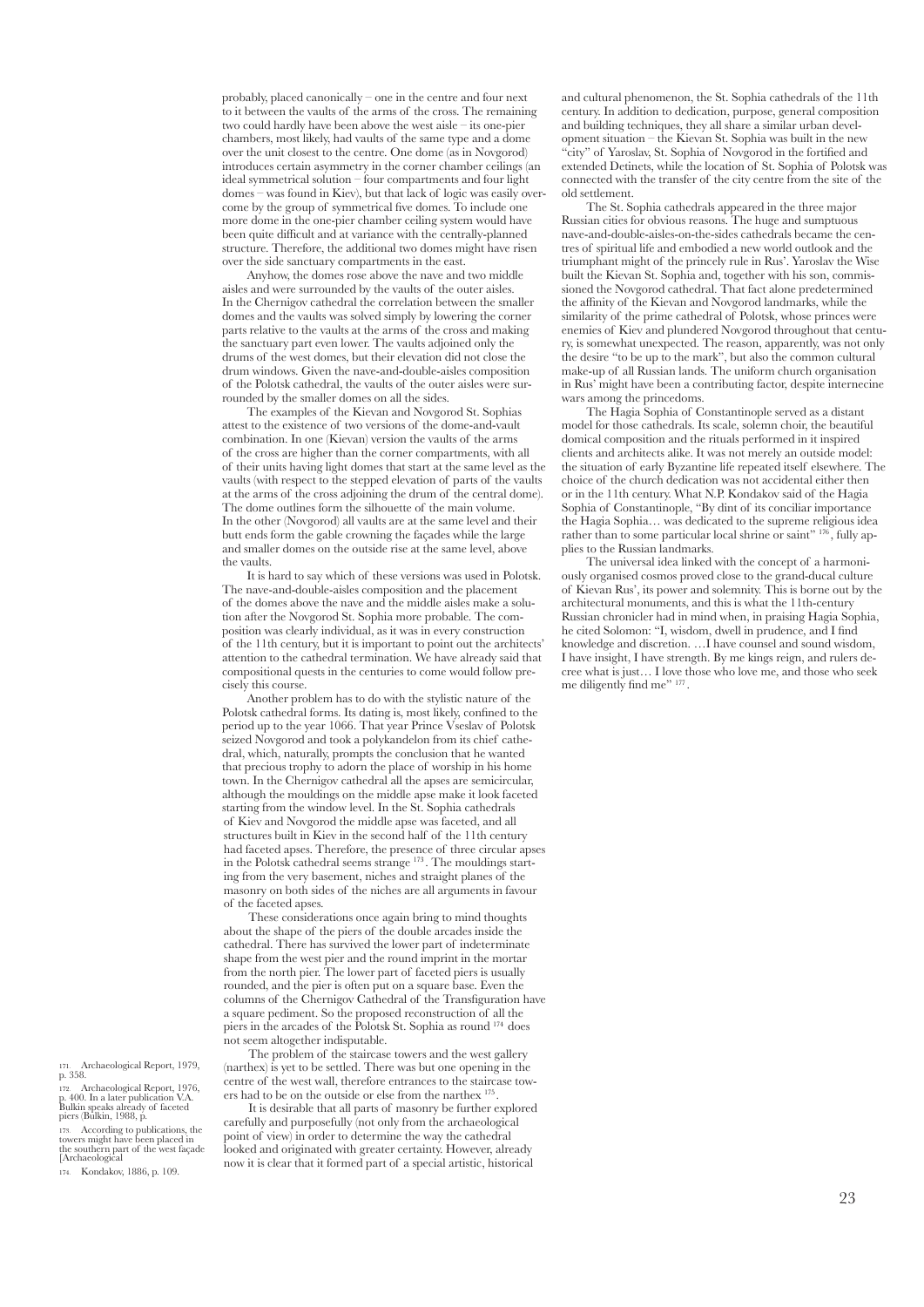probably, placed canonically – one in the centre and four next to it between the vaults of the arms of the cross. The remaining two could hardly have been above the west aisle – its one-pier chambers, most likely, had vaults of the same type and a dome over the unit closest to the centre. One dome (as in Novgorod) introduces certain asymmetry in the corner chamber ceilings (an ideal symmetrical solution – four compartments and four light domes – was found in Kiev), but that lack of logic was easily overcome by the group of symmetrical five domes. To include one more dome in the one-pier chamber ceiling system would have been quite difficult and at variance with the centrally-planned structure. Therefore, the additional two domes might have risen over the side sanctuary compartments in the east.

Anyhow, the domes rose above the nave and two middle aisles and were surrounded by the vaults of the outer aisles. In the Chernigov cathedral the correlation between the smaller domes and the vaults was solved simply by lowering the corner parts relative to the vaults at the arms of the cross and making the sanctuary part even lower. The vaults adjoined only the drums of the west domes, but their elevation did not close the drum windows. Given the nave-and-double-aisles composition of the Polotsk cathedral, the vaults of the outer aisles were surrounded by the smaller domes on all the sides.

The examples of the Kievan and Novgorod St. Sophias attest to the existence of two versions of the dome-and-vault combination. In one (Kievan) version the vaults of the arms of the cross are higher than the corner compartments, with all of their units having light domes that start at the same level as the vaults (with respect to the stepped elevation of parts of the vaults at the arms of the cross adjoining the drum of the central dome). The dome outlines form the silhouette of the main volume. In the other (Novgorod) all vaults are at the same level and their butt ends form the gable crowning the façades while the large and smaller domes on the outside rise at the same level, above the vaults.

It is hard to say which of these versions was used in Polotsk. The nave-and-double-aisles composition and the placement of the domes above the nave and the middle aisles make a solution after the Novgorod St. Sophia more probable. The composition was clearly individual, as it was in every construction of the 11th century, but it is important to point out the architects' attention to the cathedral termination. We have already said that compositional quests in the centuries to come would follow precisely this course.

Another problem has to do with the stylistic nature of the Polotsk cathedral forms. Its dating is, most likely, confined to the period up to the year 1066. That year Prince Vseslav of Polotsk seized Novgorod and took a polykandelon from its chief cathedral, which, naturally, prompts the conclusion that he wanted that precious trophy to adorn the place of worship in his home town. In the Chernigov cathedral all the apses are semicircular, although the mouldings on the middle apse make it look faceted starting from the window level. In the St. Sophia cathedrals of Kiev and Novgorod the middle apse was faceted, and all structures built in Kiev in the second half of the 11th century had faceted apses. Therefore, the presence of three circular apses in the Polotsk cathedral seems strange [173]. The mouldings starting from the very basement, niches and straight planes of the masonry on both sides of the niches are all arguments in favour of the faceted apses.

These considerations once again bring to mind thoughts about the shape of the piers of the double arcades inside the cathedral. There has survived the lower part of indeterminate shape from the west pier and the round imprint in the mortar from the north pier. The lower part of faceted piers is usually rounded, and the pier is often put on a square base. Even the columns of the Chernigov Cathedral of the Transfiguration have a square pediment. So the proposed reconstruction of all the piers in the arcades of the Polotsk St. Sophia as round [174] does not seem altogether indisputable.

The problem of the staircase towers and the west gallery (narthex) is yet to be settled. There was but one opening in the centre of the west wall, therefore entrances to the staircase towers had to be on the outside or else from the narthex [175].

It is desirable that all parts of masonry be further explored carefully and purposefully (not only from the archaeological point of view) in order to determine the way the cathedral looked and originated with greater certainty. However, already now it is clear that it formed part of a special artistic, historical and cultural phenomenon, the St. Sophia cathedrals of the 11th century. In addition to dedication, purpose, general composition and building techniques, they all share a similar urban development situation – the Kievan St. Sophia was built in the new "city" of Yaroslav, St. Sophia of Novgorod in the fortified and extended Detinets, while the location of St. Sophia of Polotsk was connected with the transfer of the city centre from the site of the old settlement.

The St. Sophia cathedrals appeared in the three major Russian cities for obvious reasons. The huge and sumptuous nave-and-double-aisles-on-the-sides cathedrals became the centres of spiritual life and embodied a new world outlook and the triumphant might of the princely rule in Rus'. Yaroslav the Wise built the Kievan St. Sophia and, together with his son, commissioned the Novgorod cathedral. That fact alone predetermined the affinity of the Kievan and Novgorod landmarks, while the similarity of the prime cathedral of Polotsk, whose princes were enemies of Kiev and plundered Novgorod throughout that century, is somewhat unexpected. The reason, apparently, was not only the desire "to be up to the mark", but also the common cultural make-up of all Russian lands. The uniform church organisation in Rus' might have been a contributing factor, despite internecine wars among the princedoms.

The Hagia Sophia of Constantinople served as a distant model for those cathedrals. Its scale, solemn choir, the beautiful domical composition and the rituals performed in it inspired clients and architects alike. It was not merely an outside model: the situation of early Byzantine life repeated itself elsewhere. The choice of the church dedication was not accidental either then or in the 11th century. What N.P. Kondakov said of the Hagia Sophia of Constantinople, "By dint of its conciliar importance the Hagia Sophia… was dedicated to the supreme religious idea rather than to some particular local shrine or saint" [176], fully applies to the Russian landmarks.

The universal idea linked with the concept of a harmoniously organised cosmos proved close to the grand-ducal culture of Kievan Rus', its power and solemnity. This is borne out by the architectural monuments, and this is what the 11th-century Russian chronicler had in mind when, in praising Hagia Sophia, he cited Solomon: "I, wisdom, dwell in prudence, and I find knowledge and discretion. …I have counsel and sound wisdom, I have insight, I have strength. By me kings reign, and rulers decree what is just… I love those who love me, and those who seek me diligently find me" [177].

---

171. Archaeological Report, 1979, p. 358.

172. Archaeological Report, 1976, p. 400. In a later publication V.A. Bulkin speaks already of faceted piers (Bulkin, 1988, p.

173. According to publications, the towers might have been placed in the southern part of the west façade [Archaeological

174. Kondakov, 1886, p. 109.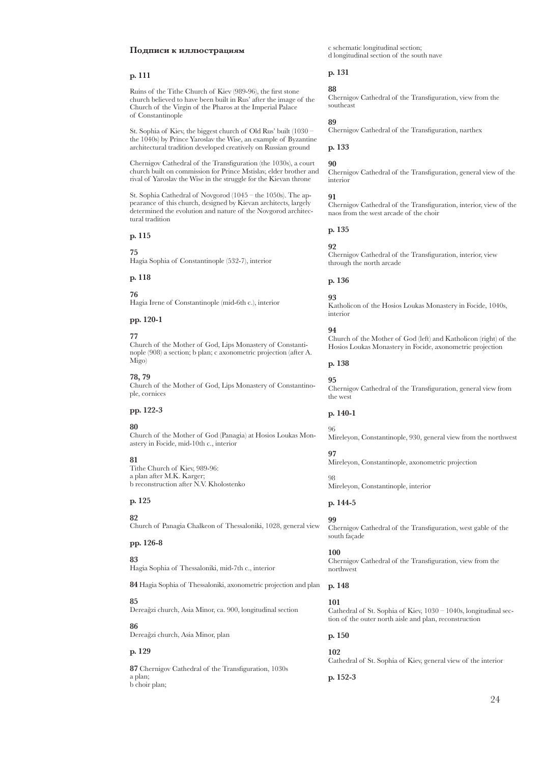## Подписи к иллюстрациям

**p. 111**

Ruins of the Tithe Church of Kiev (989-96), the first stone church believed to have been built in Rus' after the image of the Church of the Virgin of the Pharos at the Imperial Palace of Constantinople

St. Sophia of Kiev, the biggest church of Old Rus' built (1030 – the 1040s) by Prince Yaroslav the Wise, an example of Byzantine architectural tradition developed creatively on Russian ground

Chernigov Cathedral of the Transfiguration (the 1030s), a court church built on commission for Prince Mstislav, elder brother and rival of Yaroslav the Wise in the struggle for the Kievan throne

St. Sophia Cathedral of Novgorod (1045 – the 1050s). The appearance of this church, designed by Kievan architects, largely determined the evolution and nature of the Novgorod architectural tradition

**p. 115**

**75**
Hagia Sophia of Constantinople (532-7), interior

**p. 118**

**76**
Hagia Irene of Constantinople (mid-6th c.), interior

**pp. 120-1**

**77**
Church of the Mother of God, Lips Monastery of Constantinople (908) a section; b plan; c axonometric projection (after A. Migo)

**78, 79**
Church of the Mother of God, Lips Monastery of Constantinople, cornices

**pp. 122-3**

**80**
Church of the Mother of God (Panagia) at Hosios Loukas Monastery in Focide, mid-10th c., interior

**81**
Tithe Church of Kiev, 989-96:
a plan after M.K. Karger;
b reconstruction after N.V. Kholostenko

**p. 125**

**82**
Church of Panagia Chalkeon of Thessaloniki, 1028, general view

**pp. 126-8**

**83**
Hagia Sophia of Thessaloniki, mid-7th c., interior

**84** Hagia Sophia of Thessaloniki, axonometric projection and plan

**85**
Dereağzi church, Asia Minor, ca. 900, longitudinal section

**86**
Dereağzi church, Asia Minor, plan

**p. 129**

**87** Chernigov Cathedral of the Transfiguration, 1030s
a plan;
b choir plan;
c schematic longitudinal section;
d longitudinal section of the south nave

**p. 131**

**88**
Chernigov Cathedral of the Transfiguration, view from the southeast

**89**
Chernigov Cathedral of the Transfiguration, narthex

**p. 133**

**90**
Chernigov Cathedral of the Transfiguration, general view of the interior

**91**
Chernigov Cathedral of the Transfiguration, interior, view of the naos from the west arcade of the choir

**p. 135**

**92**
Chernigov Cathedral of the Transfiguration, interior, view through the north arcade

**p. 136**

**93**
Katholicon of the Hosios Loukas Monastery in Focide, 1040s, interior

**94**
Church of the Mother of God (left) and Katholicon (right) of the Hosios Loukas Monastery in Focide, axonometric projection

**p. 138**

**95**
Chernigov Cathedral of the Transfiguration, general view from the west

**p. 140-1**

96
Mireleyon, Constantinople, 930, general view from the northwest

**97**
Mireleyon, Constantinople, axonometric projection

98
Mireleyon, Constantinople, interior

**p. 144-5**

**99**
Chernigov Cathedral of the Transfiguration, west gable of the south façade

**100**
Chernigov Cathedral of the Transfiguration, view from the northwest

**p. 148**

**101**
Cathedral of St. Sophia of Kiev, 1030 – 1040s, longitudinal section of the outer north aisle and plan, reconstruction

**p. 150**

**102**
Cathedral of St. Sophia of Kiev, general view of the interior

**p. 152-3**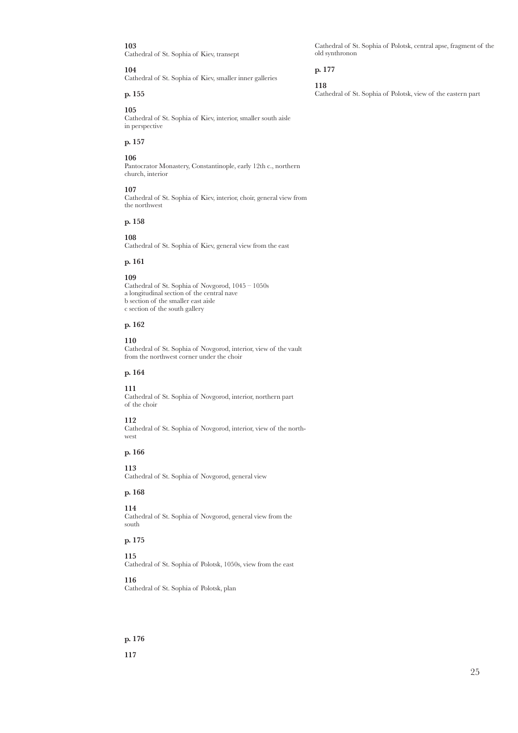**103**
Cathedral of St. Sophia of Kiev, transept

**104**
Cathedral of St. Sophia of Kiev, smaller inner galleries

**p. 155**

**105**
Cathedral of St. Sophia of Kiev, interior, smaller south aisle in perspective

**p. 157**

**106**
Pantocrator Monastery, Constantinople, early 12th c., northern church, interior

**107**
Cathedral of St. Sophia of Kiev, interior, choir, general view from the northwest

**p. 158**

**108**
Cathedral of St. Sophia of Kiev, general view from the east

**p. 161**

**109**
Cathedral of St. Sophia of Novgorod, 1045 – 1050s
a longitudinal section of the central nave
b section of the smaller east aisle
c section of the south gallery

**p. 162**

**110**
Cathedral of St. Sophia of Novgorod, interior, view of the vault from the northwest corner under the choir

**p. 164**

**111**
Cathedral of St. Sophia of Novgorod, interior, northern part of the choir

**112**
Cathedral of St. Sophia of Novgorod, interior, view of the north-west

**p. 166**

**113**
Cathedral of St. Sophia of Novgorod, general view

**p. 168**

**114**
Cathedral of St. Sophia of Novgorod, general view from the south

**p. 175**

**115**
Cathedral of St. Sophia of Polotsk, 1050s, view from the east

**116**
Cathedral of St. Sophia of Polotsk, plan

**p. 176**

**117**
Cathedral of St. Sophia of Polotsk, central apse, fragment of the old synthronon

**p. 177**

**118**
Cathedral of St. Sophia of Polotsk, view of the eastern part